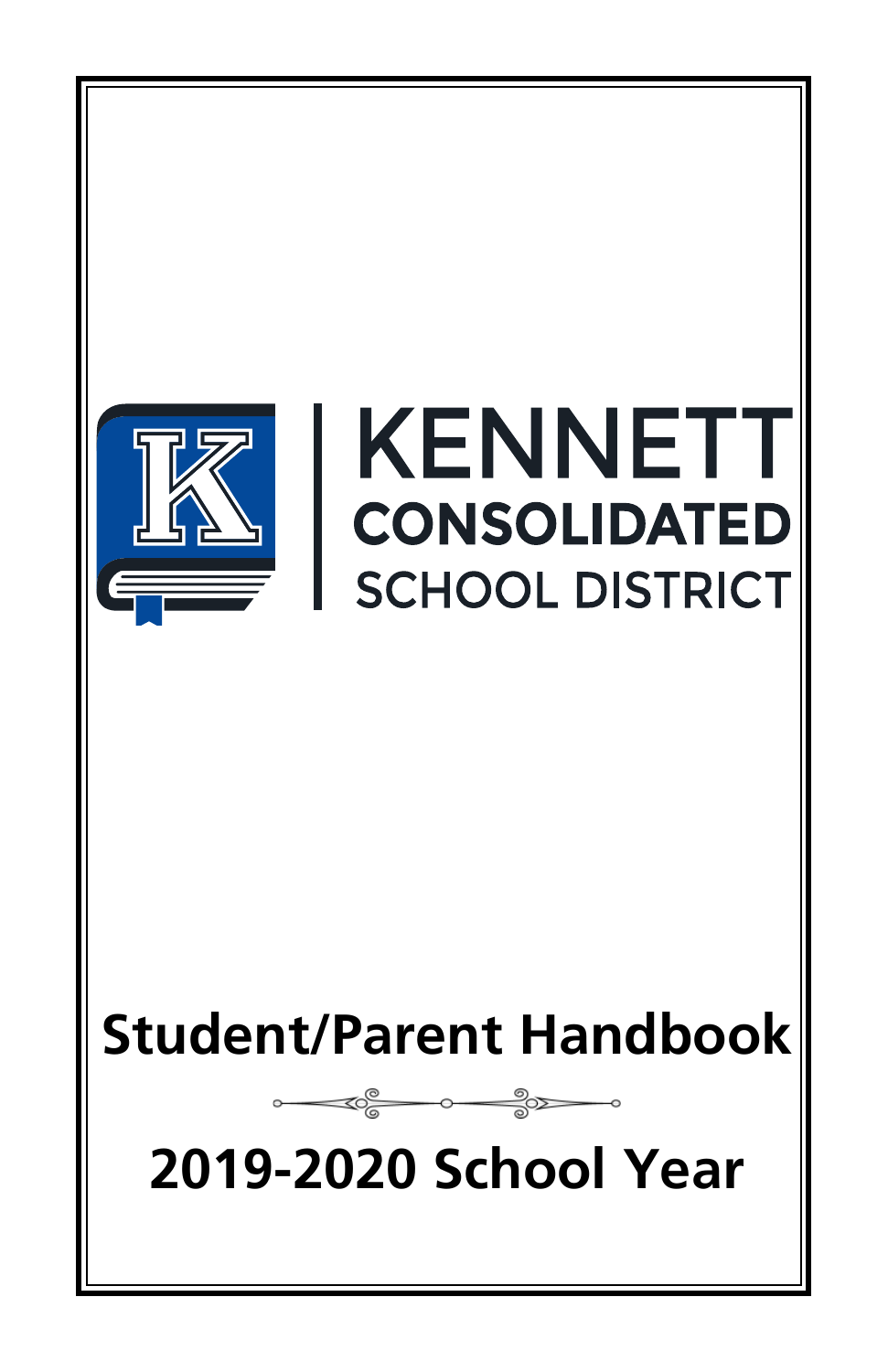KENNETT
CONSOLIDATED
SCHOOL DISTRICT

# Student/Parent Handbook

# 2019-2020 School Year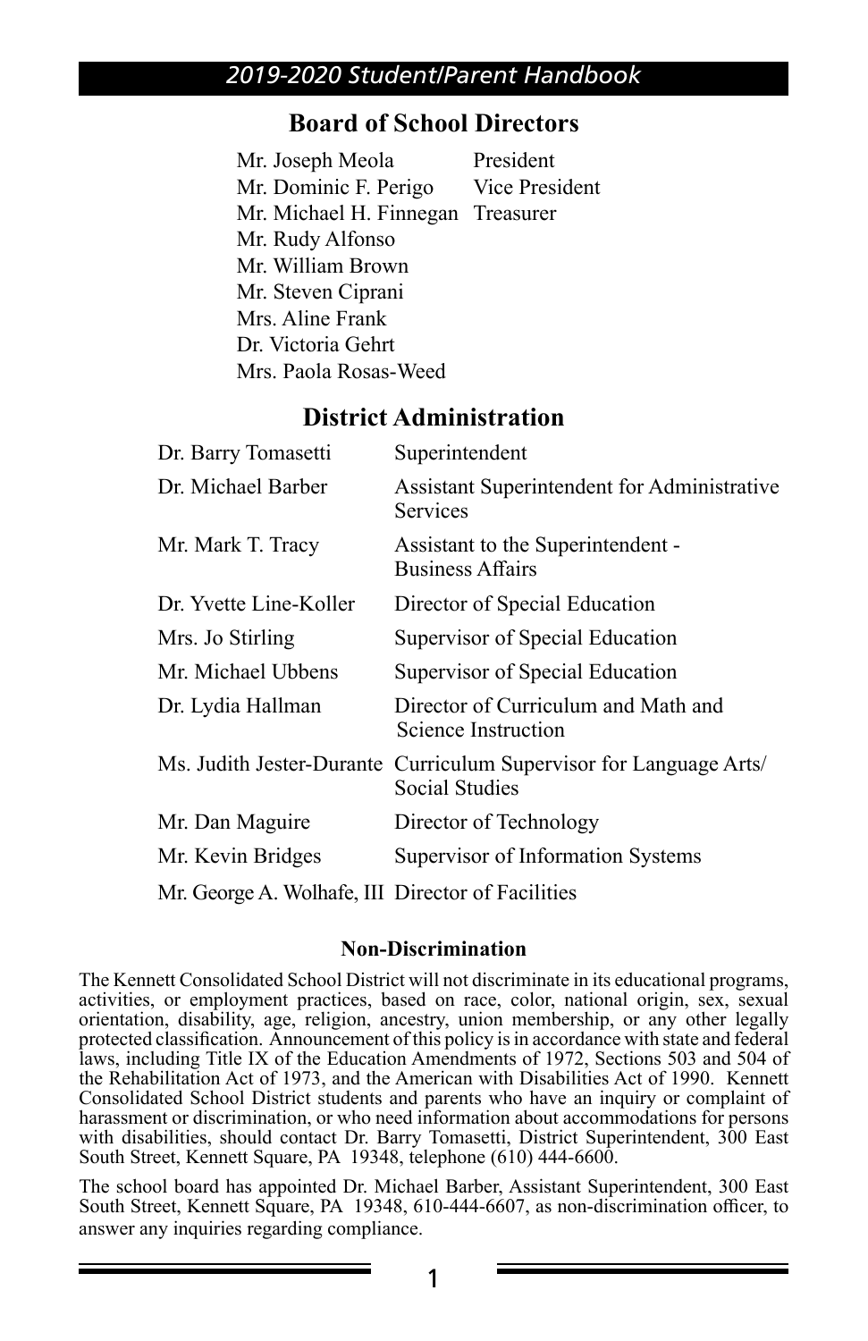## Board of School Directors

| | |
|---|---|
| Mr. Joseph Meola | President |
| Mr. Dominic F. Perigo | Vice President |
| Mr. Michael H. Finnegan | Treasurer |
| Mr. Rudy Alfonso | |
| Mr. William Brown | |
| Mr. Steven Ciprani | |
| Mrs. Aline Frank | |
| Dr. Victoria Gehrt | |
| Mrs. Paola Rosas-Weed | |

## District Administration

| | |
|---|---|
| Dr. Barry Tomasetti | Superintendent |
| Dr. Michael Barber | Assistant Superintendent for Administrative Services |
| Mr. Mark T. Tracy | Assistant to the Superintendent - Business Affairs |
| Dr. Yvette Line-Koller | Director of Special Education |
| Mrs. Jo Stirling | Supervisor of Special Education |
| Mr. Michael Ubbens | Supervisor of Special Education |
| Dr. Lydia Hallman | Director of Curriculum and Math and Science Instruction |
| Ms. Judith Jester-Durante | Curriculum Supervisor for Language Arts/ Social Studies |
| Mr. Dan Maguire | Director of Technology |
| Mr. Kevin Bridges | Supervisor of Information Systems |
| Mr. George A. Wolhafe, III | Director of Facilities |

### Non-Discrimination

The Kennett Consolidated School District will not discriminate in its educational programs, activities, or employment practices, based on race, color, national origin, sex, sexual orientation, disability, age, religion, ancestry, union membership, or any other legally protected classification. Announcement of this policy is in accordance with state and federal laws, including Title IX of the Education Amendments of 1972, Sections 503 and 504 of the Rehabilitation Act of 1973, and the American with Disabilities Act of 1990. Kennett Consolidated School District students and parents who have an inquiry or complaint of harassment or discrimination, or who need information about accommodations for persons with disabilities, should contact Dr. Barry Tomasetti, District Superintendent, 300 East South Street, Kennett Square, PA 19348, telephone (610) 444-6600.

The school board has appointed Dr. Michael Barber, Assistant Superintendent, 300 East South Street, Kennett Square, PA 19348, 610-444-6607, as non-discrimination officer, to answer any inquiries regarding compliance.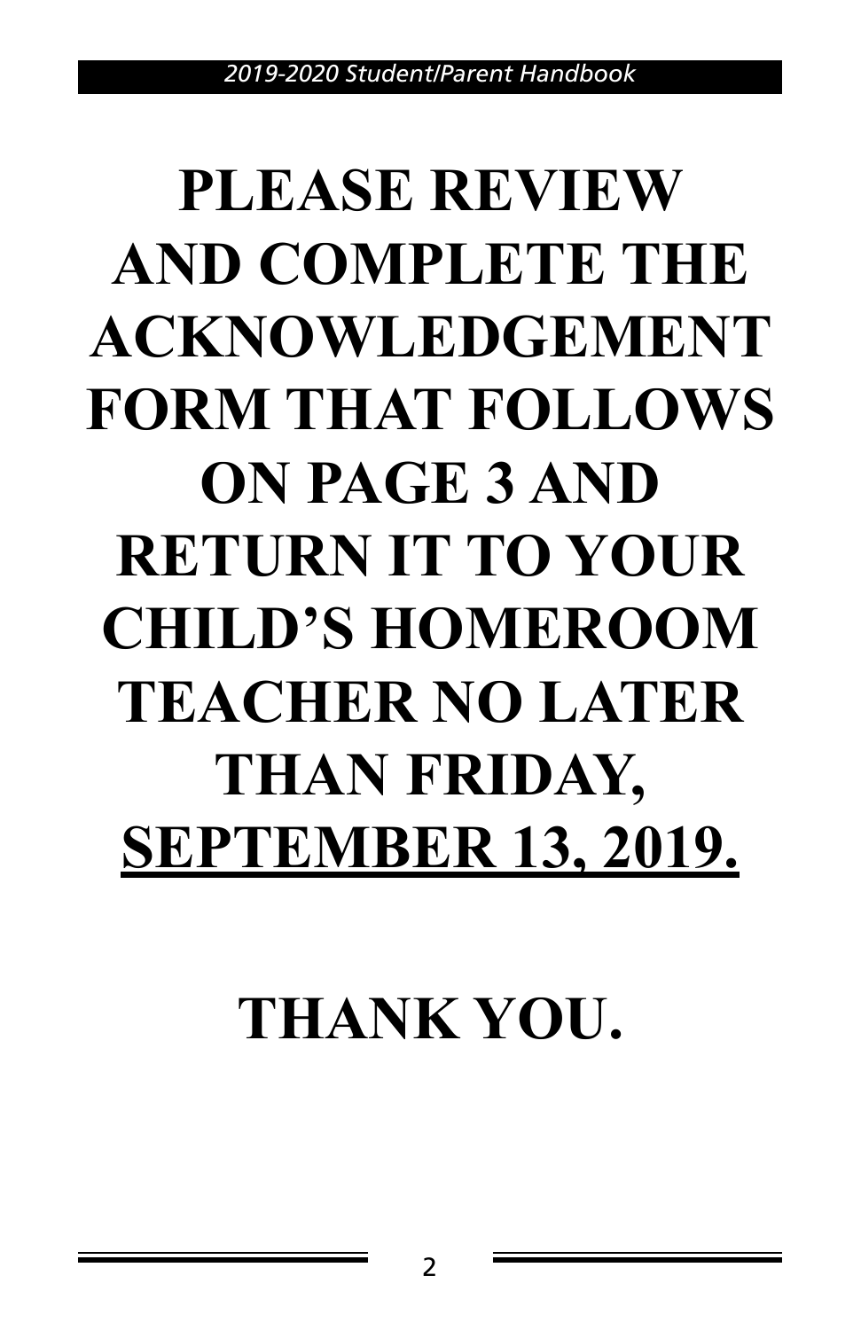**PLEASE REVIEW AND COMPLETE THE ACKNOWLEDGEMENT FORM THAT FOLLOWS ON PAGE 3 AND RETURN IT TO YOUR CHILD'S HOMEROOM TEACHER NO LATER THAN FRIDAY, <u>SEPTEMBER 13, 2019.</u>**

**THANK YOU.**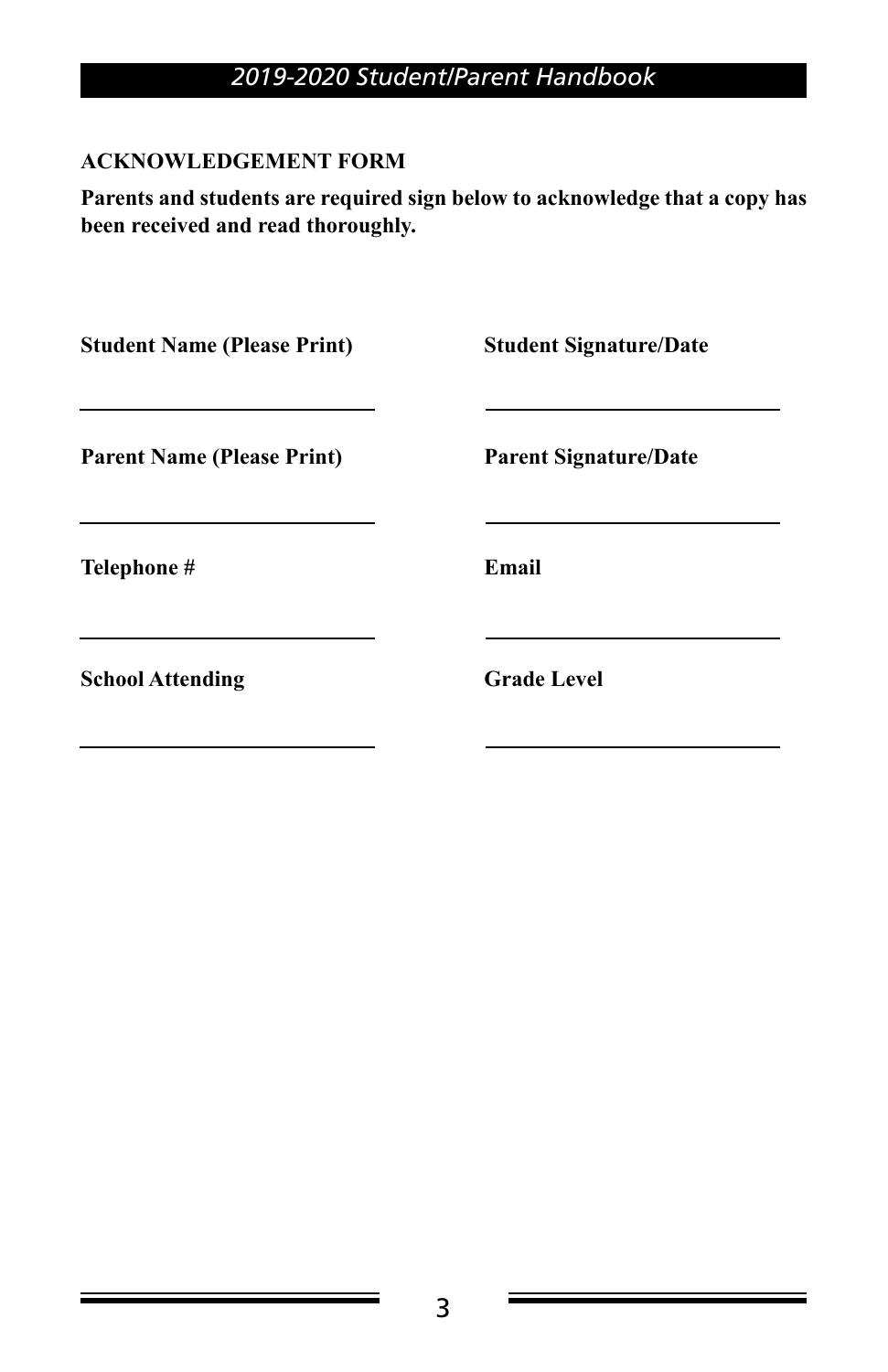## ACKNOWLEDGEMENT FORM

**Parents and students are required sign below to acknowledge that a copy has been received and read thoroughly.**

| **Student Name (Please Print)** | **Student Signature/Date** |
|---|---|
| ______________________ | ______________________ |
| **Parent Name (Please Print)** | **Parent Signature/Date** |
| ______________________ | ______________________ |
| **Telephone #** | **Email** |
| ______________________ | ______________________ |
| **School Attending** | **Grade Level** |
| ______________________ | ______________________ |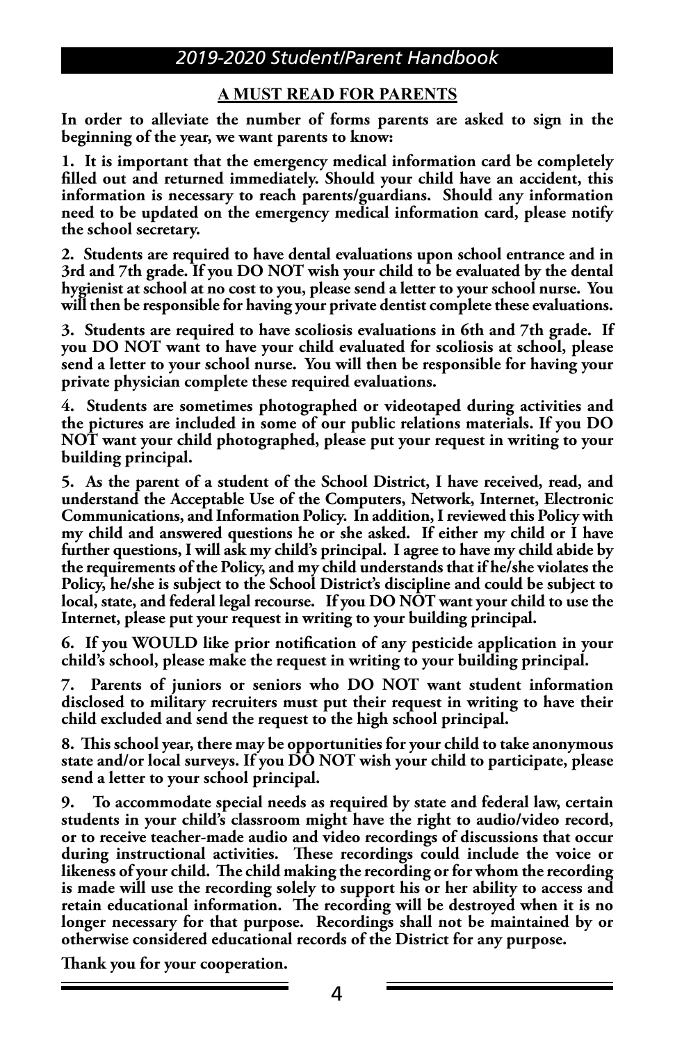## A MUST READ FOR PARENTS

**In order to alleviate the number of forms parents are asked to sign in the beginning of the year, we want parents to know:**

**1. It is important that the emergency medical information card be completely filled out and returned immediately. Should your child have an accident, this information is necessary to reach parents/guardians. Should any information need to be updated on the emergency medical information card, please notify the school secretary.**

**2. Students are required to have dental evaluations upon school entrance and in 3rd and 7th grade. If you DO NOT wish your child to be evaluated by the dental hygienist at school at no cost to you, please send a letter to your school nurse. You will then be responsible for having your private dentist complete these evaluations.**

**3. Students are required to have scoliosis evaluations in 6th and 7th grade. If you DO NOT want to have your child evaluated for scoliosis at school, please send a letter to your school nurse. You will then be responsible for having your private physician complete these required evaluations.**

**4. Students are sometimes photographed or videotaped during activities and the pictures are included in some of our public relations materials. If you DO NOT want your child photographed, please put your request in writing to your building principal.**

**5. As the parent of a student of the School District, I have received, read, and understand the Acceptable Use of the Computers, Network, Internet, Electronic Communications, and Information Policy. In addition, I reviewed this Policy with my child and answered questions he or she asked. If either my child or I have further questions, I will ask my child's principal. I agree to have my child abide by the requirements of the Policy, and my child understands that if he/she violates the Policy, he/she is subject to the School District's discipline and could be subject to local, state, and federal legal recourse. If you DO NOT want your child to use the Internet, please put your request in writing to your building principal.**

**6. If you WOULD like prior notification of any pesticide application in your child's school, please make the request in writing to your building principal.**

**7. Parents of juniors or seniors who DO NOT want student information disclosed to military recruiters must put their request in writing to have their child excluded and send the request to the high school principal.**

**8. This school year, there may be opportunities for your child to take anonymous state and/or local surveys. If you DO NOT wish your child to participate, please send a letter to your school principal.**

**9. To accommodate special needs as required by state and federal law, certain students in your child's classroom might have the right to audio/video record, or to receive teacher-made audio and video recordings of discussions that occur during instructional activities. These recordings could include the voice or likeness of your child. The child making the recording or for whom the recording is made will use the recording solely to support his or her ability to access and retain educational information. The recording will be destroyed when it is no longer necessary for that purpose. Recordings shall not be maintained by or otherwise considered educational records of the District for any purpose.**

**Thank you for your cooperation.**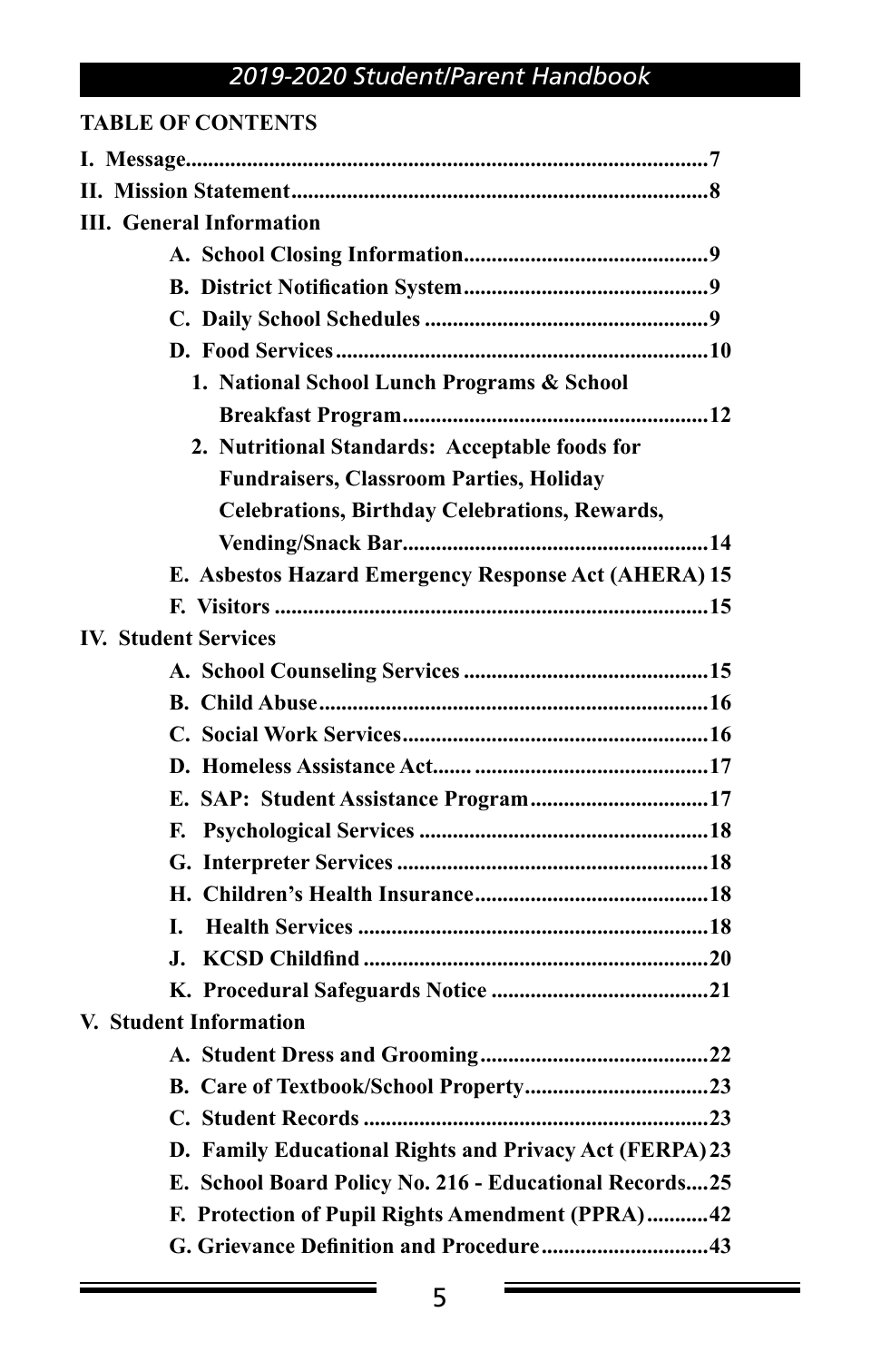**TABLE OF CONTENTS**

**I. Message**.............................................................................................**7**

**II. Mission Statement**..........................................................................**8**

**III. General Information**

- **A. School Closing Information**..........................................**9**
- **B. District Notification System**...........................................**9**
- **C. Daily School Schedules** ..................................................**9**
- **D. Food Services**..................................................................**10**
  - **1. National School Lunch Programs & School Breakfast Program**......................................................**12**
  - **2. Nutritional Standards: Acceptable foods for Fundraisers, Classroom Parties, Holiday Celebrations, Birthday Celebrations, Rewards, Vending/Snack Bar**......................................................**14**
- **E. Asbestos Hazard Emergency Response Act (AHERA) 15**
- **F. Visitors** .............................................................................**15**

**IV. Student Services**

- **A. School Counseling Services** ...........................................**15**
- **B. Child Abuse**.....................................................................**16**
- **C. Social Work Services**......................................................**16**
- **D. Homeless Assistance Act**...... .........................................**17**
- **E. SAP: Student Assistance Program**...............................**17**
- **F. Psychological Services** ...................................................**18**
- **G. Interpreter Services** .......................................................**18**
- **H. Children's Health Insurance**..........................................**18**
- **I. Health Services** .............................................................**18**
- **J. KCSD Childfind** .............................................................**20**
- **K. Procedural Safeguards Notice** ......................................**21**

**V. Student Information**

- **A. Student Dress and Grooming**........................................**22**
- **B. Care of Textbook/School Property**.................................**23**
- **C. Student Records** ............................................................**23**
- **D. Family Educational Rights and Privacy Act (FERPA) 23**
- **E. School Board Policy No. 216 - Educational Records....25**
- **F. Protection of Pupil Rights Amendment (PPRA)...........42**
- **G. Grievance Definition and Procedure**.............................**43**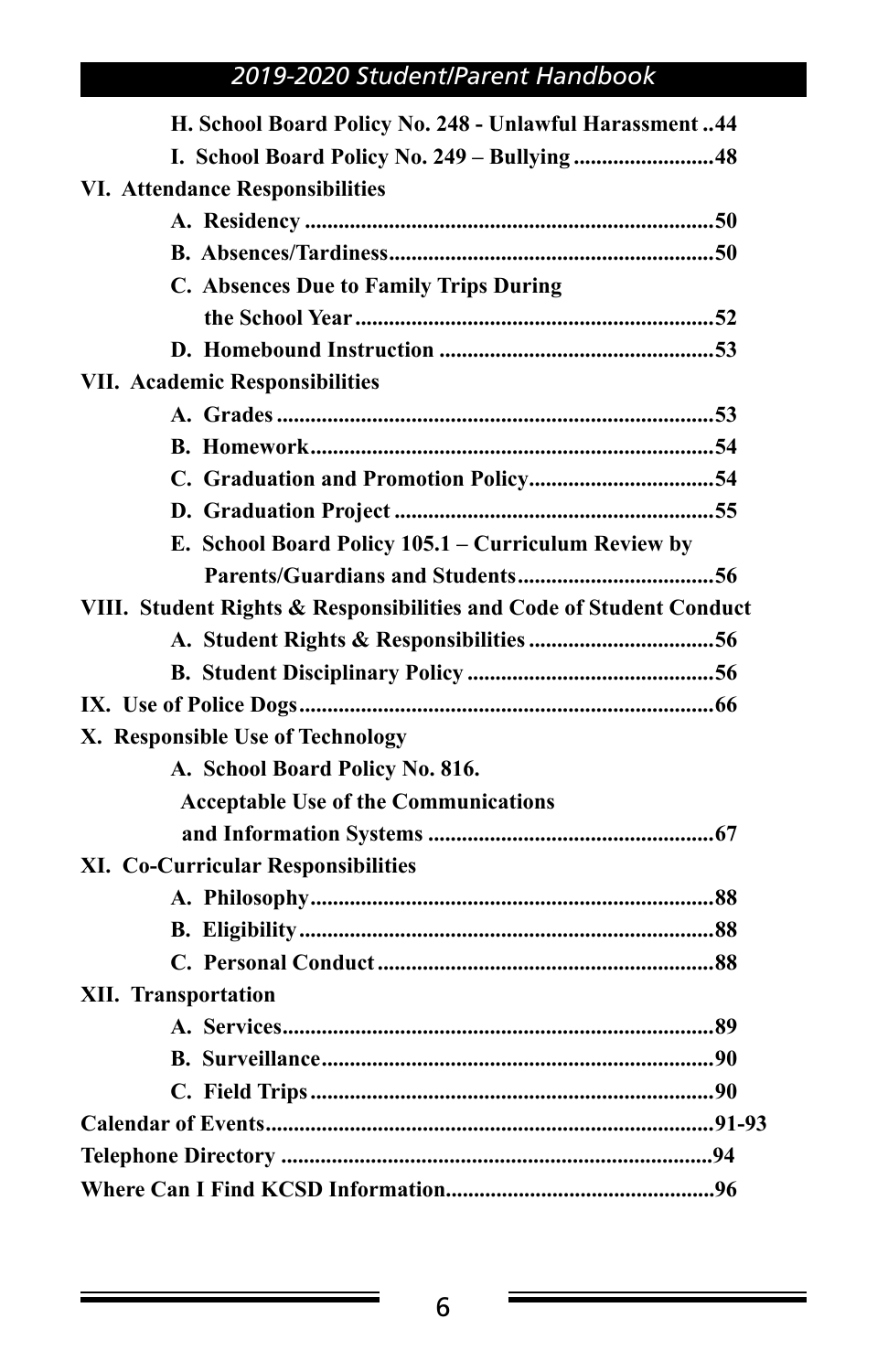**H. School Board Policy No. 248 - Unlawful Harassment ..44**

**I. School Board Policy No. 249 – Bullying .........................48**

**VI. Attendance Responsibilities**

**A. Residency .........................................................................50**

**B. Absences/Tardiness..........................................................50**

**C. Absences Due to Family Trips During the School Year ...............................................................52**

**D. Homebound Instruction .................................................53**

**VII. Academic Responsibilities**

**A. Grades ..............................................................................53**

**B. Homework.......................................................................54**

**C. Graduation and Promotion Policy.................................54**

**D. Graduation Project .........................................................55**

**E. School Board Policy 105.1 – Curriculum Review by Parents/Guardians and Students..................................56**

**VIII. Student Rights & Responsibilities and Code of Student Conduct**

**A. Student Rights & Responsibilities .................................56**

**B. Student Disciplinary Policy ............................................56**

**IX. Use of Police Dogs.........................................................................66**

**X. Responsible Use of Technology**

**A. School Board Policy No. 816. Acceptable Use of the Communications and Information Systems ...................................................67**

**XI. Co-Curricular Responsibilities**

**A. Philosophy.......................................................................88**

**B. Eligibility..........................................................................88**

**C. Personal Conduct ............................................................88**

**XII. Transportation**

**A. Services.............................................................................89**

**B. Surveillance......................................................................90**

**C. Field Trips .......................................................................90**

**Calendar of Events...............................................................................91-93**

**Telephone Directory ............................................................................94**

**Where Can I Find KCSD Information...............................................96**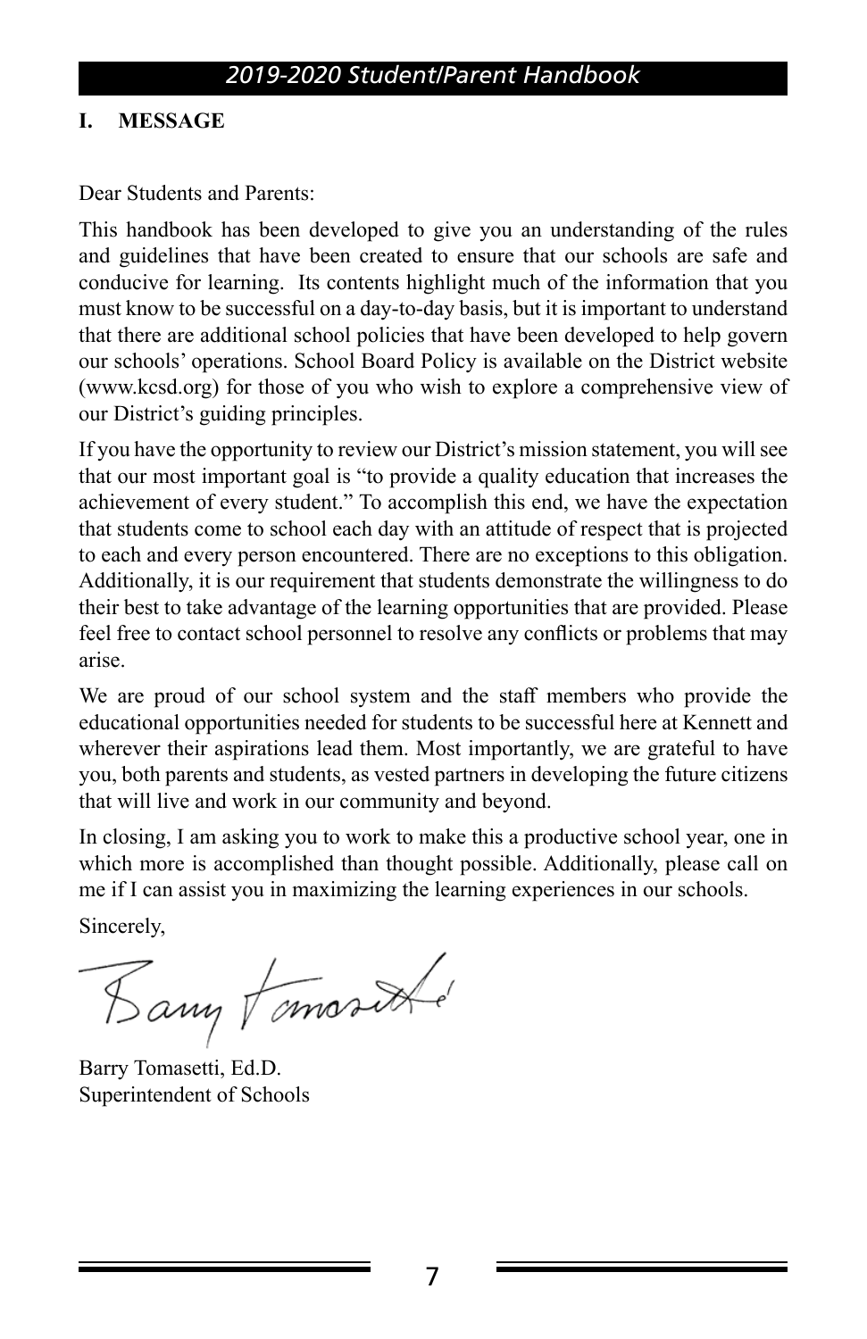## I. MESSAGE

Dear Students and Parents:

This handbook has been developed to give you an understanding of the rules and guidelines that have been created to ensure that our schools are safe and conducive for learning. Its contents highlight much of the information that you must know to be successful on a day-to-day basis, but it is important to understand that there are additional school policies that have been developed to help govern our schools' operations. School Board Policy is available on the District website (www.kcsd.org) for those of you who wish to explore a comprehensive view of our District's guiding principles.

If you have the opportunity to review our District's mission statement, you will see that our most important goal is "to provide a quality education that increases the achievement of every student." To accomplish this end, we have the expectation that students come to school each day with an attitude of respect that is projected to each and every person encountered. There are no exceptions to this obligation. Additionally, it is our requirement that students demonstrate the willingness to do their best to take advantage of the learning opportunities that are provided. Please feel free to contact school personnel to resolve any conflicts or problems that may arise.

We are proud of our school system and the staff members who provide the educational opportunities needed for students to be successful here at Kennett and wherever their aspirations lead them. Most importantly, we are grateful to have you, both parents and students, as vested partners in developing the future citizens that will live and work in our community and beyond.

In closing, I am asking you to work to make this a productive school year, one in which more is accomplished than thought possible. Additionally, please call on me if I can assist you in maximizing the learning experiences in our schools.

Sincerely,

Barry Tomasetti, Ed.D.
Superintendent of Schools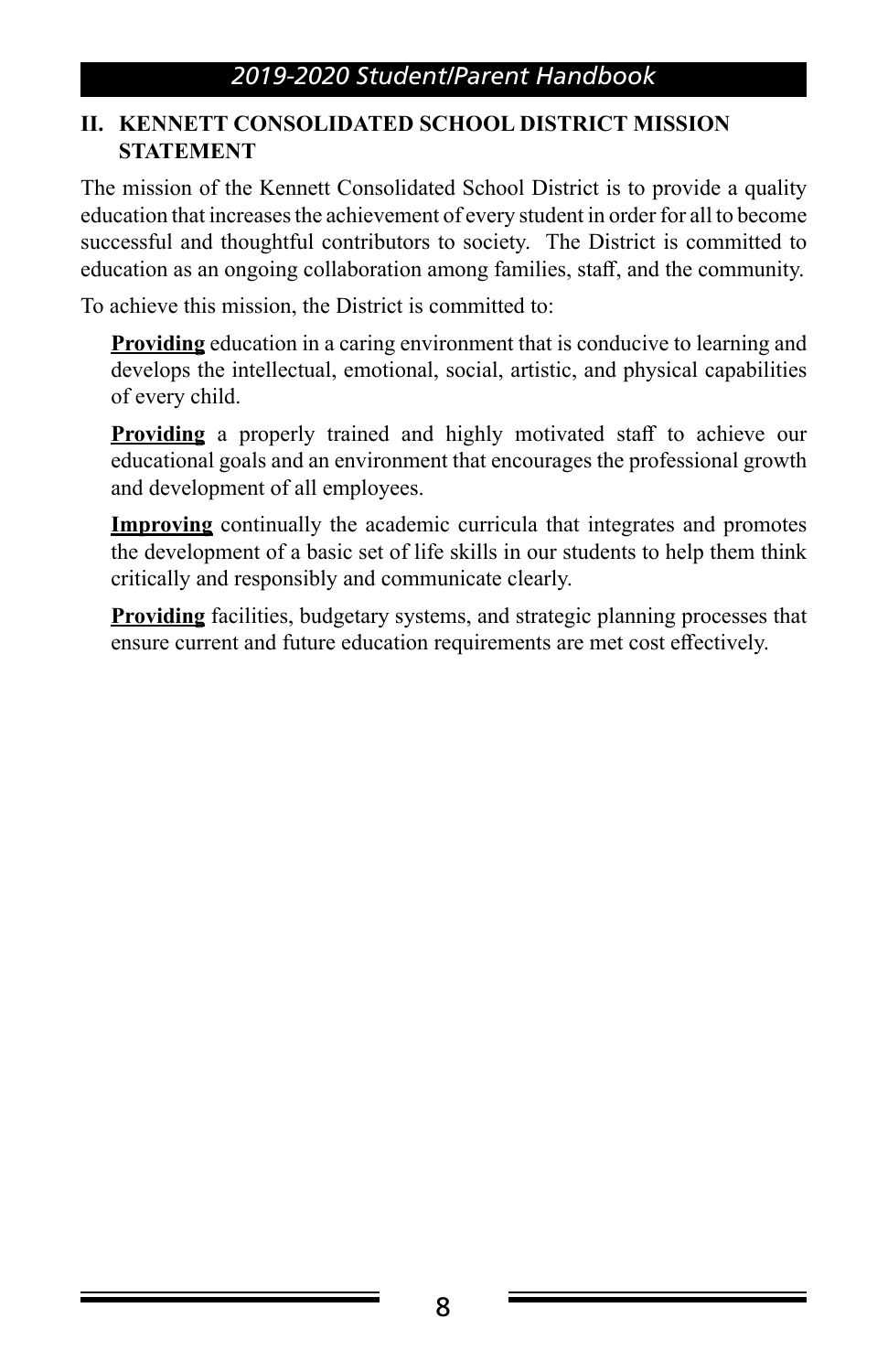## II. KENNETT CONSOLIDATED SCHOOL DISTRICT MISSION STATEMENT

The mission of the Kennett Consolidated School District is to provide a quality education that increases the achievement of every student in order for all to become successful and thoughtful contributors to society. The District is committed to education as an ongoing collaboration among families, staff, and the community.

To achieve this mission, the District is committed to:

**Providing** education in a caring environment that is conducive to learning and develops the intellectual, emotional, social, artistic, and physical capabilities of every child.

**Providing** a properly trained and highly motivated staff to achieve our educational goals and an environment that encourages the professional growth and development of all employees.

**Improving** continually the academic curricula that integrates and promotes the development of a basic set of life skills in our students to help them think critically and responsibly and communicate clearly.

**Providing** facilities, budgetary systems, and strategic planning processes that ensure current and future education requirements are met cost effectively.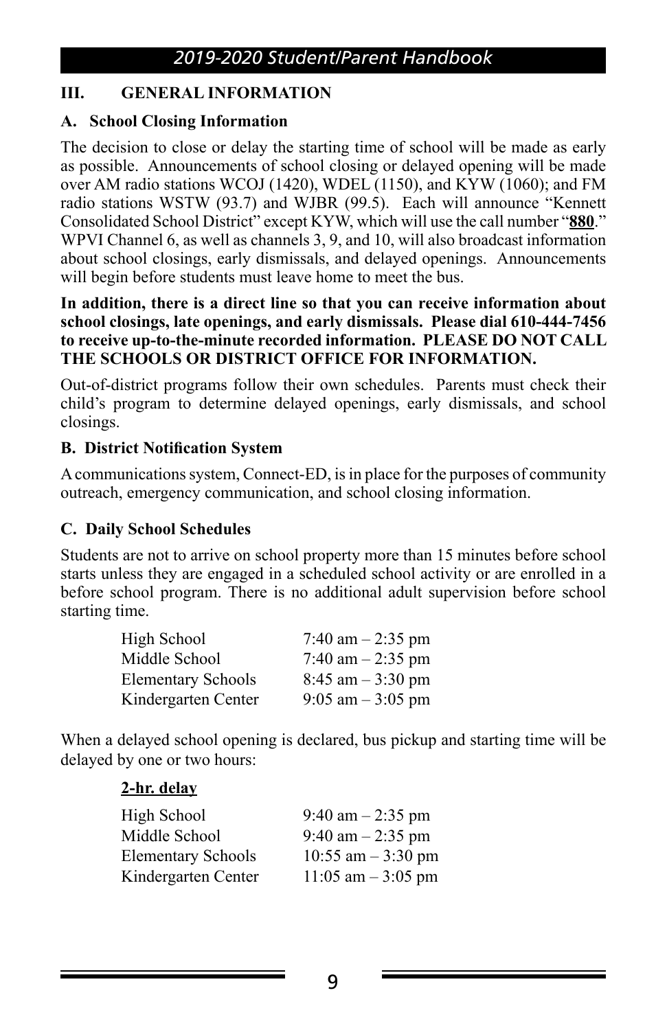## III. GENERAL INFORMATION

### A. School Closing Information

The decision to close or delay the starting time of school will be made as early as possible. Announcements of school closing or delayed opening will be made over AM radio stations WCOJ (1420), WDEL (1150), and KYW (1060); and FM radio stations WSTW (93.7) and WJBR (99.5). Each will announce "Kennett Consolidated School District" except KYW, which will use the call number "**880**." WPVI Channel 6, as well as channels 3, 9, and 10, will also broadcast information about school closings, early dismissals, and delayed openings. Announcements will begin before students must leave home to meet the bus.

**In addition, there is a direct line so that you can receive information about school closings, late openings, and early dismissals. Please dial 610-444-7456 to receive up-to-the-minute recorded information. PLEASE DO NOT CALL THE SCHOOLS OR DISTRICT OFFICE FOR INFORMATION.**

Out-of-district programs follow their own schedules. Parents must check their child's program to determine delayed openings, early dismissals, and school closings.

### B. District Notification System

A communications system, Connect-ED, is in place for the purposes of community outreach, emergency communication, and school closing information.

### C. Daily School Schedules

Students are not to arrive on school property more than 15 minutes before school starts unless they are engaged in a scheduled school activity or are enrolled in a before school program. There is no additional adult supervision before school starting time.

| School | Hours |
|---|---|
| High School | 7:40 am – 2:35 pm |
| Middle School | 7:40 am – 2:35 pm |
| Elementary Schools | 8:45 am – 3:30 pm |
| Kindergarten Center | 9:05 am – 3:05 pm |

When a delayed school opening is declared, bus pickup and starting time will be delayed by one or two hours:

**2-hr. delay**

| School | Hours |
|---|---|
| High School | 9:40 am – 2:35 pm |
| Middle School | 9:40 am – 2:35 pm |
| Elementary Schools | 10:55 am – 3:30 pm |
| Kindergarten Center | 11:05 am – 3:05 pm |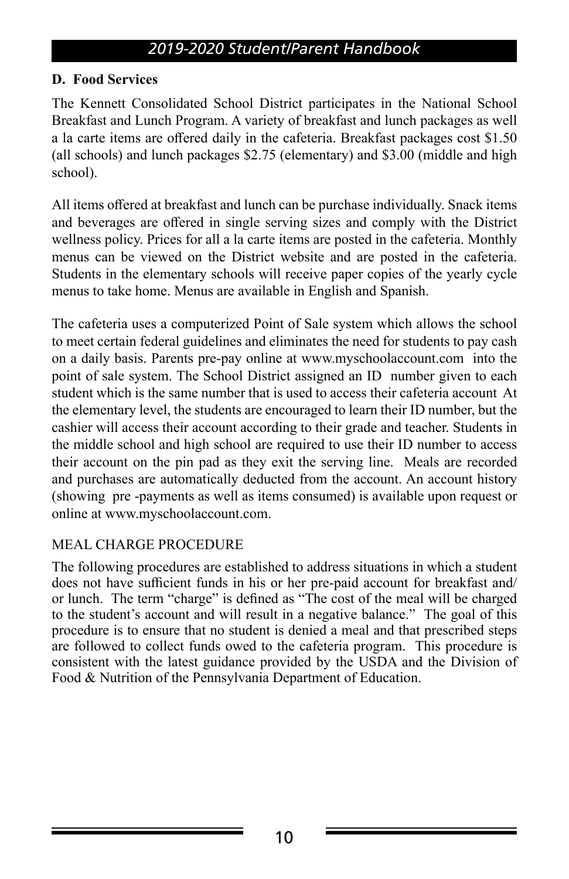### D. Food Services

The Kennett Consolidated School District participates in the National School Breakfast and Lunch Program. A variety of breakfast and lunch packages as well a la carte items are offered daily in the cafeteria. Breakfast packages cost $1.50 (all schools) and lunch packages $2.75 (elementary) and $3.00 (middle and high school).

All items offered at breakfast and lunch can be purchase individually. Snack items and beverages are offered in single serving sizes and comply with the District wellness policy. Prices for all a la carte items are posted in the cafeteria. Monthly menus can be viewed on the District website and are posted in the cafeteria. Students in the elementary schools will receive paper copies of the yearly cycle menus to take home. Menus are available in English and Spanish.

The cafeteria uses a computerized Point of Sale system which allows the school to meet certain federal guidelines and eliminates the need for students to pay cash on a daily basis. Parents pre-pay online at www.myschoolaccount.com into the point of sale system. The School District assigned an ID number given to each student which is the same number that is used to access their cafeteria account At the elementary level, the students are encouraged to learn their ID number, but the cashier will access their account according to their grade and teacher. Students in the middle school and high school are required to use their ID number to access their account on the pin pad as they exit the serving line. Meals are recorded and purchases are automatically deducted from the account. An account history (showing pre -payments as well as items consumed) is available upon request or online at www.myschoolaccount.com.

MEAL CHARGE PROCEDURE

The following procedures are established to address situations in which a student does not have sufficient funds in his or her pre-paid account for breakfast and/or lunch. The term "charge" is defined as "The cost of the meal will be charged to the student's account and will result in a negative balance." The goal of this procedure is to ensure that no student is denied a meal and that prescribed steps are followed to collect funds owed to the cafeteria program. This procedure is consistent with the latest guidance provided by the USDA and the Division of Food & Nutrition of the Pennsylvania Department of Education.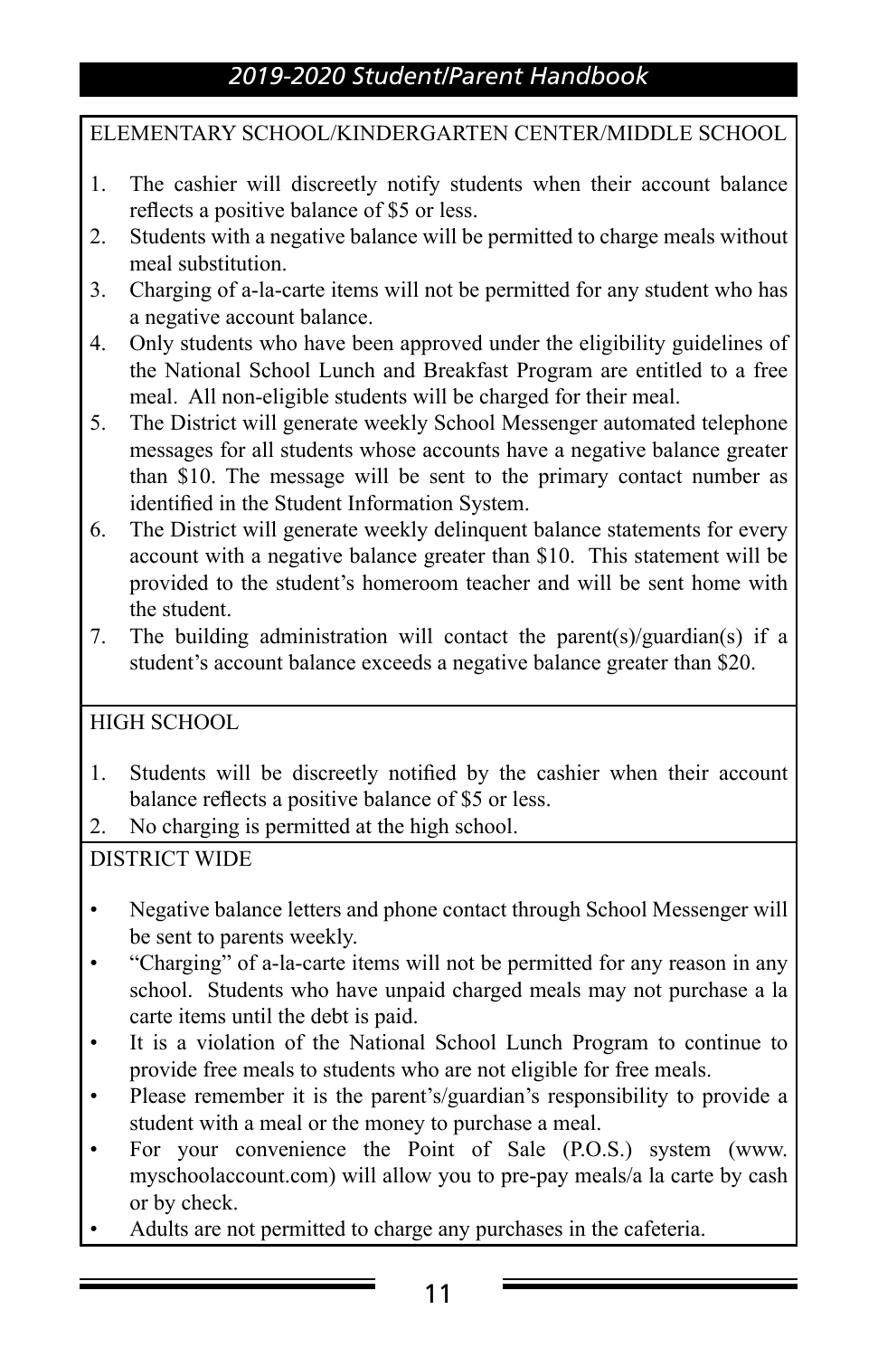ELEMENTARY SCHOOL/KINDERGARTEN CENTER/MIDDLE SCHOOL

1. The cashier will discreetly notify students when their account balance reflects a positive balance of $5 or less.
2. Students with a negative balance will be permitted to charge meals without meal substitution.
3. Charging of a-la-carte items will not be permitted for any student who has a negative account balance.
4. Only students who have been approved under the eligibility guidelines of the National School Lunch and Breakfast Program are entitled to a free meal. All non-eligible students will be charged for their meal.
5. The District will generate weekly School Messenger automated telephone messages for all students whose accounts have a negative balance greater than $10. The message will be sent to the primary contact number as identified in the Student Information System.
6. The District will generate weekly delinquent balance statements for every account with a negative balance greater than $10. This statement will be provided to the student's homeroom teacher and will be sent home with the student.
7. The building administration will contact the parent(s)/guardian(s) if a student's account balance exceeds a negative balance greater than $20.

HIGH SCHOOL

1. Students will be discreetly notified by the cashier when their account balance reflects a positive balance of $5 or less.
2. No charging is permitted at the high school.

DISTRICT WIDE

- Negative balance letters and phone contact through School Messenger will be sent to parents weekly.
- "Charging" of a-la-carte items will not be permitted for any reason in any school. Students who have unpaid charged meals may not purchase a la carte items until the debt is paid.
- It is a violation of the National School Lunch Program to continue to provide free meals to students who are not eligible for free meals.
- Please remember it is the parent's/guardian's responsibility to provide a student with a meal or the money to purchase a meal.
- For your convenience the Point of Sale (P.O.S.) system (www.myschoolaccount.com) will allow you to pre-pay meals/a la carte by cash or by check.
- Adults are not permitted to charge any purchases in the cafeteria.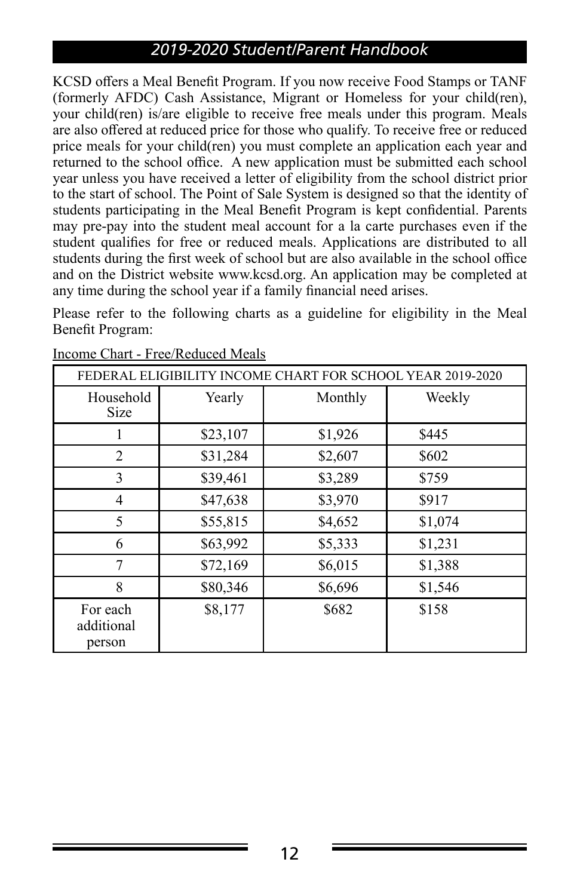KCSD offers a Meal Benefit Program. If you now receive Food Stamps or TANF (formerly AFDC) Cash Assistance, Migrant or Homeless for your child(ren), your child(ren) is/are eligible to receive free meals under this program. Meals are also offered at reduced price for those who qualify. To receive free or reduced price meals for your child(ren) you must complete an application each year and returned to the school office. A new application must be submitted each school year unless you have received a letter of eligibility from the school district prior to the start of school. The Point of Sale System is designed so that the identity of students participating in the Meal Benefit Program is kept confidential. Parents may pre-pay into the student meal account for a la carte purchases even if the student qualifies for free or reduced meals. Applications are distributed to all students during the first week of school but are also available in the school office and on the District website www.kcsd.org. An application may be completed at any time during the school year if a family financial need arises.

Please refer to the following charts as a guideline for eligibility in the Meal Benefit Program:

Income Chart - Free/Reduced Meals

| FEDERAL ELIGIBILITY INCOME CHART FOR SCHOOL YEAR 2019-2020 | | | |
|---|---|---|---|
| Household Size | Yearly | Monthly | Weekly |
| 1 | $23,107 | $1,926 | $445 |
| 2 | $31,284 | $2,607 | $602 |
| 3 | $39,461 | $3,289 | $759 |
| 4 | $47,638 | $3,970 | $917 |
| 5 | $55,815 | $4,652 | $1,074 |
| 6 | $63,992 | $5,333 | $1,231 |
| 7 | $72,169 | $6,015 | $1,388 |
| 8 | $80,346 | $6,696 | $1,546 |
| For each additional person | $8,177 | $682 | $158 |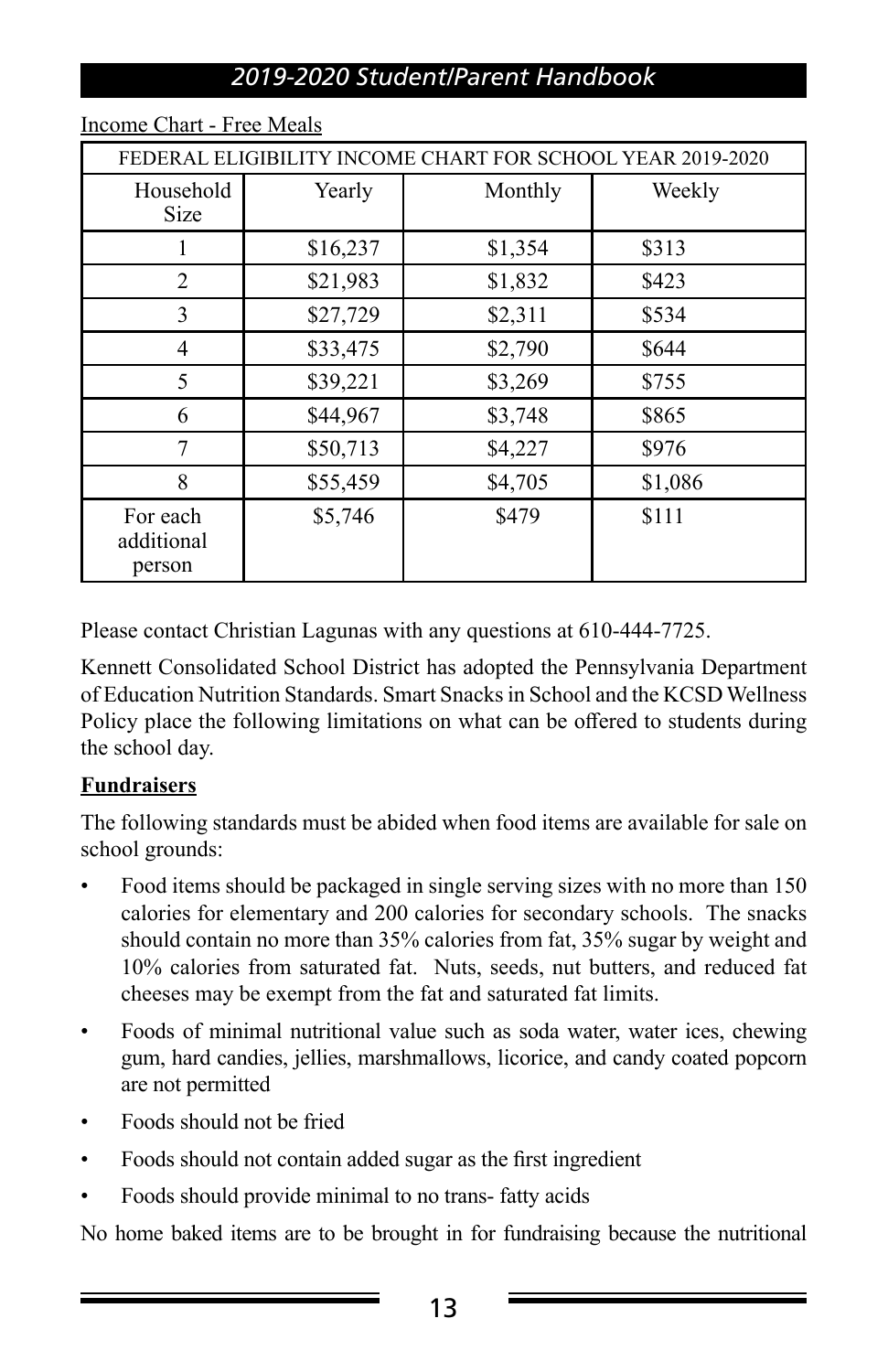Income Chart - Free Meals

| FEDERAL ELIGIBILITY INCOME CHART FOR SCHOOL YEAR 2019-2020 | | | |
|---|---|---|---|
| Household Size | Yearly | Monthly | Weekly |
| 1 | $16,237 | $1,354 | $313 |
| 2 | $21,983 | $1,832 | $423 |
| 3 | $27,729 | $2,311 | $534 |
| 4 | $33,475 | $2,790 | $644 |
| 5 | $39,221 | $3,269 | $755 |
| 6 | $44,967 | $3,748 | $865 |
| 7 | $50,713 | $4,227 | $976 |
| 8 | $55,459 | $4,705 | $1,086 |
| For each additional person | $5,746 | $479 | $111 |

Please contact Christian Lagunas with any questions at 610-444-7725.

Kennett Consolidated School District has adopted the Pennsylvania Department of Education Nutrition Standards. Smart Snacks in School and the KCSD Wellness Policy place the following limitations on what can be offered to students during the school day.

**Fundraisers**

The following standards must be abided when food items are available for sale on school grounds:

- Food items should be packaged in single serving sizes with no more than 150 calories for elementary and 200 calories for secondary schools. The snacks should contain no more than 35% calories from fat, 35% sugar by weight and 10% calories from saturated fat. Nuts, seeds, nut butters, and reduced fat cheeses may be exempt from the fat and saturated fat limits.
- Foods of minimal nutritional value such as soda water, water ices, chewing gum, hard candies, jellies, marshmallows, licorice, and candy coated popcorn are not permitted
- Foods should not be fried
- Foods should not contain added sugar as the first ingredient
- Foods should provide minimal to no trans- fatty acids

No home baked items are to be brought in for fundraising because the nutritional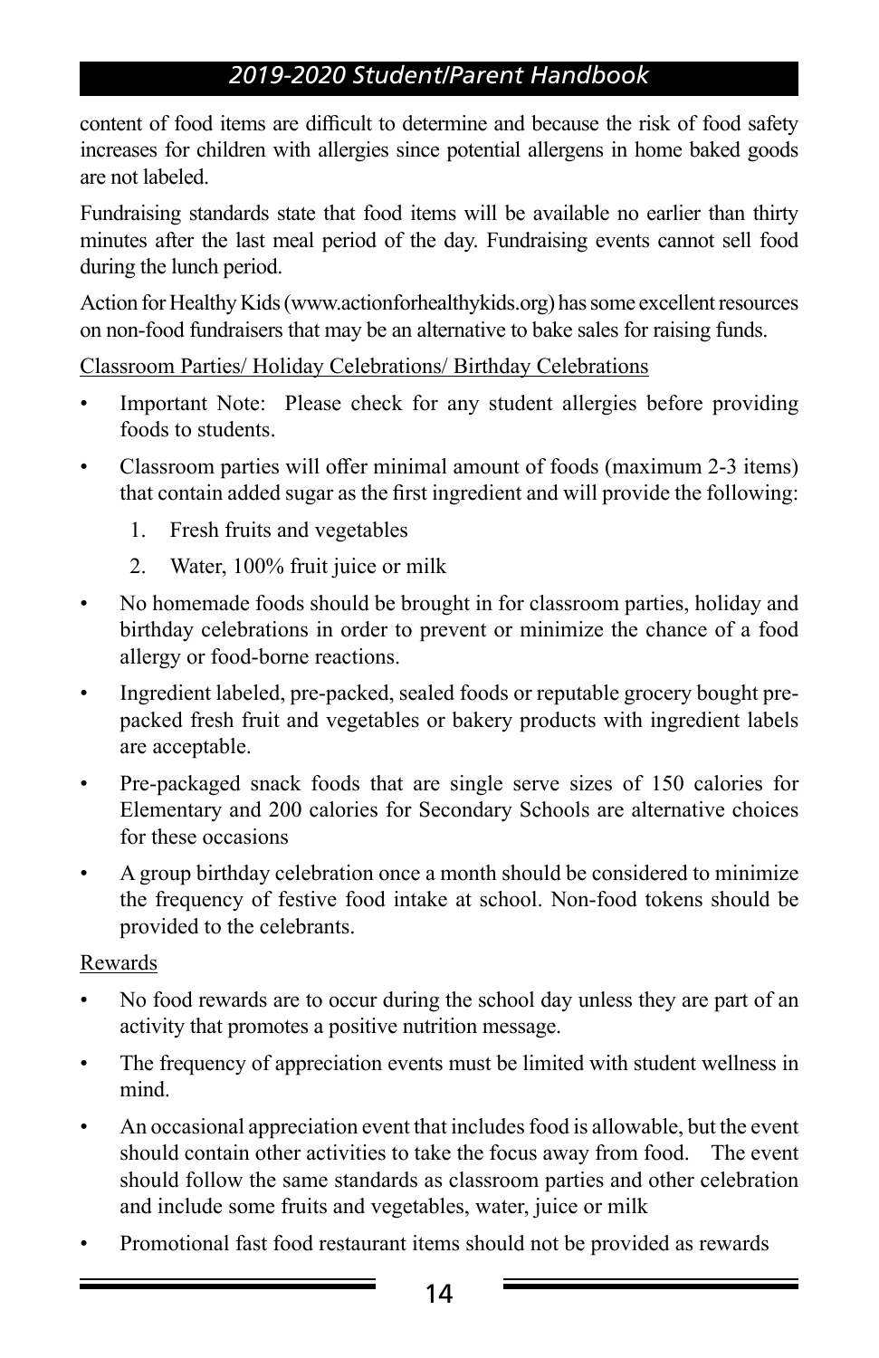content of food items are difficult to determine and because the risk of food safety increases for children with allergies since potential allergens in home baked goods are not labeled.

Fundraising standards state that food items will be available no earlier than thirty minutes after the last meal period of the day. Fundraising events cannot sell food during the lunch period.

Action for Healthy Kids (www.actionforhealthykids.org) has some excellent resources on non-food fundraisers that may be an alternative to bake sales for raising funds.

Classroom Parties/ Holiday Celebrations/ Birthday Celebrations

- Important Note: Please check for any student allergies before providing foods to students.
- Classroom parties will offer minimal amount of foods (maximum 2-3 items) that contain added sugar as the first ingredient and will provide the following:
    1. Fresh fruits and vegetables
    2. Water, 100% fruit juice or milk
- No homemade foods should be brought in for classroom parties, holiday and birthday celebrations in order to prevent or minimize the chance of a food allergy or food-borne reactions.
- Ingredient labeled, pre-packed, sealed foods or reputable grocery bought pre-packed fresh fruit and vegetables or bakery products with ingredient labels are acceptable.
- Pre-packaged snack foods that are single serve sizes of 150 calories for Elementary and 200 calories for Secondary Schools are alternative choices for these occasions
- A group birthday celebration once a month should be considered to minimize the frequency of festive food intake at school. Non-food tokens should be provided to the celebrants.

Rewards

- No food rewards are to occur during the school day unless they are part of an activity that promotes a positive nutrition message.
- The frequency of appreciation events must be limited with student wellness in mind.
- An occasional appreciation event that includes food is allowable, but the event should contain other activities to take the focus away from food. The event should follow the same standards as classroom parties and other celebration and include some fruits and vegetables, water, juice or milk
- Promotional fast food restaurant items should not be provided as rewards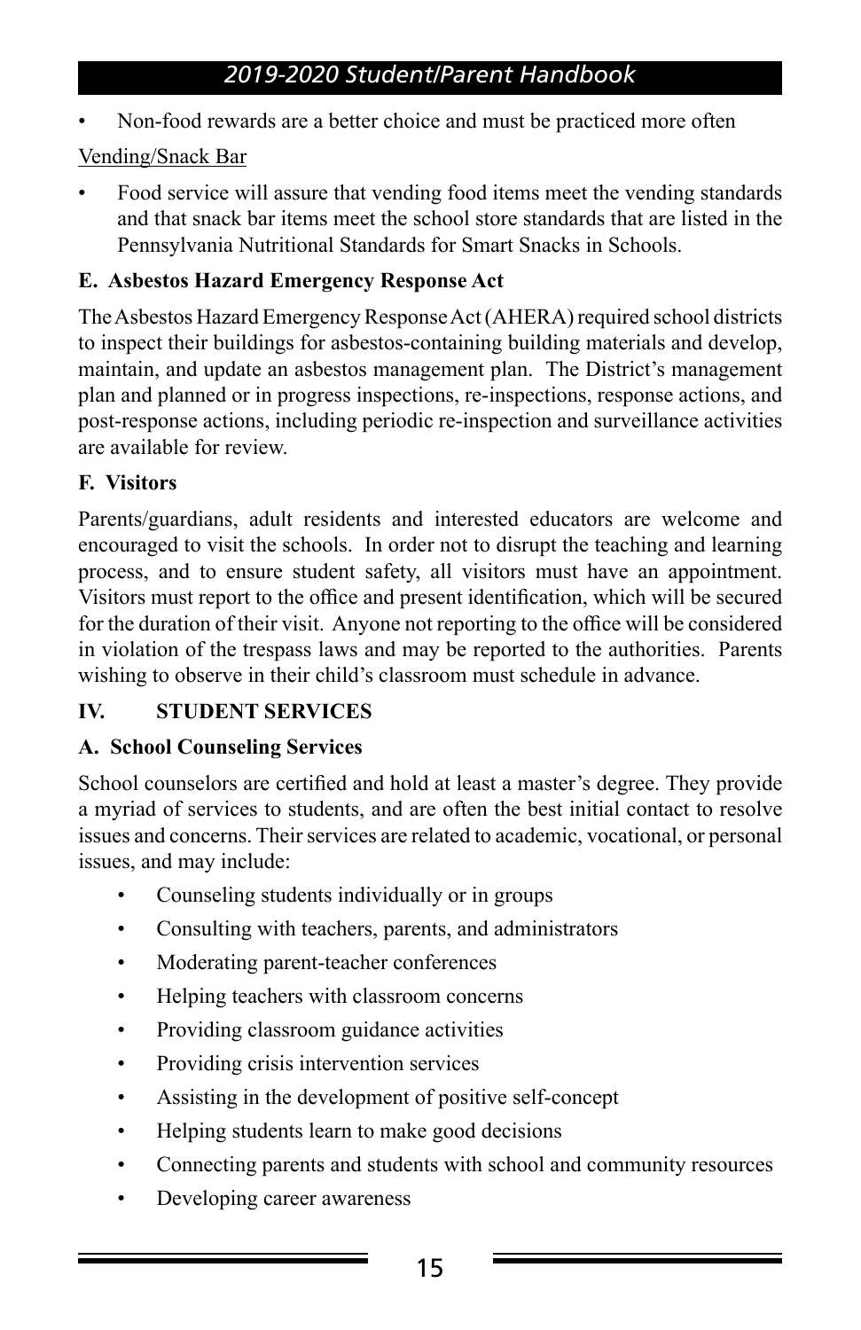- Non-food rewards are a better choice and must be practiced more often

Vending/Snack Bar

- Food service will assure that vending food items meet the vending standards and that snack bar items meet the school store standards that are listed in the Pennsylvania Nutritional Standards for Smart Snacks in Schools.

**E. Asbestos Hazard Emergency Response Act**

The Asbestos Hazard Emergency Response Act (AHERA) required school districts to inspect their buildings for asbestos-containing building materials and develop, maintain, and update an asbestos management plan. The District's management plan and planned or in progress inspections, re-inspections, response actions, and post-response actions, including periodic re-inspection and surveillance activities are available for review.

**F. Visitors**

Parents/guardians, adult residents and interested educators are welcome and encouraged to visit the schools. In order not to disrupt the teaching and learning process, and to ensure student safety, all visitors must have an appointment. Visitors must report to the office and present identification, which will be secured for the duration of their visit. Anyone not reporting to the office will be considered in violation of the trespass laws and may be reported to the authorities. Parents wishing to observe in their child's classroom must schedule in advance.

## IV. STUDENT SERVICES

**A. School Counseling Services**

School counselors are certified and hold at least a master's degree. They provide a myriad of services to students, and are often the best initial contact to resolve issues and concerns. Their services are related to academic, vocational, or personal issues, and may include:

- Counseling students individually or in groups
- Consulting with teachers, parents, and administrators
- Moderating parent-teacher conferences
- Helping teachers with classroom concerns
- Providing classroom guidance activities
- Providing crisis intervention services
- Assisting in the development of positive self-concept
- Helping students learn to make good decisions
- Connecting parents and students with school and community resources
- Developing career awareness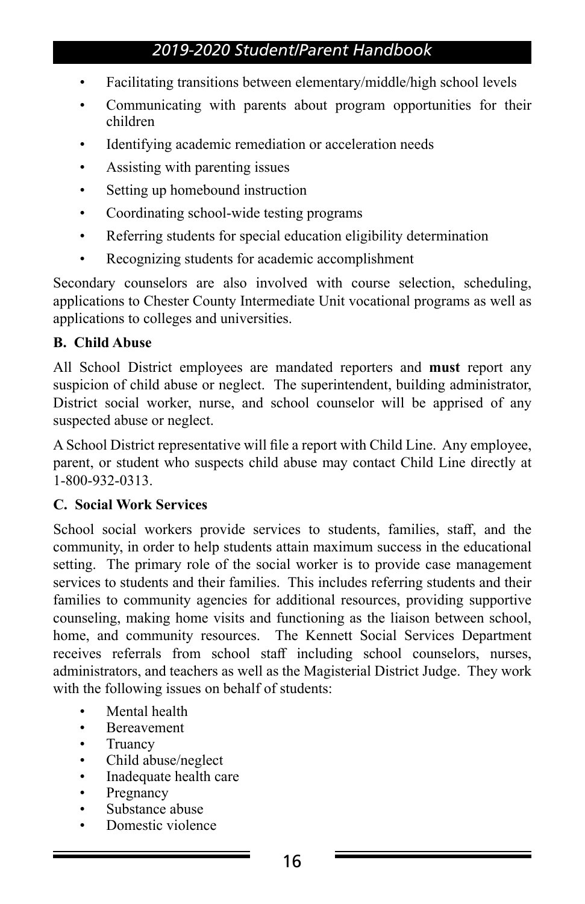- Facilitating transitions between elementary/middle/high school levels
- Communicating with parents about program opportunities for their children
- Identifying academic remediation or acceleration needs
- Assisting with parenting issues
- Setting up homebound instruction
- Coordinating school-wide testing programs
- Referring students for special education eligibility determination
- Recognizing students for academic accomplishment

Secondary counselors are also involved with course selection, scheduling, applications to Chester County Intermediate Unit vocational programs as well as applications to colleges and universities.

### B. Child Abuse

All School District employees are mandated reporters and **must** report any suspicion of child abuse or neglect. The superintendent, building administrator, District social worker, nurse, and school counselor will be apprised of any suspected abuse or neglect.

A School District representative will file a report with Child Line. Any employee, parent, or student who suspects child abuse may contact Child Line directly at 1-800-932-0313.

### C. Social Work Services

School social workers provide services to students, families, staff, and the community, in order to help students attain maximum success in the educational setting. The primary role of the social worker is to provide case management services to students and their families. This includes referring students and their families to community agencies for additional resources, providing supportive counseling, making home visits and functioning as the liaison between school, home, and community resources. The Kennett Social Services Department receives referrals from school staff including school counselors, nurses, administrators, and teachers as well as the Magisterial District Judge. They work with the following issues on behalf of students:

- Mental health
- Bereavement
- Truancy
- Child abuse/neglect
- Inadequate health care
- Pregnancy
- Substance abuse
- Domestic violence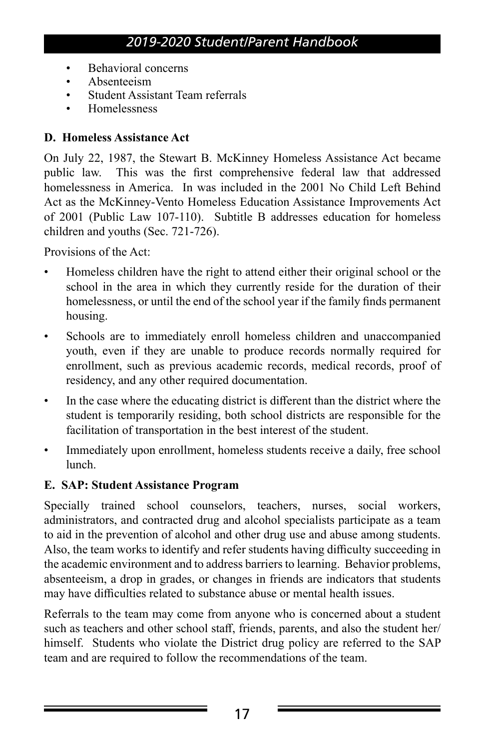- Behavioral concerns
- Absenteeism
- Student Assistant Team referrals
- Homelessness

### D. Homeless Assistance Act

On July 22, 1987, the Stewart B. McKinney Homeless Assistance Act became public law. This was the first comprehensive federal law that addressed homelessness in America. In was included in the 2001 No Child Left Behind Act as the McKinney-Vento Homeless Education Assistance Improvements Act of 2001 (Public Law 107-110). Subtitle B addresses education for homeless children and youths (Sec. 721-726).

Provisions of the Act:

- Homeless children have the right to attend either their original school or the school in the area in which they currently reside for the duration of their homelessness, or until the end of the school year if the family finds permanent housing.
- Schools are to immediately enroll homeless children and unaccompanied youth, even if they are unable to produce records normally required for enrollment, such as previous academic records, medical records, proof of residency, and any other required documentation.
- In the case where the educating district is different than the district where the student is temporarily residing, both school districts are responsible for the facilitation of transportation in the best interest of the student.
- Immediately upon enrollment, homeless students receive a daily, free school lunch.

### E. SAP: Student Assistance Program

Specially trained school counselors, teachers, nurses, social workers, administrators, and contracted drug and alcohol specialists participate as a team to aid in the prevention of alcohol and other drug use and abuse among students. Also, the team works to identify and refer students having difficulty succeeding in the academic environment and to address barriers to learning. Behavior problems, absenteeism, a drop in grades, or changes in friends are indicators that students may have difficulties related to substance abuse or mental health issues.

Referrals to the team may come from anyone who is concerned about a student such as teachers and other school staff, friends, parents, and also the student her/himself. Students who violate the District drug policy are referred to the SAP team and are required to follow the recommendations of the team.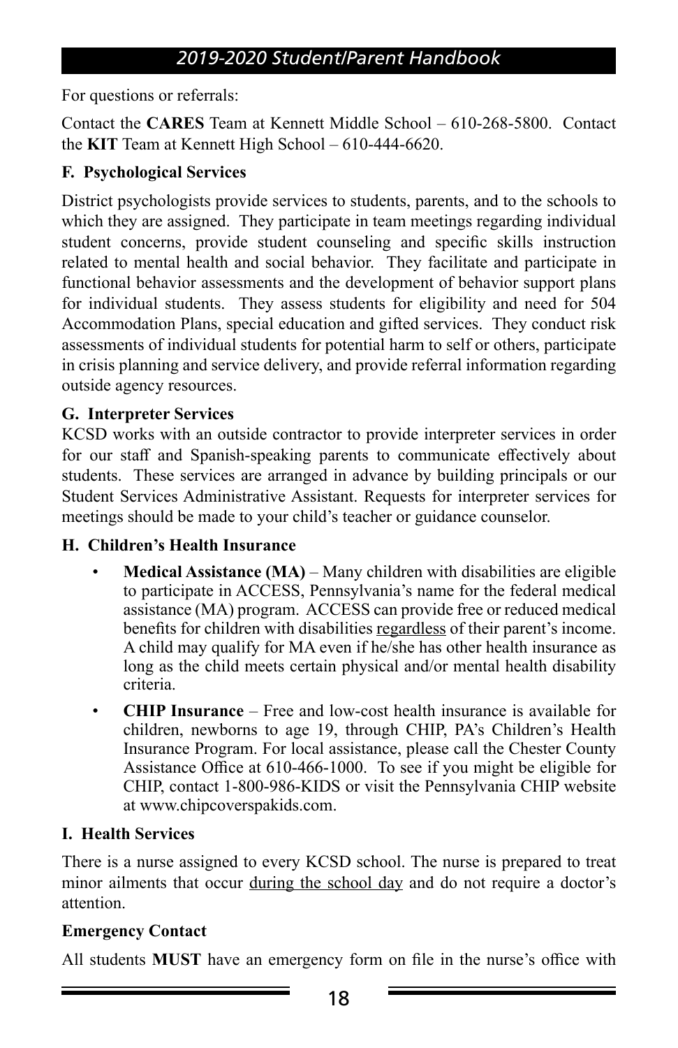For questions or referrals:

Contact the **CARES** Team at Kennett Middle School – 610-268-5800. Contact the **KIT** Team at Kennett High School – 610-444-6620.

### F. Psychological Services

District psychologists provide services to students, parents, and to the schools to which they are assigned. They participate in team meetings regarding individual student concerns, provide student counseling and specific skills instruction related to mental health and social behavior. They facilitate and participate in functional behavior assessments and the development of behavior support plans for individual students. They assess students for eligibility and need for 504 Accommodation Plans, special education and gifted services. They conduct risk assessments of individual students for potential harm to self or others, participate in crisis planning and service delivery, and provide referral information regarding outside agency resources.

### G. Interpreter Services

KCSD works with an outside contractor to provide interpreter services in order for our staff and Spanish-speaking parents to communicate effectively about students. These services are arranged in advance by building principals or our Student Services Administrative Assistant. Requests for interpreter services for meetings should be made to your child's teacher or guidance counselor.

### H. Children's Health Insurance

- **Medical Assistance (MA)** – Many children with disabilities are eligible to participate in ACCESS, Pennsylvania's name for the federal medical assistance (MA) program. ACCESS can provide free or reduced medical benefits for children with disabilities regardless of their parent's income. A child may qualify for MA even if he/she has other health insurance as long as the child meets certain physical and/or mental health disability criteria.
- **CHIP Insurance** – Free and low-cost health insurance is available for children, newborns to age 19, through CHIP, PA's Children's Health Insurance Program. For local assistance, please call the Chester County Assistance Office at 610-466-1000. To see if you might be eligible for CHIP, contact 1-800-986-KIDS or visit the Pennsylvania CHIP website at www.chipcoverspakids.com.

### I. Health Services

There is a nurse assigned to every KCSD school. The nurse is prepared to treat minor ailments that occur during the school day and do not require a doctor's attention.

**Emergency Contact**

All students **MUST** have an emergency form on file in the nurse's office with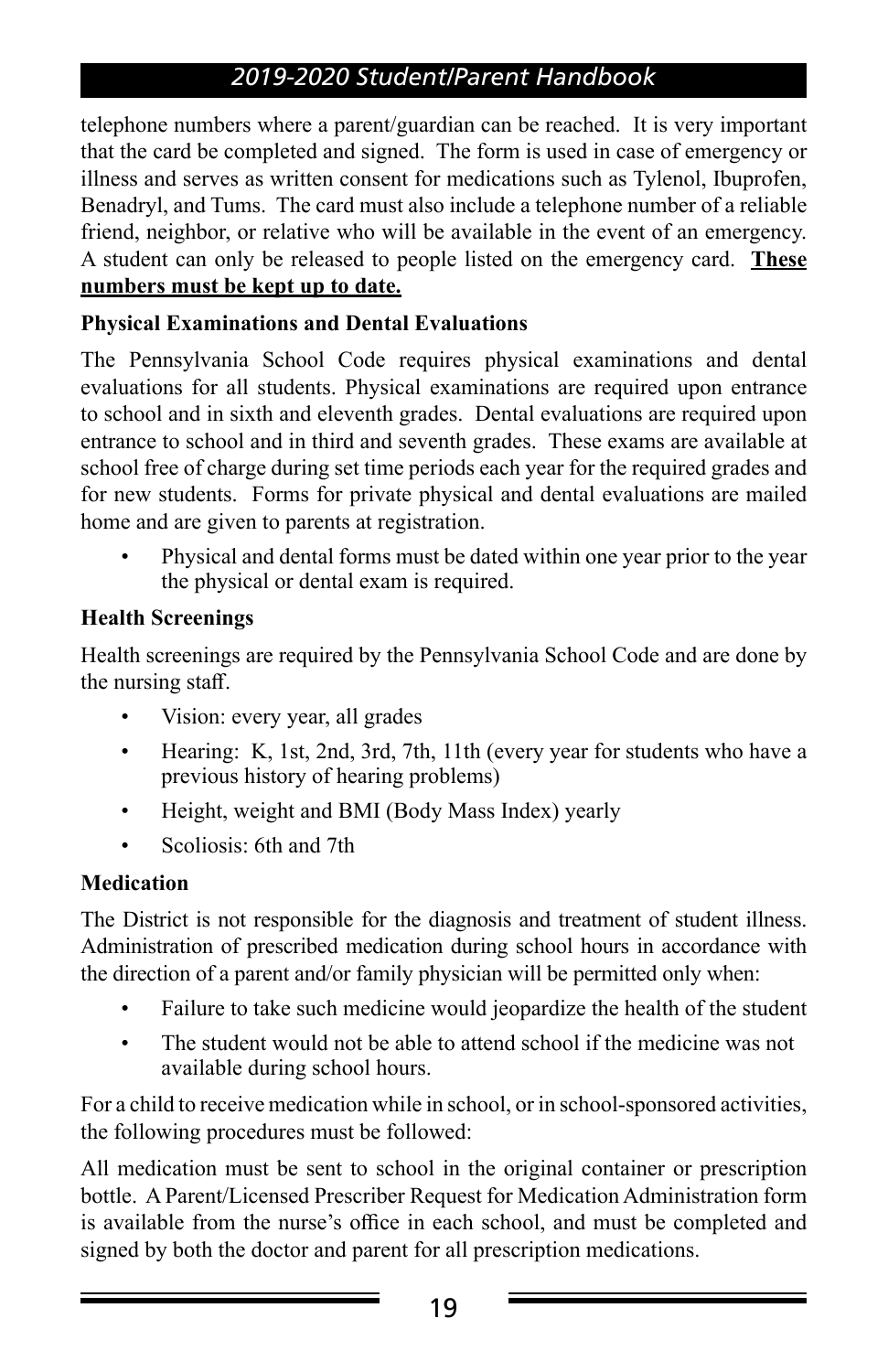telephone numbers where a parent/guardian can be reached. It is very important that the card be completed and signed. The form is used in case of emergency or illness and serves as written consent for medications such as Tylenol, Ibuprofen, Benadryl, and Tums. The card must also include a telephone number of a reliable friend, neighbor, or relative who will be available in the event of an emergency. A student can only be released to people listed on the emergency card. **These numbers must be kept up to date.**

### Physical Examinations and Dental Evaluations

The Pennsylvania School Code requires physical examinations and dental evaluations for all students. Physical examinations are required upon entrance to school and in sixth and eleventh grades. Dental evaluations are required upon entrance to school and in third and seventh grades. These exams are available at school free of charge during set time periods each year for the required grades and for new students. Forms for private physical and dental evaluations are mailed home and are given to parents at registration.

- Physical and dental forms must be dated within one year prior to the year the physical or dental exam is required.

### Health Screenings

Health screenings are required by the Pennsylvania School Code and are done by the nursing staff.

- Vision: every year, all grades
- Hearing: K, 1st, 2nd, 3rd, 7th, 11th (every year for students who have a previous history of hearing problems)
- Height, weight and BMI (Body Mass Index) yearly
- Scoliosis: 6th and 7th

### Medication

The District is not responsible for the diagnosis and treatment of student illness. Administration of prescribed medication during school hours in accordance with the direction of a parent and/or family physician will be permitted only when:

- Failure to take such medicine would jeopardize the health of the student
- The student would not be able to attend school if the medicine was not available during school hours.

For a child to receive medication while in school, or in school-sponsored activities, the following procedures must be followed:

All medication must be sent to school in the original container or prescription bottle. A Parent/Licensed Prescriber Request for Medication Administration form is available from the nurse's office in each school, and must be completed and signed by both the doctor and parent for all prescription medications.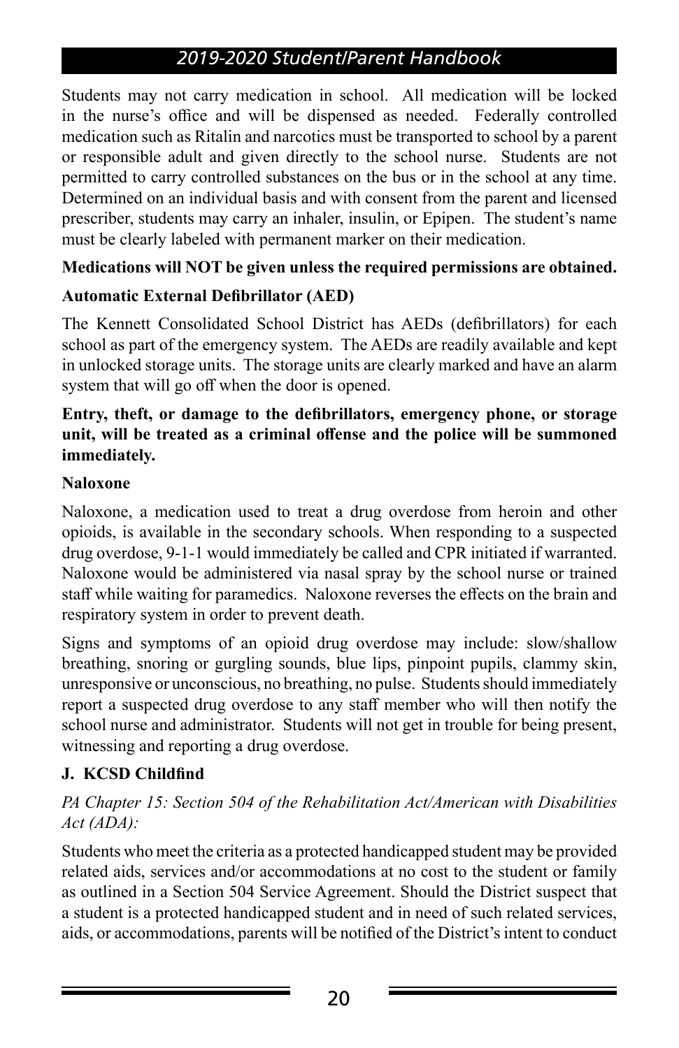Students may not carry medication in school. All medication will be locked in the nurse's office and will be dispensed as needed. Federally controlled medication such as Ritalin and narcotics must be transported to school by a parent or responsible adult and given directly to the school nurse. Students are not permitted to carry controlled substances on the bus or in the school at any time. Determined on an individual basis and with consent from the parent and licensed prescriber, students may carry an inhaler, insulin, or Epipen. The student's name must be clearly labeled with permanent marker on their medication.

**Medications will NOT be given unless the required permissions are obtained.**

**Automatic External Defibrillator (AED)**

The Kennett Consolidated School District has AEDs (defibrillators) for each school as part of the emergency system. The AEDs are readily available and kept in unlocked storage units. The storage units are clearly marked and have an alarm system that will go off when the door is opened.

**Entry, theft, or damage to the defibrillators, emergency phone, or storage unit, will be treated as a criminal offense and the police will be summoned immediately.**

**Naloxone**

Naloxone, a medication used to treat a drug overdose from heroin and other opioids, is available in the secondary schools. When responding to a suspected drug overdose, 9-1-1 would immediately be called and CPR initiated if warranted. Naloxone would be administered via nasal spray by the school nurse or trained staff while waiting for paramedics. Naloxone reverses the effects on the brain and respiratory system in order to prevent death.

Signs and symptoms of an opioid drug overdose may include: slow/shallow breathing, snoring or gurgling sounds, blue lips, pinpoint pupils, clammy skin, unresponsive or unconscious, no breathing, no pulse. Students should immediately report a suspected drug overdose to any staff member who will then notify the school nurse and administrator. Students will not get in trouble for being present, witnessing and reporting a drug overdose.

## J. KCSD Childfind

*PA Chapter 15: Section 504 of the Rehabilitation Act/American with Disabilities Act (ADA):*

Students who meet the criteria as a protected handicapped student may be provided related aids, services and/or accommodations at no cost to the student or family as outlined in a Section 504 Service Agreement. Should the District suspect that a student is a protected handicapped student and in need of such related services, aids, or accommodations, parents will be notified of the District's intent to conduct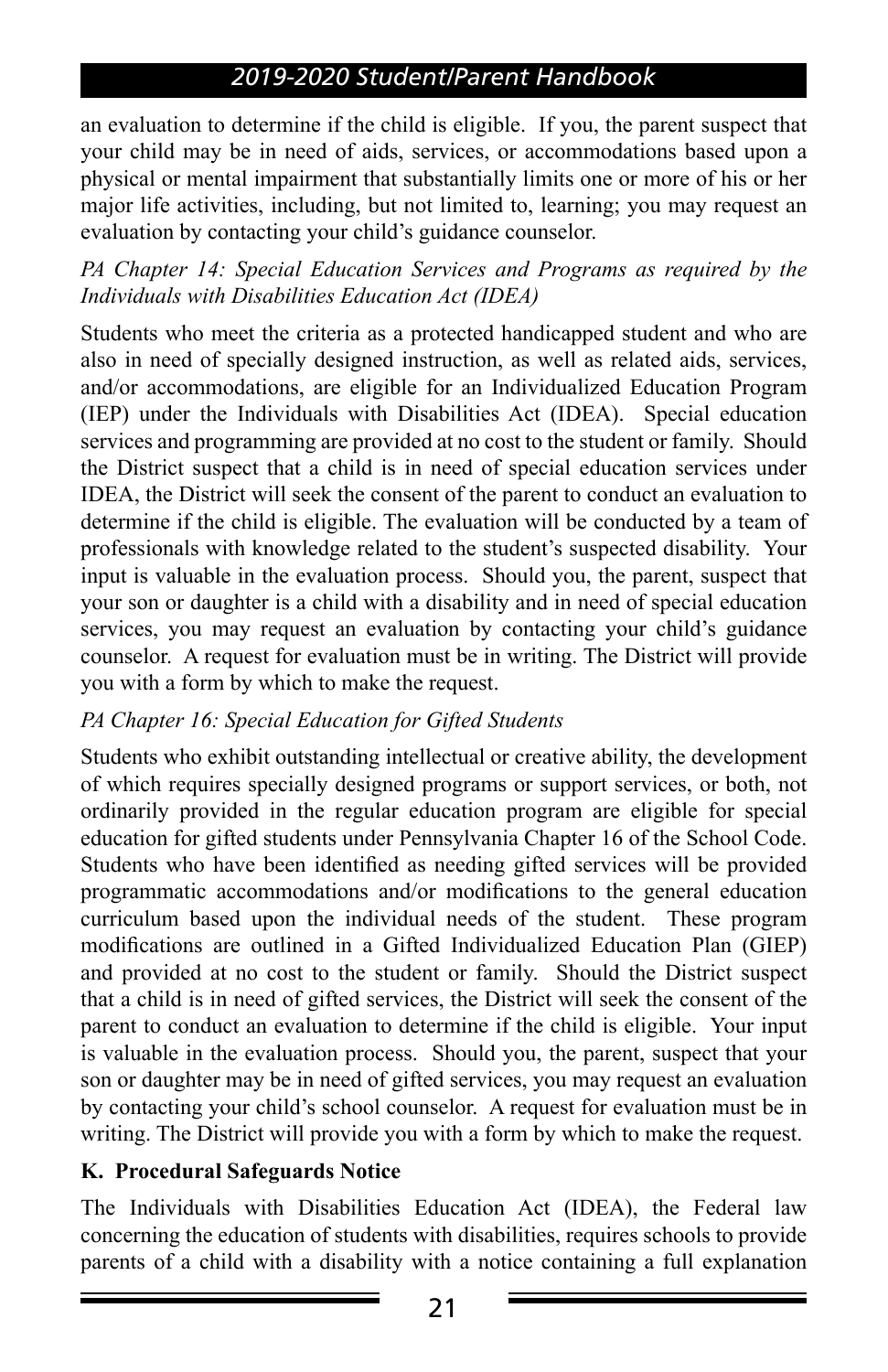an evaluation to determine if the child is eligible. If you, the parent suspect that your child may be in need of aids, services, or accommodations based upon a physical or mental impairment that substantially limits one or more of his or her major life activities, including, but not limited to, learning; you may request an evaluation by contacting your child's guidance counselor.

*PA Chapter 14: Special Education Services and Programs as required by the Individuals with Disabilities Education Act (IDEA)*

Students who meet the criteria as a protected handicapped student and who are also in need of specially designed instruction, as well as related aids, services, and/or accommodations, are eligible for an Individualized Education Program (IEP) under the Individuals with Disabilities Act (IDEA). Special education services and programming are provided at no cost to the student or family. Should the District suspect that a child is in need of special education services under IDEA, the District will seek the consent of the parent to conduct an evaluation to determine if the child is eligible. The evaluation will be conducted by a team of professionals with knowledge related to the student's suspected disability. Your input is valuable in the evaluation process. Should you, the parent, suspect that your son or daughter is a child with a disability and in need of special education services, you may request an evaluation by contacting your child's guidance counselor. A request for evaluation must be in writing. The District will provide you with a form by which to make the request.

*PA Chapter 16: Special Education for Gifted Students*

Students who exhibit outstanding intellectual or creative ability, the development of which requires specially designed programs or support services, or both, not ordinarily provided in the regular education program are eligible for special education for gifted students under Pennsylvania Chapter 16 of the School Code. Students who have been identified as needing gifted services will be provided programmatic accommodations and/or modifications to the general education curriculum based upon the individual needs of the student. These program modifications are outlined in a Gifted Individualized Education Plan (GIEP) and provided at no cost to the student or family. Should the District suspect that a child is in need of gifted services, the District will seek the consent of the parent to conduct an evaluation to determine if the child is eligible. Your input is valuable in the evaluation process. Should you, the parent, suspect that your son or daughter may be in need of gifted services, you may request an evaluation by contacting your child's school counselor. A request for evaluation must be in writing. The District will provide you with a form by which to make the request.

**K. Procedural Safeguards Notice**

The Individuals with Disabilities Education Act (IDEA), the Federal law concerning the education of students with disabilities, requires schools to provide parents of a child with a disability with a notice containing a full explanation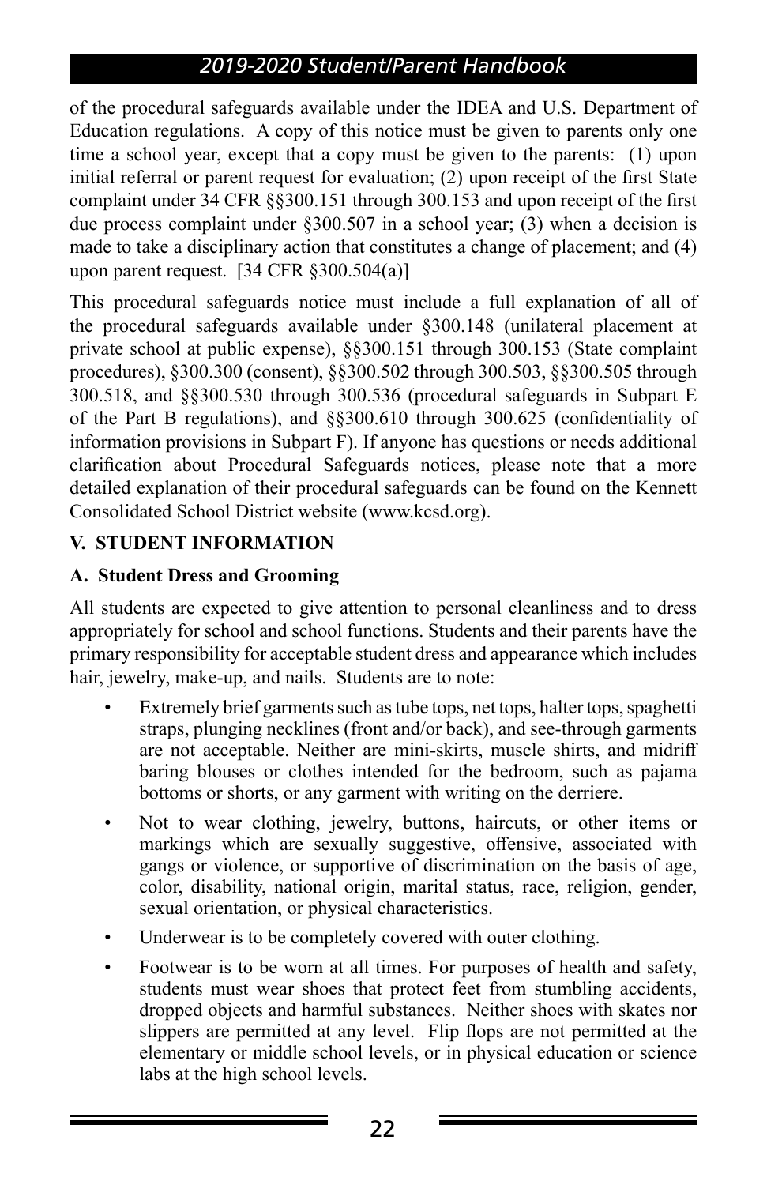of the procedural safeguards available under the IDEA and U.S. Department of Education regulations. A copy of this notice must be given to parents only one time a school year, except that a copy must be given to the parents: (1) upon initial referral or parent request for evaluation; (2) upon receipt of the first State complaint under 34 CFR §§300.151 through 300.153 and upon receipt of the first due process complaint under §300.507 in a school year; (3) when a decision is made to take a disciplinary action that constitutes a change of placement; and (4) upon parent request. [34 CFR §300.504(a)]

This procedural safeguards notice must include a full explanation of all of the procedural safeguards available under §300.148 (unilateral placement at private school at public expense), §§300.151 through 300.153 (State complaint procedures), §300.300 (consent), §§300.502 through 300.503, §§300.505 through 300.518, and §§300.530 through 300.536 (procedural safeguards in Subpart E of the Part B regulations), and §§300.610 through 300.625 (confidentiality of information provisions in Subpart F). If anyone has questions or needs additional clarification about Procedural Safeguards notices, please note that a more detailed explanation of their procedural safeguards can be found on the Kennett Consolidated School District website (www.kcsd.org).

## V. STUDENT INFORMATION

### A. Student Dress and Grooming

All students are expected to give attention to personal cleanliness and to dress appropriately for school and school functions. Students and their parents have the primary responsibility for acceptable student dress and appearance which includes hair, jewelry, make-up, and nails. Students are to note:

- Extremely brief garments such as tube tops, net tops, halter tops, spaghetti straps, plunging necklines (front and/or back), and see-through garments are not acceptable. Neither are mini-skirts, muscle shirts, and midriff baring blouses or clothes intended for the bedroom, such as pajama bottoms or shorts, or any garment with writing on the derriere.
- Not to wear clothing, jewelry, buttons, haircuts, or other items or markings which are sexually suggestive, offensive, associated with gangs or violence, or supportive of discrimination on the basis of age, color, disability, national origin, marital status, race, religion, gender, sexual orientation, or physical characteristics.
- Underwear is to be completely covered with outer clothing.
- Footwear is to be worn at all times. For purposes of health and safety, students must wear shoes that protect feet from stumbling accidents, dropped objects and harmful substances. Neither shoes with skates nor slippers are permitted at any level. Flip flops are not permitted at the elementary or middle school levels, or in physical education or science labs at the high school levels.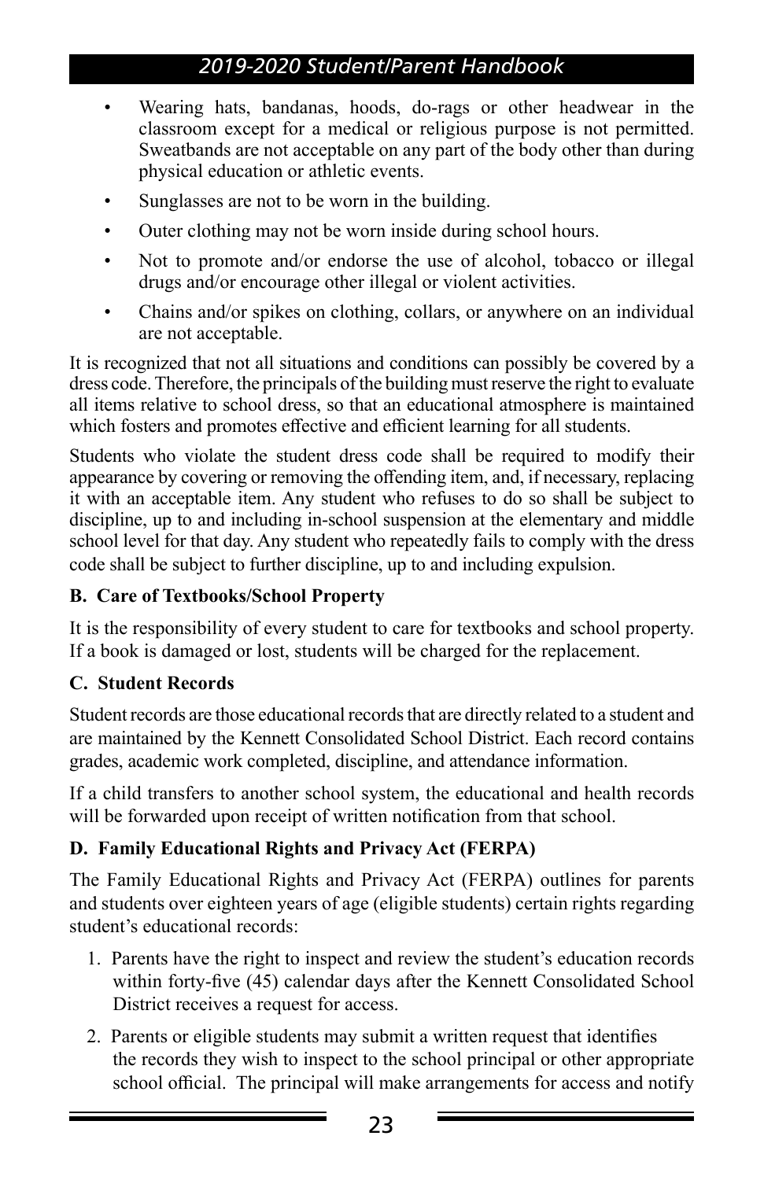- Wearing hats, bandanas, hoods, do-rags or other headwear in the classroom except for a medical or religious purpose is not permitted. Sweatbands are not acceptable on any part of the body other than during physical education or athletic events.
- Sunglasses are not to be worn in the building.
- Outer clothing may not be worn inside during school hours.
- Not to promote and/or endorse the use of alcohol, tobacco or illegal drugs and/or encourage other illegal or violent activities.
- Chains and/or spikes on clothing, collars, or anywhere on an individual are not acceptable.

It is recognized that not all situations and conditions can possibly be covered by a dress code. Therefore, the principals of the building must reserve the right to evaluate all items relative to school dress, so that an educational atmosphere is maintained which fosters and promotes effective and efficient learning for all students.

Students who violate the student dress code shall be required to modify their appearance by covering or removing the offending item, and, if necessary, replacing it with an acceptable item. Any student who refuses to do so shall be subject to discipline, up to and including in-school suspension at the elementary and middle school level for that day. Any student who repeatedly fails to comply with the dress code shall be subject to further discipline, up to and including expulsion.

### B. Care of Textbooks/School Property

It is the responsibility of every student to care for textbooks and school property. If a book is damaged or lost, students will be charged for the replacement.

### C. Student Records

Student records are those educational records that are directly related to a student and are maintained by the Kennett Consolidated School District. Each record contains grades, academic work completed, discipline, and attendance information.

If a child transfers to another school system, the educational and health records will be forwarded upon receipt of written notification from that school.

### D. Family Educational Rights and Privacy Act (FERPA)

The Family Educational Rights and Privacy Act (FERPA) outlines for parents and students over eighteen years of age (eligible students) certain rights regarding student's educational records:

1. Parents have the right to inspect and review the student's education records within forty-five (45) calendar days after the Kennett Consolidated School District receives a request for access.
2. Parents or eligible students may submit a written request that identifies the records they wish to inspect to the school principal or other appropriate school official. The principal will make arrangements for access and notify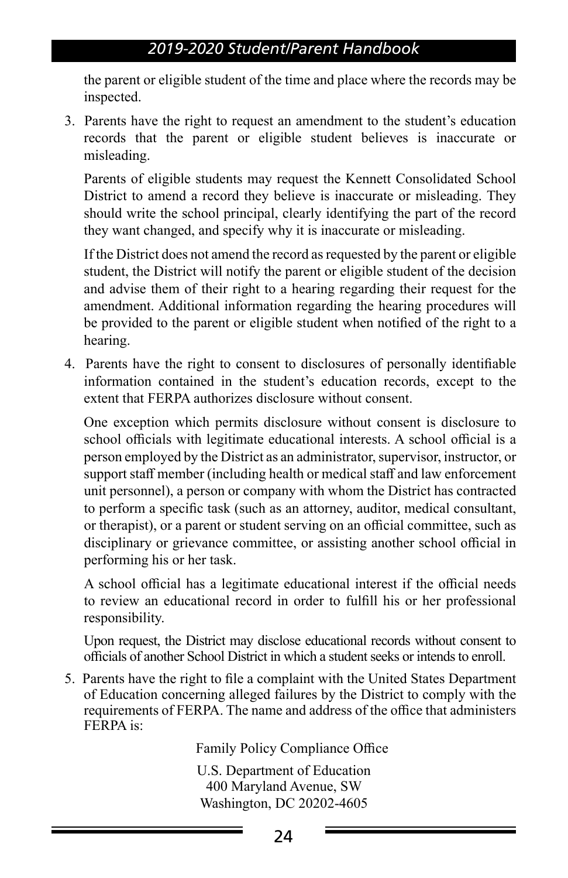the parent or eligible student of the time and place where the records may be inspected.

3. Parents have the right to request an amendment to the student's education records that the parent or eligible student believes is inaccurate or misleading.

   Parents of eligible students may request the Kennett Consolidated School District to amend a record they believe is inaccurate or misleading. They should write the school principal, clearly identifying the part of the record they want changed, and specify why it is inaccurate or misleading.

   If the District does not amend the record as requested by the parent or eligible student, the District will notify the parent or eligible student of the decision and advise them of their right to a hearing regarding their request for the amendment. Additional information regarding the hearing procedures will be provided to the parent or eligible student when notified of the right to a hearing.

4. Parents have the right to consent to disclosures of personally identifiable information contained in the student's education records, except to the extent that FERPA authorizes disclosure without consent.

   One exception which permits disclosure without consent is disclosure to school officials with legitimate educational interests. A school official is a person employed by the District as an administrator, supervisor, instructor, or support staff member (including health or medical staff and law enforcement unit personnel), a person or company with whom the District has contracted to perform a specific task (such as an attorney, auditor, medical consultant, or therapist), or a parent or student serving on an official committee, such as disciplinary or grievance committee, or assisting another school official in performing his or her task.

   A school official has a legitimate educational interest if the official needs to review an educational record in order to fulfill his or her professional responsibility.

   Upon request, the District may disclose educational records without consent to officials of another School District in which a student seeks or intends to enroll.

5. Parents have the right to file a complaint with the United States Department of Education concerning alleged failures by the District to comply with the requirements of FERPA. The name and address of the office that administers FERPA is:

   Family Policy Compliance Office

   U.S. Department of Education
   400 Maryland Avenue, SW
   Washington, DC 20202-4605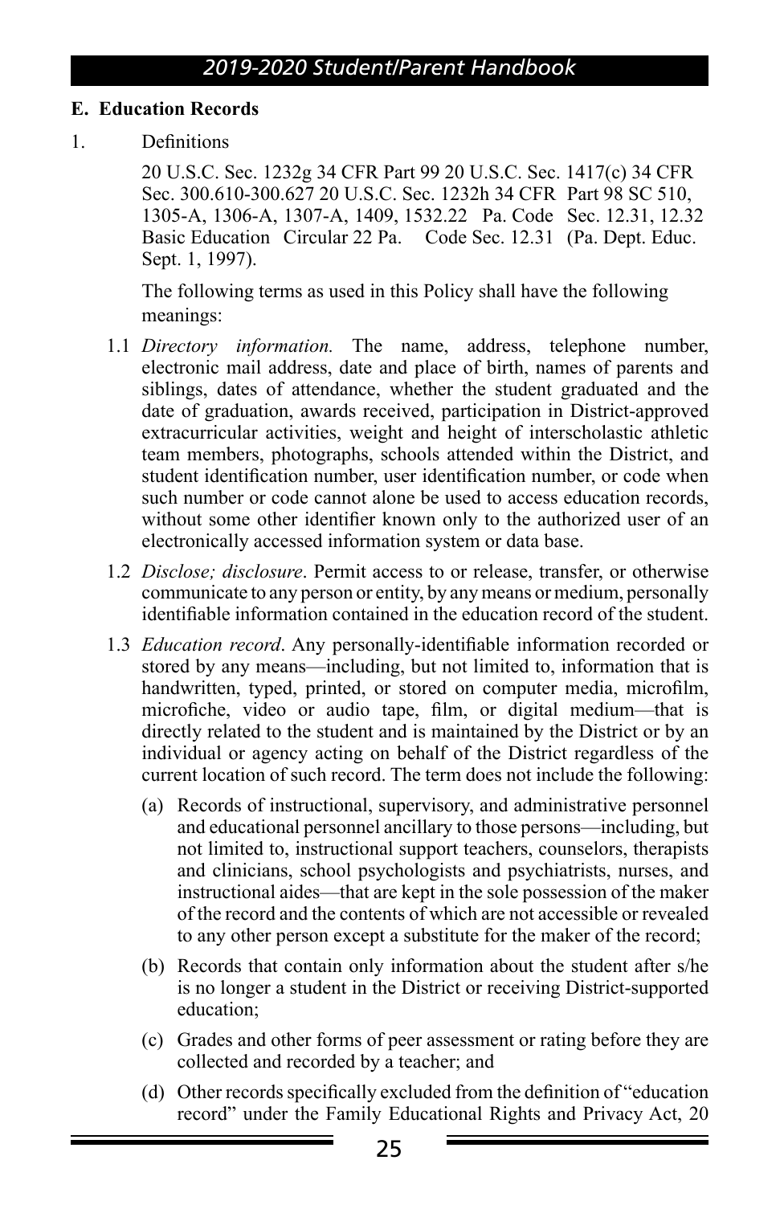**E. Education Records**

1. Definitions

   20 U.S.C. Sec. 1232g 34 CFR Part 99 20 U.S.C. Sec. 1417(c) 34 CFR Sec. 300.610-300.627 20 U.S.C. Sec. 1232h 34 CFR Part 98 SC 510, 1305-A, 1306-A, 1307-A, 1409, 1532.22 Pa. Code Sec. 12.31, 12.32 Basic Education Circular 22 Pa. Code Sec. 12.31 (Pa. Dept. Educ. Sept. 1, 1997).

   The following terms as used in this Policy shall have the following meanings:

   1.1 *Directory information.* The name, address, telephone number, electronic mail address, date and place of birth, names of parents and siblings, dates of attendance, whether the student graduated and the date of graduation, awards received, participation in District-approved extracurricular activities, weight and height of interscholastic athletic team members, photographs, schools attended within the District, and student identification number, user identification number, or code when such number or code cannot alone be used to access education records, without some other identifier known only to the authorized user of an electronically accessed information system or data base.

   1.2 *Disclose; disclosure*. Permit access to or release, transfer, or otherwise communicate to any person or entity, by any means or medium, personally identifiable information contained in the education record of the student.

   1.3 *Education record*. Any personally-identifiable information recorded or stored by any means—including, but not limited to, information that is handwritten, typed, printed, or stored on computer media, microfilm, microfiche, video or audio tape, film, or digital medium—that is directly related to the student and is maintained by the District or by an individual or agency acting on behalf of the District regardless of the current location of such record. The term does not include the following:

      (a) Records of instructional, supervisory, and administrative personnel and educational personnel ancillary to those persons—including, but not limited to, instructional support teachers, counselors, therapists and clinicians, school psychologists and psychiatrists, nurses, and instructional aides—that are kept in the sole possession of the maker of the record and the contents of which are not accessible or revealed to any other person except a substitute for the maker of the record;

      (b) Records that contain only information about the student after s/he is no longer a student in the District or receiving District-supported education;

      (c) Grades and other forms of peer assessment or rating before they are collected and recorded by a teacher; and

      (d) Other records specifically excluded from the definition of "education record" under the Family Educational Rights and Privacy Act, 20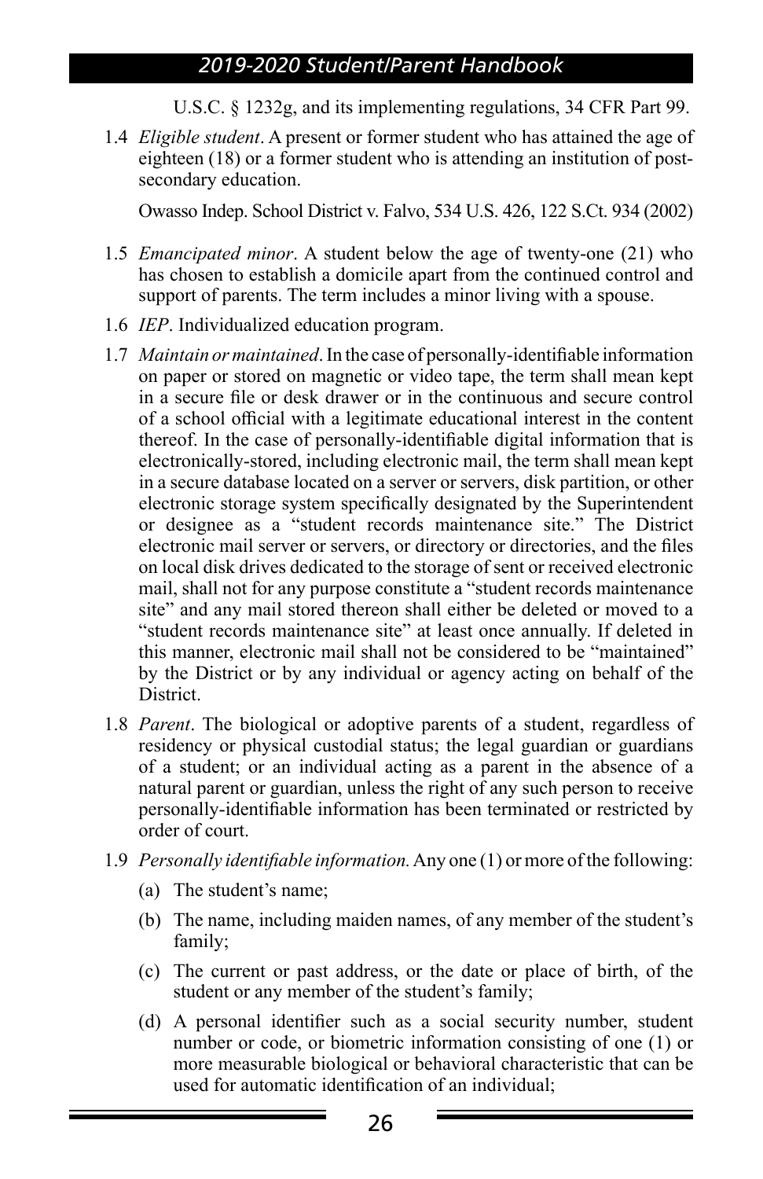U.S.C. § 1232g, and its implementing regulations, 34 CFR Part 99.

1.4 *Eligible student*. A present or former student who has attained the age of eighteen (18) or a former student who is attending an institution of post-secondary education.

Owasso Indep. School District v. Falvo, 534 U.S. 426, 122 S.Ct. 934 (2002)

1.5 *Emancipated minor*. A student below the age of twenty-one (21) who has chosen to establish a domicile apart from the continued control and support of parents. The term includes a minor living with a spouse.

1.6 *IEP*. Individualized education program.

1.7 *Maintain or maintained*. In the case of personally-identifiable information on paper or stored on magnetic or video tape, the term shall mean kept in a secure file or desk drawer or in the continuous and secure control of a school official with a legitimate educational interest in the content thereof. In the case of personally-identifiable digital information that is electronically-stored, including electronic mail, the term shall mean kept in a secure database located on a server or servers, disk partition, or other electronic storage system specifically designated by the Superintendent or designee as a "student records maintenance site." The District electronic mail server or servers, or directory or directories, and the files on local disk drives dedicated to the storage of sent or received electronic mail, shall not for any purpose constitute a "student records maintenance site" and any mail stored thereon shall either be deleted or moved to a "student records maintenance site" at least once annually. If deleted in this manner, electronic mail shall not be considered to be "maintained" by the District or by any individual or agency acting on behalf of the District.

1.8 *Parent*. The biological or adoptive parents of a student, regardless of residency or physical custodial status; the legal guardian or guardians of a student; or an individual acting as a parent in the absence of a natural parent or guardian, unless the right of any such person to receive personally-identifiable information has been terminated or restricted by order of court.

1.9 *Personally identifiable information.* Any one (1) or more of the following:

(a) The student's name;

(b) The name, including maiden names, of any member of the student's family;

(c) The current or past address, or the date or place of birth, of the student or any member of the student's family;

(d) A personal identifier such as a social security number, student number or code, or biometric information consisting of one (1) or more measurable biological or behavioral characteristic that can be used for automatic identification of an individual;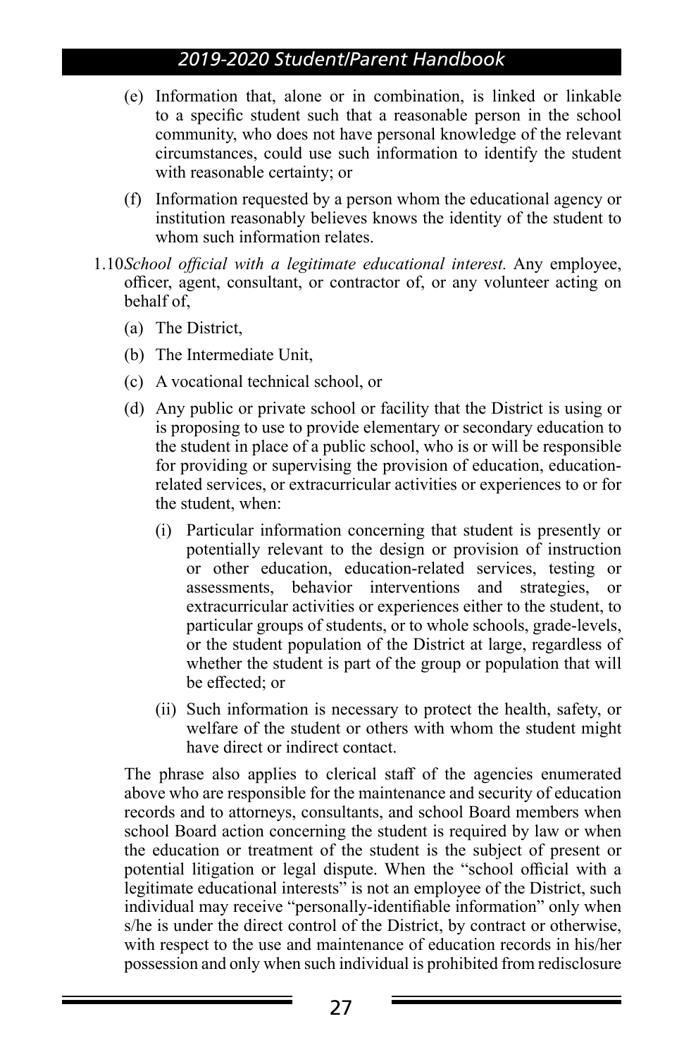(e) Information that, alone or in combination, is linked or linkable to a specific student such that a reasonable person in the school community, who does not have personal knowledge of the relevant circumstances, could use such information to identify the student with reasonable certainty; or

(f) Information requested by a person whom the educational agency or institution reasonably believes knows the identity of the student to whom such information relates.

1.10 *School official with a legitimate educational interest.* Any employee, officer, agent, consultant, or contractor of, or any volunteer acting on behalf of,

(a) The District,

(b) The Intermediate Unit,

(c) A vocational technical school, or

(d) Any public or private school or facility that the District is using or is proposing to use to provide elementary or secondary education to the student in place of a public school, who is or will be responsible for providing or supervising the provision of education, education-related services, or extracurricular activities or experiences to or for the student, when:

(i) Particular information concerning that student is presently or potentially relevant to the design or provision of instruction or other education, education-related services, testing or assessments, behavior interventions and strategies, or extracurricular activities or experiences either to the student, to particular groups of students, or to whole schools, grade-levels, or the student population of the District at large, regardless of whether the student is part of the group or population that will be effected; or

(ii) Such information is necessary to protect the health, safety, or welfare of the student or others with whom the student might have direct or indirect contact.

The phrase also applies to clerical staff of the agencies enumerated above who are responsible for the maintenance and security of education records and to attorneys, consultants, and school Board members when school Board action concerning the student is required by law or when the education or treatment of the student is the subject of present or potential litigation or legal dispute. When the "school official with a legitimate educational interests" is not an employee of the District, such individual may receive "personally-identifiable information" only when s/he is under the direct control of the District, by contract or otherwise, with respect to the use and maintenance of education records in his/her possession and only when such individual is prohibited from redisclosure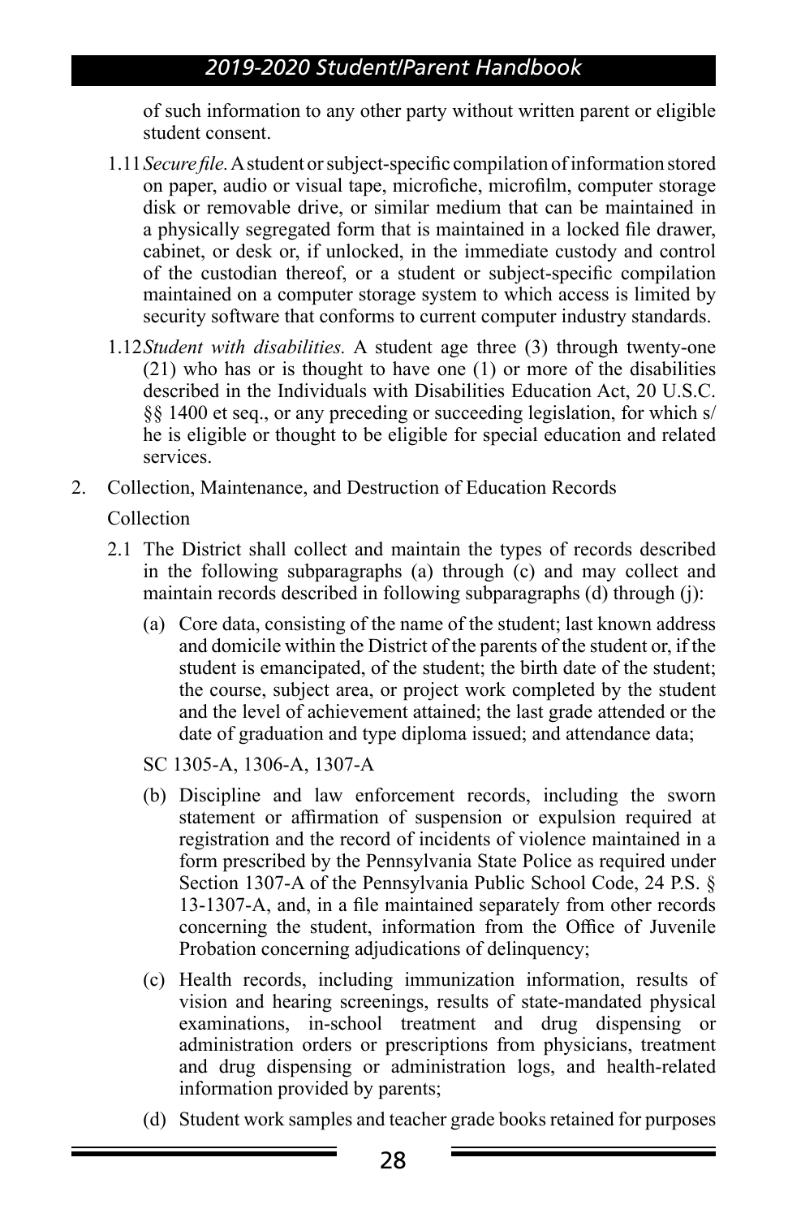of such information to any other party without written parent or eligible student consent.

1.11 *Secure file.* A student or subject-specific compilation of information stored on paper, audio or visual tape, microfiche, microfilm, computer storage disk or removable drive, or similar medium that can be maintained in a physically segregated form that is maintained in a locked file drawer, cabinet, or desk or, if unlocked, in the immediate custody and control of the custodian thereof, or a student or subject-specific compilation maintained on a computer storage system to which access is limited by security software that conforms to current computer industry standards.

1.12 *Student with disabilities.* A student age three (3) through twenty-one (21) who has or is thought to have one (1) or more of the disabilities described in the Individuals with Disabilities Education Act, 20 U.S.C. §§ 1400 et seq., or any preceding or succeeding legislation, for which s/he is eligible or thought to be eligible for special education and related services.

2. Collection, Maintenance, and Destruction of Education Records

Collection

2.1 The District shall collect and maintain the types of records described in the following subparagraphs (a) through (c) and may collect and maintain records described in following subparagraphs (d) through (j):

(a) Core data, consisting of the name of the student; last known address and domicile within the District of the parents of the student or, if the student is emancipated, of the student; the birth date of the student; the course, subject area, or project work completed by the student and the level of achievement attained; the last grade attended or the date of graduation and type diploma issued; and attendance data;

SC 1305-A, 1306-A, 1307-A

(b) Discipline and law enforcement records, including the sworn statement or affirmation of suspension or expulsion required at registration and the record of incidents of violence maintained in a form prescribed by the Pennsylvania State Police as required under Section 1307-A of the Pennsylvania Public School Code, 24 P.S. § 13-1307-A, and, in a file maintained separately from other records concerning the student, information from the Office of Juvenile Probation concerning adjudications of delinquency;

(c) Health records, including immunization information, results of vision and hearing screenings, results of state-mandated physical examinations, in-school treatment and drug dispensing or administration orders or prescriptions from physicians, treatment and drug dispensing or administration logs, and health-related information provided by parents;

(d) Student work samples and teacher grade books retained for purposes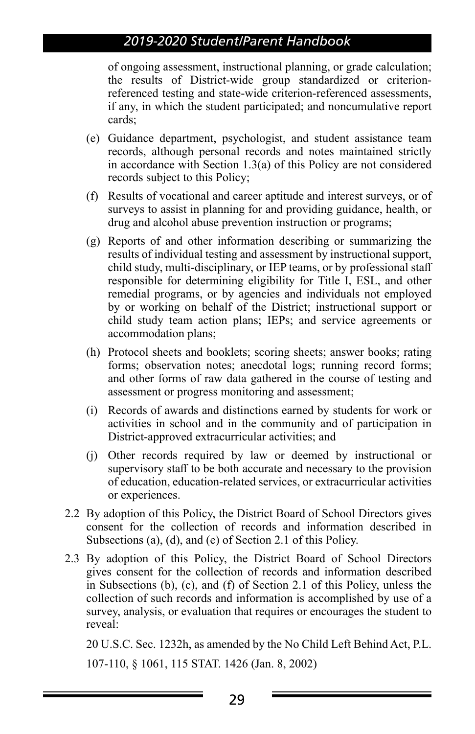of ongoing assessment, instructional planning, or grade calculation; the results of District-wide group standardized or criterion-referenced testing and state-wide criterion-referenced assessments, if any, in which the student participated; and noncumulative report cards;

(e) Guidance department, psychologist, and student assistance team records, although personal records and notes maintained strictly in accordance with Section 1.3(a) of this Policy are not considered records subject to this Policy;

(f) Results of vocational and career aptitude and interest surveys, or of surveys to assist in planning for and providing guidance, health, or drug and alcohol abuse prevention instruction or programs;

(g) Reports of and other information describing or summarizing the results of individual testing and assessment by instructional support, child study, multi-disciplinary, or IEP teams, or by professional staff responsible for determining eligibility for Title I, ESL, and other remedial programs, or by agencies and individuals not employed by or working on behalf of the District; instructional support or child study team action plans; IEPs; and service agreements or accommodation plans;

(h) Protocol sheets and booklets; scoring sheets; answer books; rating forms; observation notes; anecdotal logs; running record forms; and other forms of raw data gathered in the course of testing and assessment or progress monitoring and assessment;

(i) Records of awards and distinctions earned by students for work or activities in school and in the community and of participation in District-approved extracurricular activities; and

(j) Other records required by law or deemed by instructional or supervisory staff to be both accurate and necessary to the provision of education, education-related services, or extracurricular activities or experiences.

2.2 By adoption of this Policy, the District Board of School Directors gives consent for the collection of records and information described in Subsections (a), (d), and (e) of Section 2.1 of this Policy.

2.3 By adoption of this Policy, the District Board of School Directors gives consent for the collection of records and information described in Subsections (b), (c), and (f) of Section 2.1 of this Policy, unless the collection of such records and information is accomplished by use of a survey, analysis, or evaluation that requires or encourages the student to reveal:

20 U.S.C. Sec. 1232h, as amended by the No Child Left Behind Act, P.L. 107-110, § 1061, 115 STAT. 1426 (Jan. 8, 2002)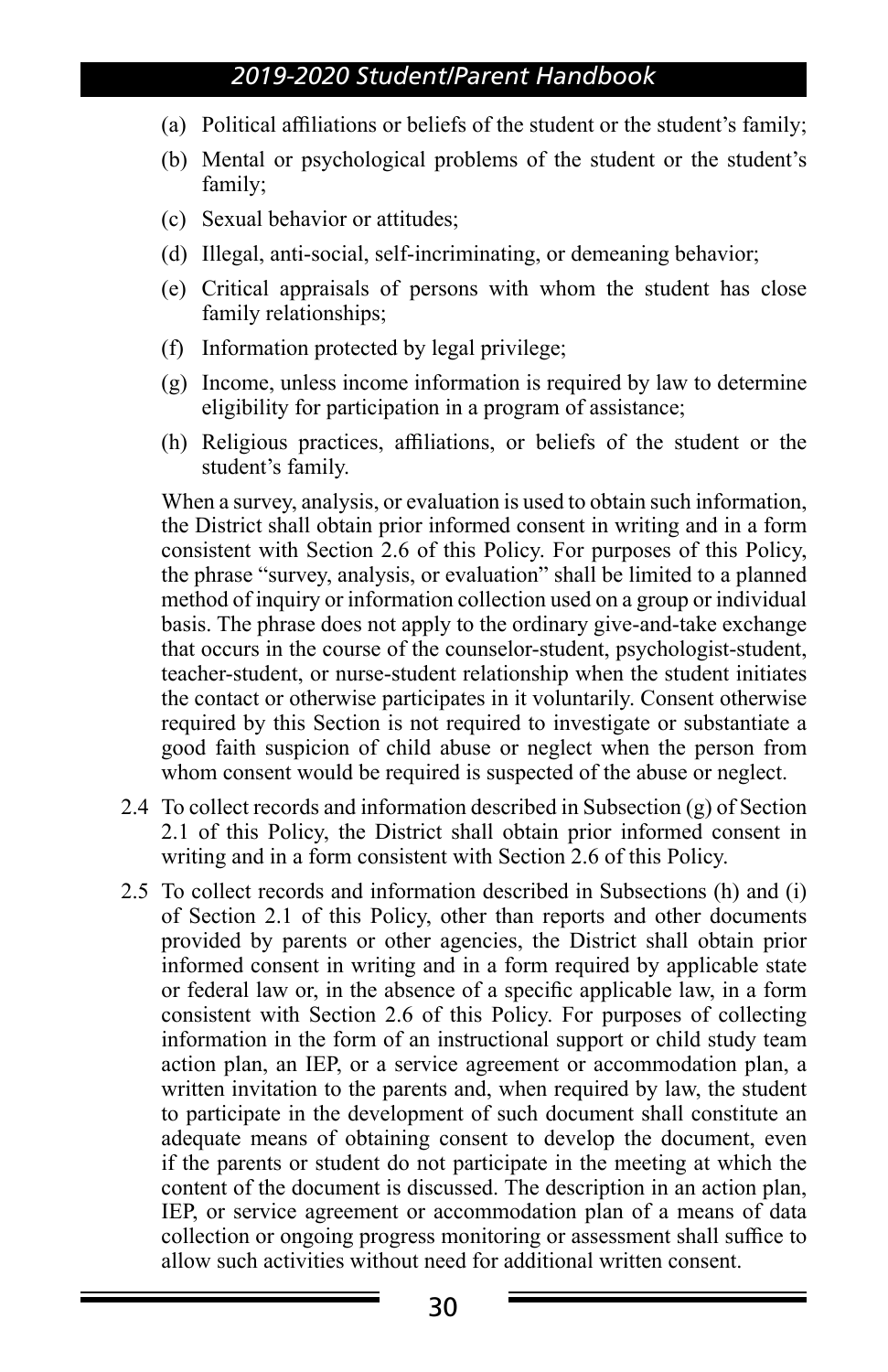(a) Political affiliations or beliefs of the student or the student's family;

(b) Mental or psychological problems of the student or the student's family;

(c) Sexual behavior or attitudes;

(d) Illegal, anti-social, self-incriminating, or demeaning behavior;

(e) Critical appraisals of persons with whom the student has close family relationships;

(f) Information protected by legal privilege;

(g) Income, unless income information is required by law to determine eligibility for participation in a program of assistance;

(h) Religious practices, affiliations, or beliefs of the student or the student's family.

When a survey, analysis, or evaluation is used to obtain such information, the District shall obtain prior informed consent in writing and in a form consistent with Section 2.6 of this Policy. For purposes of this Policy, the phrase "survey, analysis, or evaluation" shall be limited to a planned method of inquiry or information collection used on a group or individual basis. The phrase does not apply to the ordinary give-and-take exchange that occurs in the course of the counselor-student, psychologist-student, teacher-student, or nurse-student relationship when the student initiates the contact or otherwise participates in it voluntarily. Consent otherwise required by this Section is not required to investigate or substantiate a good faith suspicion of child abuse or neglect when the person from whom consent would be required is suspected of the abuse or neglect.

2.4 To collect records and information described in Subsection (g) of Section 2.1 of this Policy, the District shall obtain prior informed consent in writing and in a form consistent with Section 2.6 of this Policy.

2.5 To collect records and information described in Subsections (h) and (i) of Section 2.1 of this Policy, other than reports and other documents provided by parents or other agencies, the District shall obtain prior informed consent in writing and in a form required by applicable state or federal law or, in the absence of a specific applicable law, in a form consistent with Section 2.6 of this Policy. For purposes of collecting information in the form of an instructional support or child study team action plan, an IEP, or a service agreement or accommodation plan, a written invitation to the parents and, when required by law, the student to participate in the development of such document shall constitute an adequate means of obtaining consent to develop the document, even if the parents or student do not participate in the meeting at which the content of the document is discussed. The description in an action plan, IEP, or service agreement or accommodation plan of a means of data collection or ongoing progress monitoring or assessment shall suffice to allow such activities without need for additional written consent.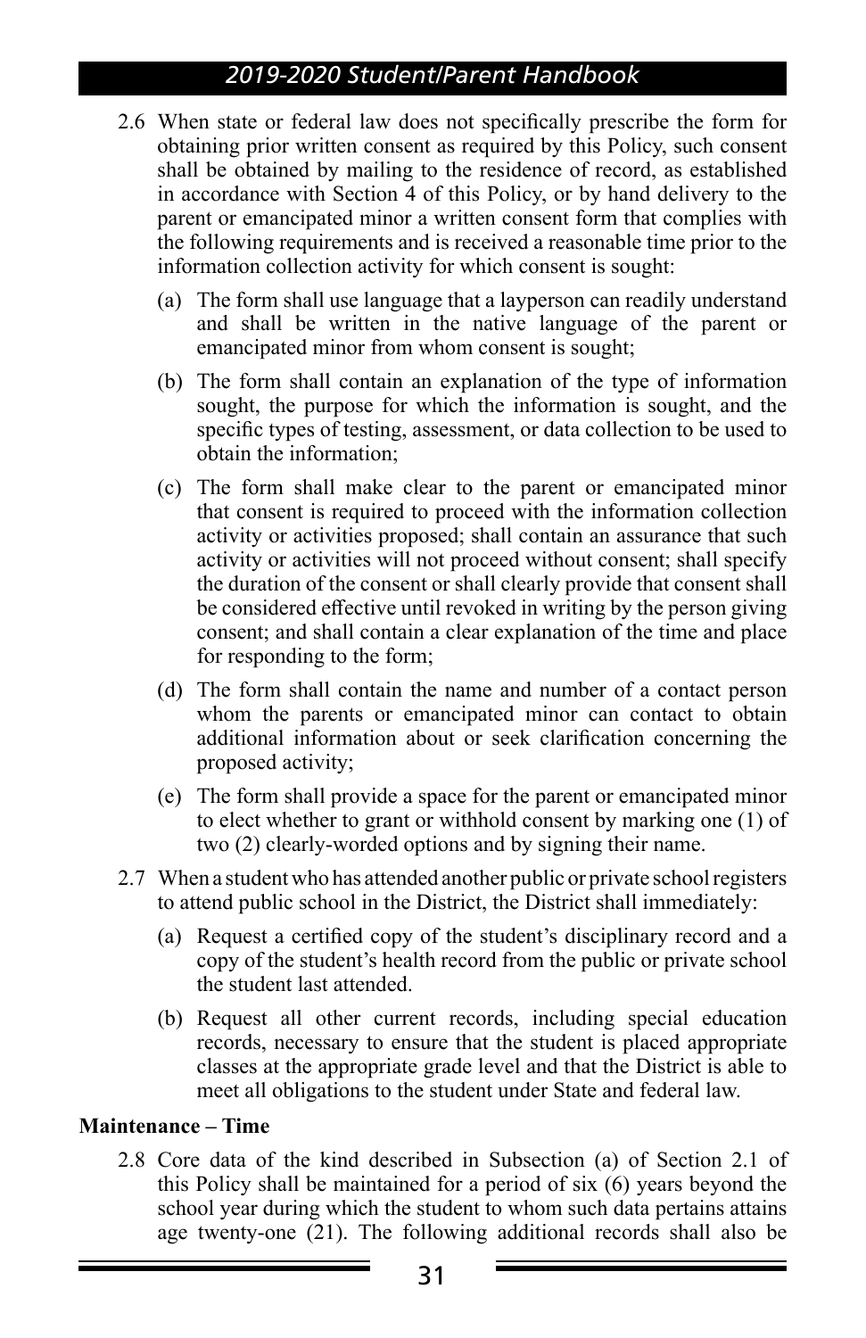2.6 When state or federal law does not specifically prescribe the form for obtaining prior written consent as required by this Policy, such consent shall be obtained by mailing to the residence of record, as established in accordance with Section 4 of this Policy, or by hand delivery to the parent or emancipated minor a written consent form that complies with the following requirements and is received a reasonable time prior to the information collection activity for which consent is sought:

   (a) The form shall use language that a layperson can readily understand and shall be written in the native language of the parent or emancipated minor from whom consent is sought;

   (b) The form shall contain an explanation of the type of information sought, the purpose for which the information is sought, and the specific types of testing, assessment, or data collection to be used to obtain the information;

   (c) The form shall make clear to the parent or emancipated minor that consent is required to proceed with the information collection activity or activities proposed; shall contain an assurance that such activity or activities will not proceed without consent; shall specify the duration of the consent or shall clearly provide that consent shall be considered effective until revoked in writing by the person giving consent; and shall contain a clear explanation of the time and place for responding to the form;

   (d) The form shall contain the name and number of a contact person whom the parents or emancipated minor can contact to obtain additional information about or seek clarification concerning the proposed activity;

   (e) The form shall provide a space for the parent or emancipated minor to elect whether to grant or withhold consent by marking one (1) of two (2) clearly-worded options and by signing their name.

2.7 When a student who has attended another public or private school registers to attend public school in the District, the District shall immediately:

   (a) Request a certified copy of the student's disciplinary record and a copy of the student's health record from the public or private school the student last attended.

   (b) Request all other current records, including special education records, necessary to ensure that the student is placed appropriate classes at the appropriate grade level and that the District is able to meet all obligations to the student under State and federal law.

**Maintenance – Time**

2.8 Core data of the kind described in Subsection (a) of Section 2.1 of this Policy shall be maintained for a period of six (6) years beyond the school year during which the student to whom such data pertains attains age twenty-one (21). The following additional records shall also be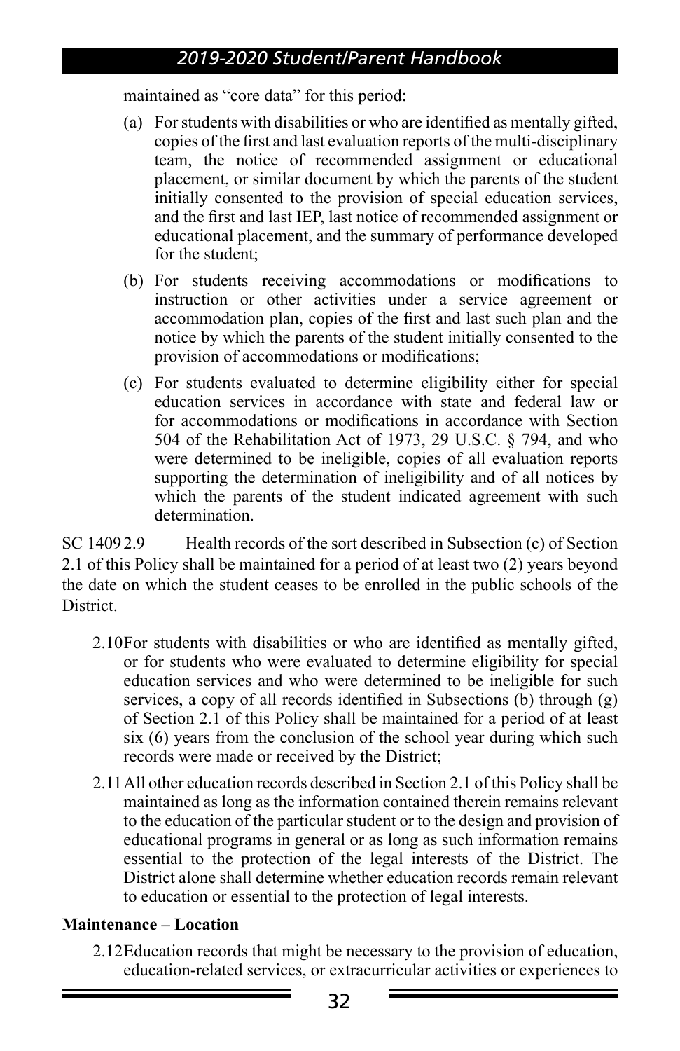maintained as "core data" for this period:

(a) For students with disabilities or who are identified as mentally gifted, copies of the first and last evaluation reports of the multi-disciplinary team, the notice of recommended assignment or educational placement, or similar document by which the parents of the student initially consented to the provision of special education services, and the first and last IEP, last notice of recommended assignment or educational placement, and the summary of performance developed for the student;

(b) For students receiving accommodations or modifications to instruction or other activities under a service agreement or accommodation plan, copies of the first and last such plan and the notice by which the parents of the student initially consented to the provision of accommodations or modifications;

(c) For students evaluated to determine eligibility either for special education services in accordance with state and federal law or for accommodations or modifications in accordance with Section 504 of the Rehabilitation Act of 1973, 29 U.S.C. § 794, and who were determined to be ineligible, copies of all evaluation reports supporting the determination of ineligibility and of all notices by which the parents of the student indicated agreement with such determination.

SC 1409 2.9 Health records of the sort described in Subsection (c) of Section 2.1 of this Policy shall be maintained for a period of at least two (2) years beyond the date on which the student ceases to be enrolled in the public schools of the District.

2.10 For students with disabilities or who are identified as mentally gifted, or for students who were evaluated to determine eligibility for special education services and who were determined to be ineligible for such services, a copy of all records identified in Subsections (b) through (g) of Section 2.1 of this Policy shall be maintained for a period of at least six (6) years from the conclusion of the school year during which such records were made or received by the District;

2.11 All other education records described in Section 2.1 of this Policy shall be maintained as long as the information contained therein remains relevant to the education of the particular student or to the design and provision of educational programs in general or as long as such information remains essential to the protection of the legal interests of the District. The District alone shall determine whether education records remain relevant to education or essential to the protection of legal interests.

**Maintenance – Location**

2.12 Education records that might be necessary to the provision of education, education-related services, or extracurricular activities or experiences to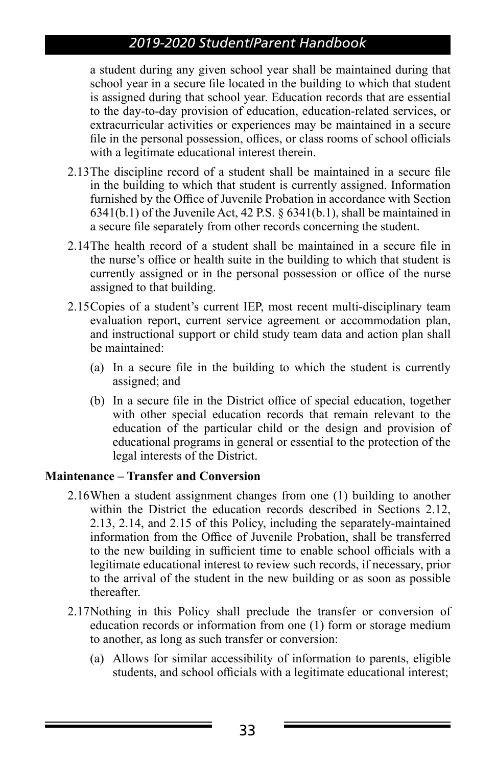a student during any given school year shall be maintained during that school year in a secure file located in the building to which that student is assigned during that school year. Education records that are essential to the day-to-day provision of education, education-related services, or extracurricular activities or experiences may be maintained in a secure file in the personal possession, offices, or class rooms of school officials with a legitimate educational interest therein.

2.13 The discipline record of a student shall be maintained in a secure file in the building to which that student is currently assigned. Information furnished by the Office of Juvenile Probation in accordance with Section 6341(b.1) of the Juvenile Act, 42 P.S. § 6341(b.1), shall be maintained in a secure file separately from other records concerning the student.

2.14 The health record of a student shall be maintained in a secure file in the nurse's office or health suite in the building to which that student is currently assigned or in the personal possession or office of the nurse assigned to that building.

2.15 Copies of a student's current IEP, most recent multi-disciplinary team evaluation report, current service agreement or accommodation plan, and instructional support or child study team data and action plan shall be maintained:

(a) In a secure file in the building to which the student is currently assigned; and

(b) In a secure file in the District office of special education, together with other special education records that remain relevant to the education of the particular child or the design and provision of educational programs in general or essential to the protection of the legal interests of the District.

**Maintenance – Transfer and Conversion**

2.16 When a student assignment changes from one (1) building to another within the District the education records described in Sections 2.12, 2.13, 2.14, and 2.15 of this Policy, including the separately-maintained information from the Office of Juvenile Probation, shall be transferred to the new building in sufficient time to enable school officials with a legitimate educational interest to review such records, if necessary, prior to the arrival of the student in the new building or as soon as possible thereafter.

2.17 Nothing in this Policy shall preclude the transfer or conversion of education records or information from one (1) form or storage medium to another, as long as such transfer or conversion:

(a) Allows for similar accessibility of information to parents, eligible students, and school officials with a legitimate educational interest;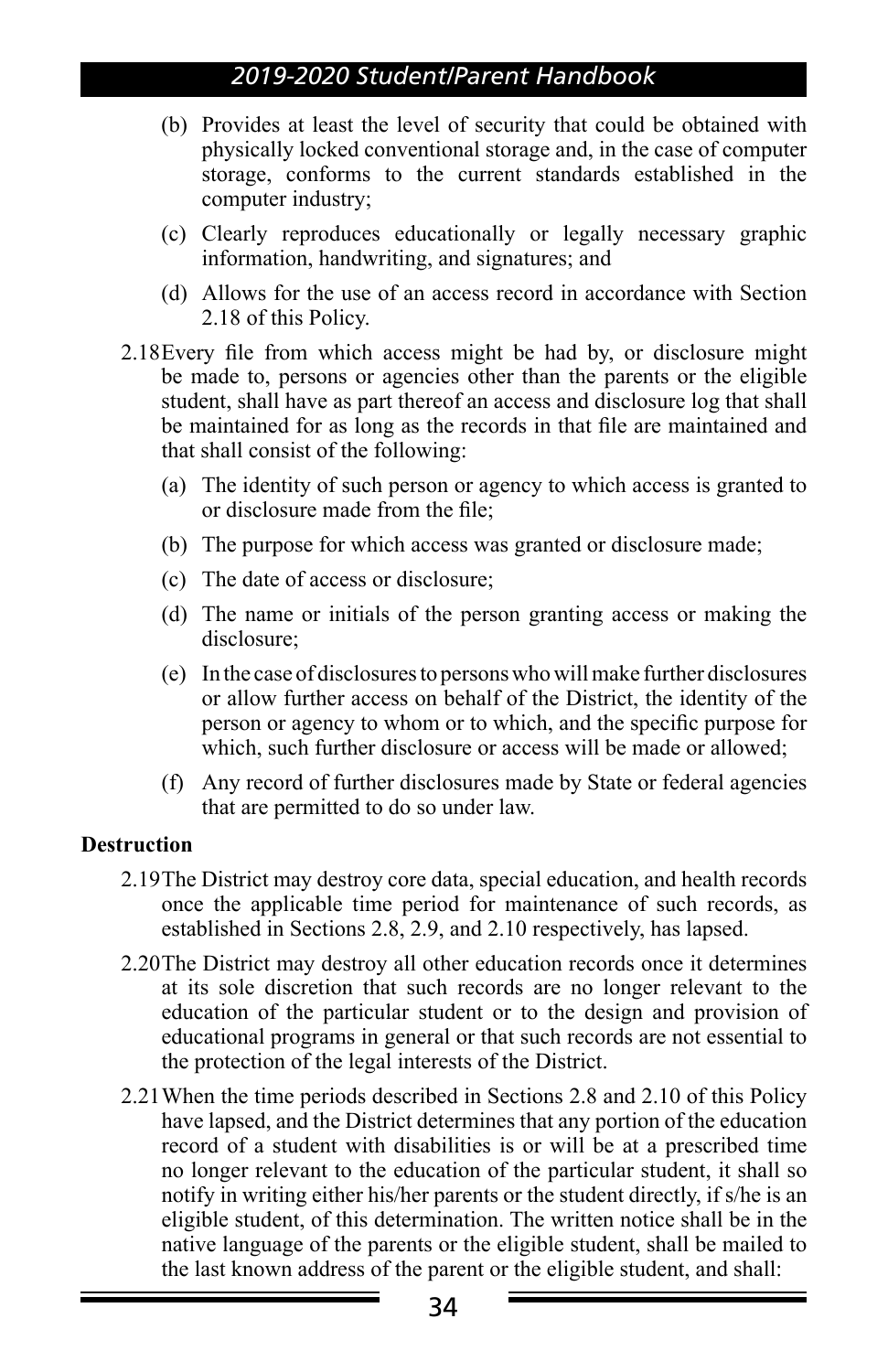(b) Provides at least the level of security that could be obtained with physically locked conventional storage and, in the case of computer storage, conforms to the current standards established in the computer industry;

(c) Clearly reproduces educationally or legally necessary graphic information, handwriting, and signatures; and

(d) Allows for the use of an access record in accordance with Section 2.18 of this Policy.

2.18 Every file from which access might be had by, or disclosure might be made to, persons or agencies other than the parents or the eligible student, shall have as part thereof an access and disclosure log that shall be maintained for as long as the records in that file are maintained and that shall consist of the following:

(a) The identity of such person or agency to which access is granted to or disclosure made from the file;

(b) The purpose for which access was granted or disclosure made;

(c) The date of access or disclosure;

(d) The name or initials of the person granting access or making the disclosure;

(e) In the case of disclosures to persons who will make further disclosures or allow further access on behalf of the District, the identity of the person or agency to whom or to which, and the specific purpose for which, such further disclosure or access will be made or allowed;

(f) Any record of further disclosures made by State or federal agencies that are permitted to do so under law.

**Destruction**

2.19 The District may destroy core data, special education, and health records once the applicable time period for maintenance of such records, as established in Sections 2.8, 2.9, and 2.10 respectively, has lapsed.

2.20 The District may destroy all other education records once it determines at its sole discretion that such records are no longer relevant to the education of the particular student or to the design and provision of educational programs in general or that such records are not essential to the protection of the legal interests of the District.

2.21 When the time periods described in Sections 2.8 and 2.10 of this Policy have lapsed, and the District determines that any portion of the education record of a student with disabilities is or will be at a prescribed time no longer relevant to the education of the particular student, it shall so notify in writing either his/her parents or the student directly, if s/he is an eligible student, of this determination. The written notice shall be in the native language of the parents or the eligible student, shall be mailed to the last known address of the parent or the eligible student, and shall: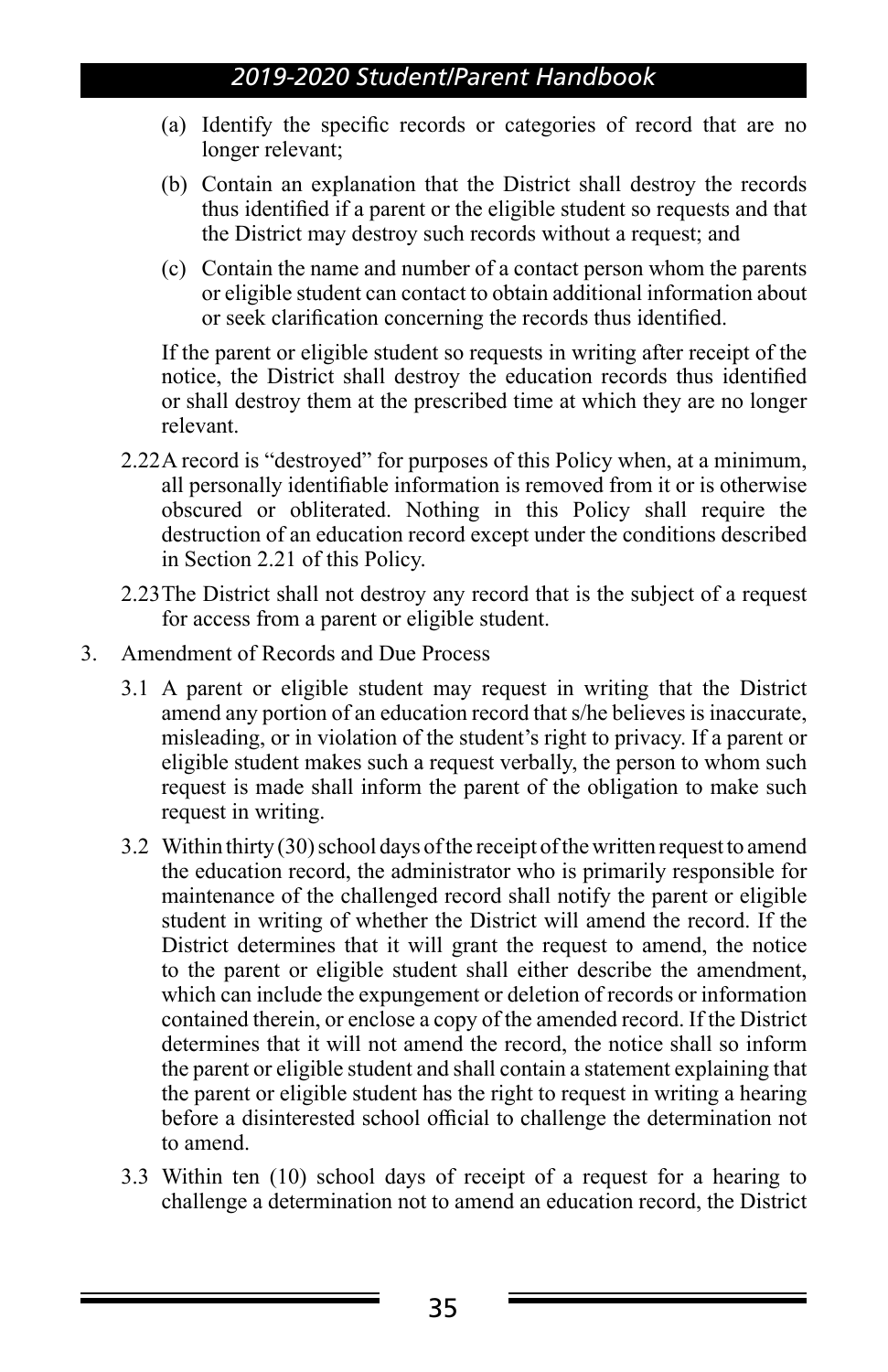(a) Identify the specific records or categories of record that are no longer relevant;

(b) Contain an explanation that the District shall destroy the records thus identified if a parent or the eligible student so requests and that the District may destroy such records without a request; and

(c) Contain the name and number of a contact person whom the parents or eligible student can contact to obtain additional information about or seek clarification concerning the records thus identified.

If the parent or eligible student so requests in writing after receipt of the notice, the District shall destroy the education records thus identified or shall destroy them at the prescribed time at which they are no longer relevant.

2.22 A record is "destroyed" for purposes of this Policy when, at a minimum, all personally identifiable information is removed from it or is otherwise obscured or obliterated. Nothing in this Policy shall require the destruction of an education record except under the conditions described in Section 2.21 of this Policy.

2.23 The District shall not destroy any record that is the subject of a request for access from a parent or eligible student.

3. Amendment of Records and Due Process

3.1 A parent or eligible student may request in writing that the District amend any portion of an education record that s/he believes is inaccurate, misleading, or in violation of the student's right to privacy. If a parent or eligible student makes such a request verbally, the person to whom such request is made shall inform the parent of the obligation to make such request in writing.

3.2 Within thirty (30) school days of the receipt of the written request to amend the education record, the administrator who is primarily responsible for maintenance of the challenged record shall notify the parent or eligible student in writing of whether the District will amend the record. If the District determines that it will grant the request to amend, the notice to the parent or eligible student shall either describe the amendment, which can include the expungement or deletion of records or information contained therein, or enclose a copy of the amended record. If the District determines that it will not amend the record, the notice shall so inform the parent or eligible student and shall contain a statement explaining that the parent or eligible student has the right to request in writing a hearing before a disinterested school official to challenge the determination not to amend.

3.3 Within ten (10) school days of receipt of a request for a hearing to challenge a determination not to amend an education record, the District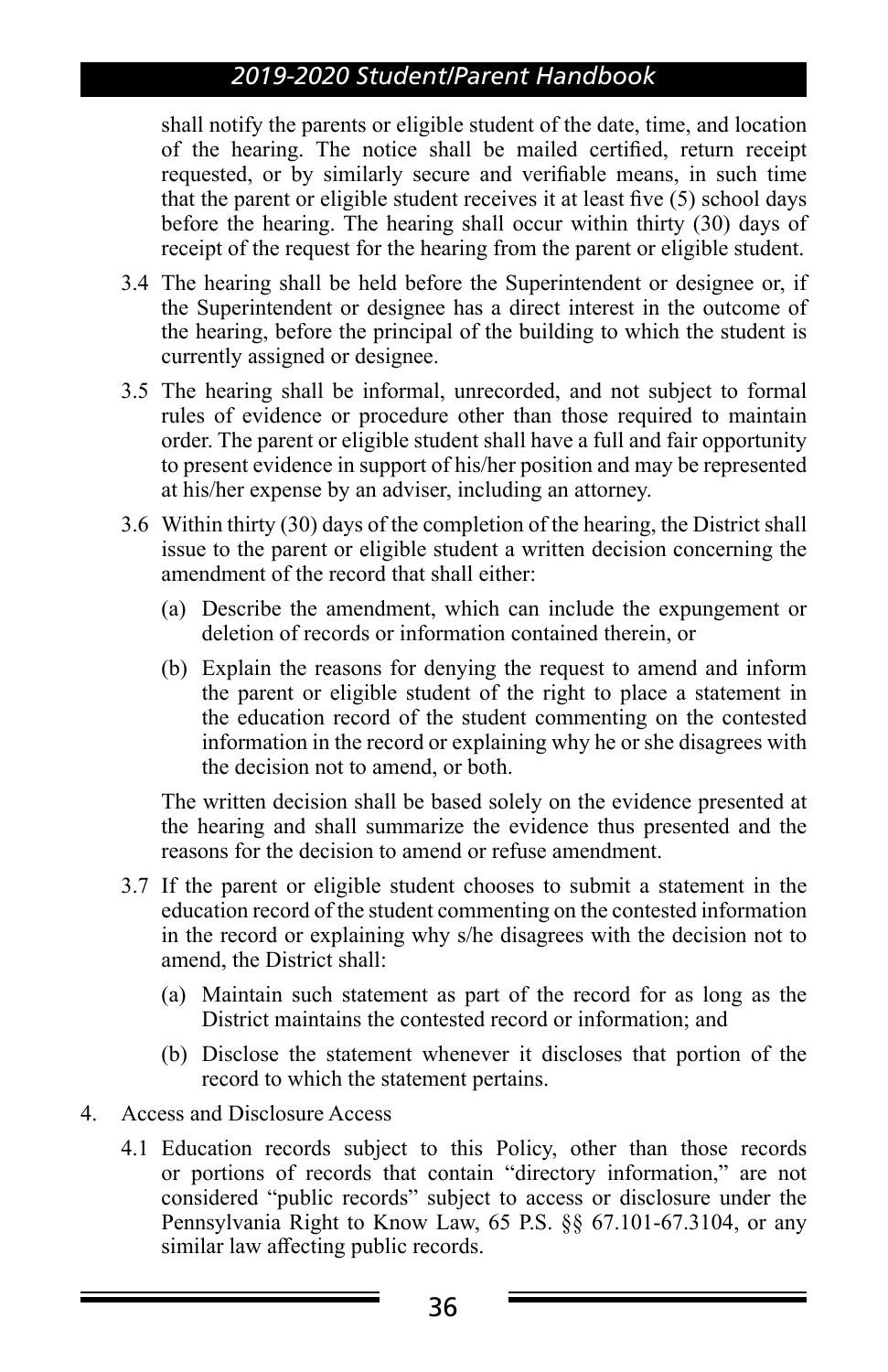shall notify the parents or eligible student of the date, time, and location of the hearing. The notice shall be mailed certified, return receipt requested, or by similarly secure and verifiable means, in such time that the parent or eligible student receives it at least five (5) school days before the hearing. The hearing shall occur within thirty (30) days of receipt of the request for the hearing from the parent or eligible student.

3.4 The hearing shall be held before the Superintendent or designee or, if the Superintendent or designee has a direct interest in the outcome of the hearing, before the principal of the building to which the student is currently assigned or designee.

3.5 The hearing shall be informal, unrecorded, and not subject to formal rules of evidence or procedure other than those required to maintain order. The parent or eligible student shall have a full and fair opportunity to present evidence in support of his/her position and may be represented at his/her expense by an adviser, including an attorney.

3.6 Within thirty (30) days of the completion of the hearing, the District shall issue to the parent or eligible student a written decision concerning the amendment of the record that shall either:

(a) Describe the amendment, which can include the expungement or deletion of records or information contained therein, or

(b) Explain the reasons for denying the request to amend and inform the parent or eligible student of the right to place a statement in the education record of the student commenting on the contested information in the record or explaining why he or she disagrees with the decision not to amend, or both.

The written decision shall be based solely on the evidence presented at the hearing and shall summarize the evidence thus presented and the reasons for the decision to amend or refuse amendment.

3.7 If the parent or eligible student chooses to submit a statement in the education record of the student commenting on the contested information in the record or explaining why s/he disagrees with the decision not to amend, the District shall:

(a) Maintain such statement as part of the record for as long as the District maintains the contested record or information; and

(b) Disclose the statement whenever it discloses that portion of the record to which the statement pertains.

4. Access and Disclosure Access

4.1 Education records subject to this Policy, other than those records or portions of records that contain "directory information," are not considered "public records" subject to access or disclosure under the Pennsylvania Right to Know Law, 65 P.S. §§ 67.101-67.3104, or any similar law affecting public records.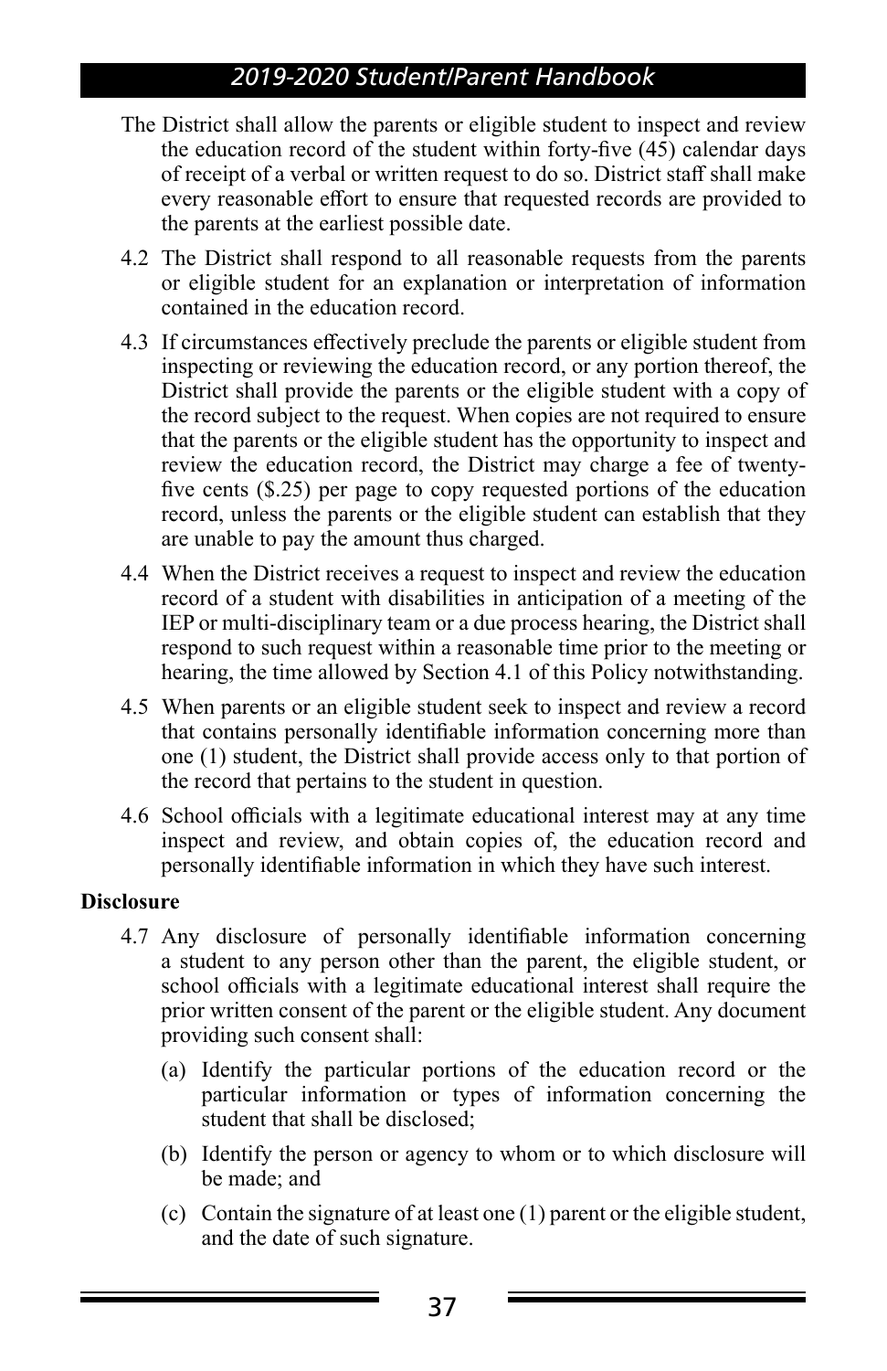The District shall allow the parents or eligible student to inspect and review the education record of the student within forty-five (45) calendar days of receipt of a verbal or written request to do so. District staff shall make every reasonable effort to ensure that requested records are provided to the parents at the earliest possible date.

4.2 The District shall respond to all reasonable requests from the parents or eligible student for an explanation or interpretation of information contained in the education record.

4.3 If circumstances effectively preclude the parents or eligible student from inspecting or reviewing the education record, or any portion thereof, the District shall provide the parents or the eligible student with a copy of the record subject to the request. When copies are not required to ensure that the parents or the eligible student has the opportunity to inspect and review the education record, the District may charge a fee of twenty-five cents ($.25) per page to copy requested portions of the education record, unless the parents or the eligible student can establish that they are unable to pay the amount thus charged.

4.4 When the District receives a request to inspect and review the education record of a student with disabilities in anticipation of a meeting of the IEP or multi-disciplinary team or a due process hearing, the District shall respond to such request within a reasonable time prior to the meeting or hearing, the time allowed by Section 4.1 of this Policy notwithstanding.

4.5 When parents or an eligible student seek to inspect and review a record that contains personally identifiable information concerning more than one (1) student, the District shall provide access only to that portion of the record that pertains to the student in question.

4.6 School officials with a legitimate educational interest may at any time inspect and review, and obtain copies of, the education record and personally identifiable information in which they have such interest.

**Disclosure**

4.7 Any disclosure of personally identifiable information concerning a student to any person other than the parent, the eligible student, or school officials with a legitimate educational interest shall require the prior written consent of the parent or the eligible student. Any document providing such consent shall:

(a) Identify the particular portions of the education record or the particular information or types of information concerning the student that shall be disclosed;

(b) Identify the person or agency to whom or to which disclosure will be made; and

(c) Contain the signature of at least one (1) parent or the eligible student, and the date of such signature.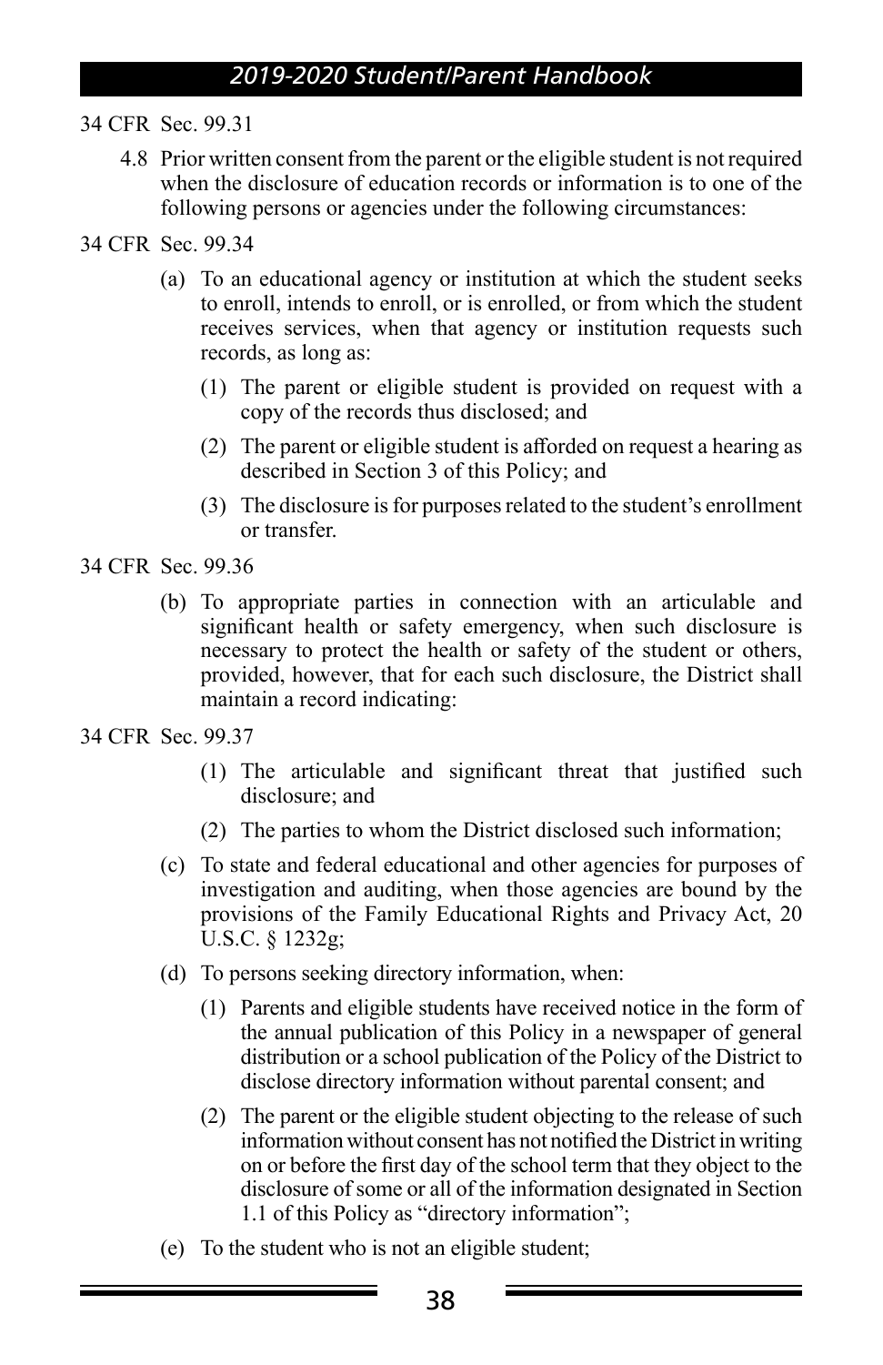34 CFR Sec. 99.31

4.8 Prior written consent from the parent or the eligible student is not required when the disclosure of education records or information is to one of the following persons or agencies under the following circumstances:

34 CFR Sec. 99.34

(a) To an educational agency or institution at which the student seeks to enroll, intends to enroll, or is enrolled, or from which the student receives services, when that agency or institution requests such records, as long as:

(1) The parent or eligible student is provided on request with a copy of the records thus disclosed; and

(2) The parent or eligible student is afforded on request a hearing as described in Section 3 of this Policy; and

(3) The disclosure is for purposes related to the student's enrollment or transfer.

34 CFR Sec. 99.36

(b) To appropriate parties in connection with an articulable and significant health or safety emergency, when such disclosure is necessary to protect the health or safety of the student or others, provided, however, that for each such disclosure, the District shall maintain a record indicating:

34 CFR Sec. 99.37

(1) The articulable and significant threat that justified such disclosure; and

(2) The parties to whom the District disclosed such information;

(c) To state and federal educational and other agencies for purposes of investigation and auditing, when those agencies are bound by the provisions of the Family Educational Rights and Privacy Act, 20 U.S.C. § 1232g;

(d) To persons seeking directory information, when:

(1) Parents and eligible students have received notice in the form of the annual publication of this Policy in a newspaper of general distribution or a school publication of the Policy of the District to disclose directory information without parental consent; and

(2) The parent or the eligible student objecting to the release of such information without consent has not notified the District in writing on or before the first day of the school term that they object to the disclosure of some or all of the information designated in Section 1.1 of this Policy as "directory information";

(e) To the student who is not an eligible student;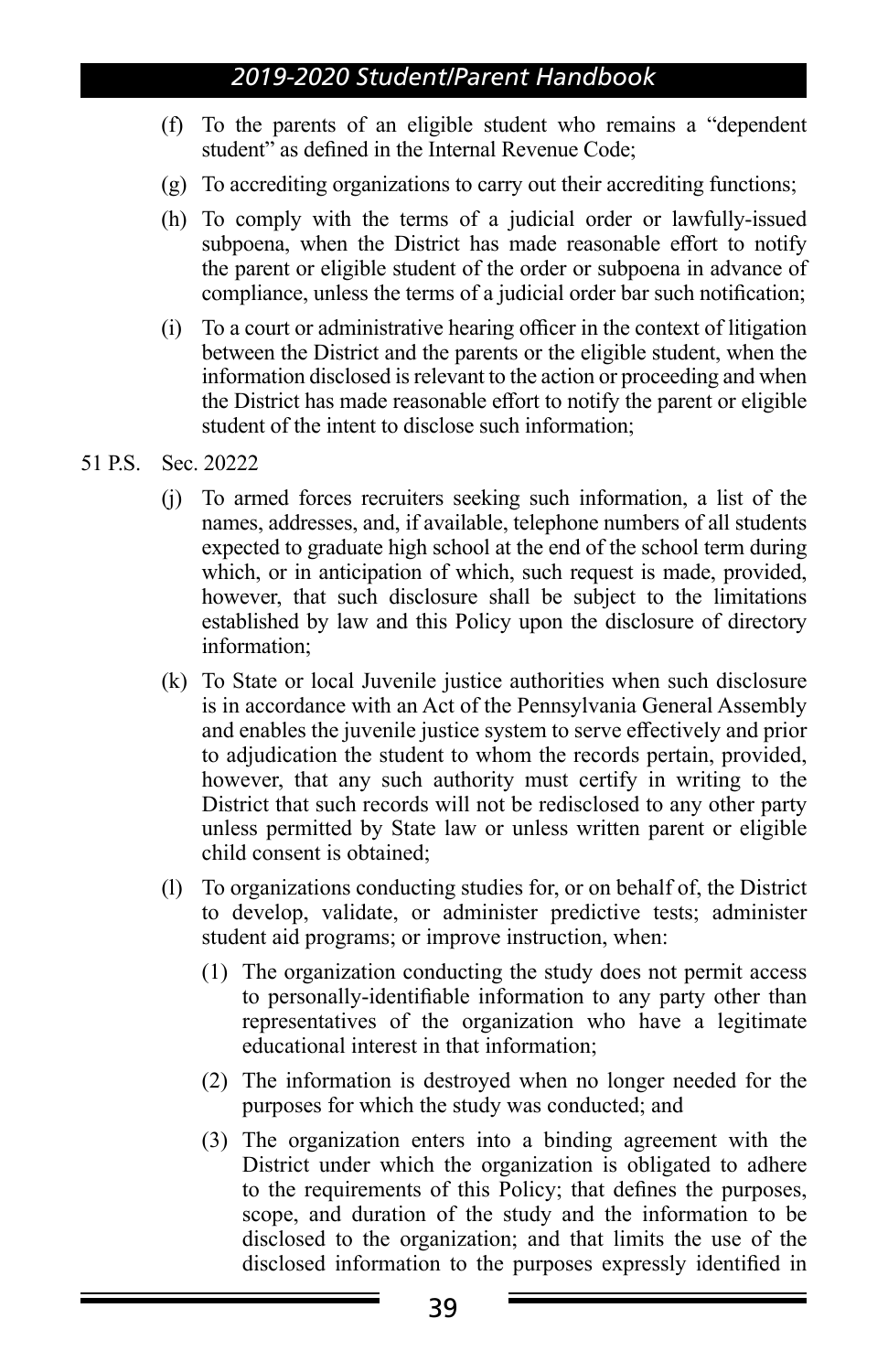(f) To the parents of an eligible student who remains a "dependent student" as defined in the Internal Revenue Code;

(g) To accrediting organizations to carry out their accrediting functions;

(h) To comply with the terms of a judicial order or lawfully-issued subpoena, when the District has made reasonable effort to notify the parent or eligible student of the order or subpoena in advance of compliance, unless the terms of a judicial order bar such notification;

(i) To a court or administrative hearing officer in the context of litigation between the District and the parents or the eligible student, when the information disclosed is relevant to the action or proceeding and when the District has made reasonable effort to notify the parent or eligible student of the intent to disclose such information;

51 P.S. Sec. 20222

(j) To armed forces recruiters seeking such information, a list of the names, addresses, and, if available, telephone numbers of all students expected to graduate high school at the end of the school term during which, or in anticipation of which, such request is made, provided, however, that such disclosure shall be subject to the limitations established by law and this Policy upon the disclosure of directory information;

(k) To State or local Juvenile justice authorities when such disclosure is in accordance with an Act of the Pennsylvania General Assembly and enables the juvenile justice system to serve effectively and prior to adjudication the student to whom the records pertain, provided, however, that any such authority must certify in writing to the District that such records will not be redisclosed to any other party unless permitted by State law or unless written parent or eligible child consent is obtained;

(l) To organizations conducting studies for, or on behalf of, the District to develop, validate, or administer predictive tests; administer student aid programs; or improve instruction, when:

   (1) The organization conducting the study does not permit access to personally-identifiable information to any party other than representatives of the organization who have a legitimate educational interest in that information;

   (2) The information is destroyed when no longer needed for the purposes for which the study was conducted; and

   (3) The organization enters into a binding agreement with the District under which the organization is obligated to adhere to the requirements of this Policy; that defines the purposes, scope, and duration of the study and the information to be disclosed to the organization; and that limits the use of the disclosed information to the purposes expressly identified in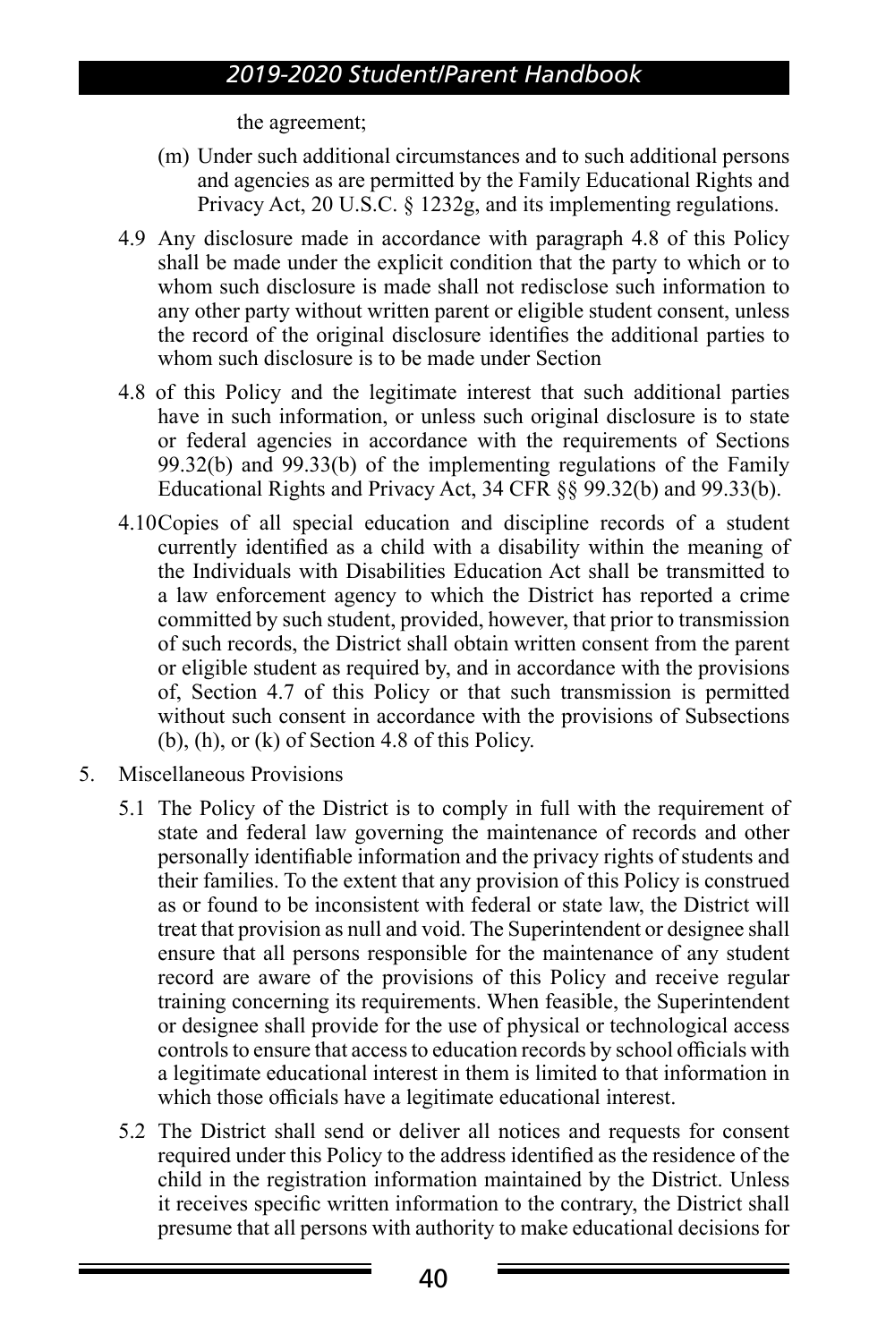the agreement;

(m) Under such additional circumstances and to such additional persons and agencies as are permitted by the Family Educational Rights and Privacy Act, 20 U.S.C. § 1232g, and its implementing regulations.

4.9 Any disclosure made in accordance with paragraph 4.8 of this Policy shall be made under the explicit condition that the party to which or to whom such disclosure is made shall not redisclose such information to any other party without written parent or eligible student consent, unless the record of the original disclosure identifies the additional parties to whom such disclosure is to be made under Section

4.8 of this Policy and the legitimate interest that such additional parties have in such information, or unless such original disclosure is to state or federal agencies in accordance with the requirements of Sections 99.32(b) and 99.33(b) of the implementing regulations of the Family Educational Rights and Privacy Act, 34 CFR §§ 99.32(b) and 99.33(b).

4.10 Copies of all special education and discipline records of a student currently identified as a child with a disability within the meaning of the Individuals with Disabilities Education Act shall be transmitted to a law enforcement agency to which the District has reported a crime committed by such student, provided, however, that prior to transmission of such records, the District shall obtain written consent from the parent or eligible student as required by, and in accordance with the provisions of, Section 4.7 of this Policy or that such transmission is permitted without such consent in accordance with the provisions of Subsections (b), (h), or (k) of Section 4.8 of this Policy.

5. Miscellaneous Provisions

5.1 The Policy of the District is to comply in full with the requirement of state and federal law governing the maintenance of records and other personally identifiable information and the privacy rights of students and their families. To the extent that any provision of this Policy is construed as or found to be inconsistent with federal or state law, the District will treat that provision as null and void. The Superintendent or designee shall ensure that all persons responsible for the maintenance of any student record are aware of the provisions of this Policy and receive regular training concerning its requirements. When feasible, the Superintendent or designee shall provide for the use of physical or technological access controls to ensure that access to education records by school officials with a legitimate educational interest in them is limited to that information in which those officials have a legitimate educational interest.

5.2 The District shall send or deliver all notices and requests for consent required under this Policy to the address identified as the residence of the child in the registration information maintained by the District. Unless it receives specific written information to the contrary, the District shall presume that all persons with authority to make educational decisions for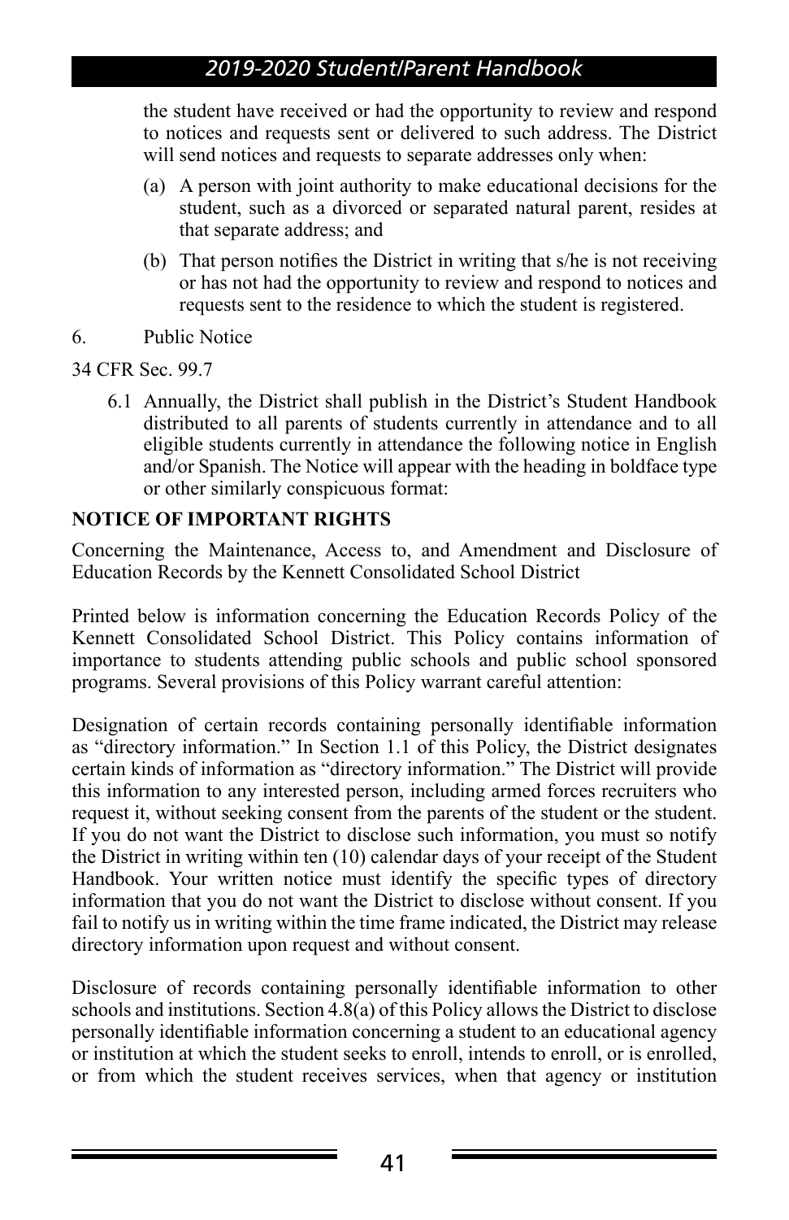the student have received or had the opportunity to review and respond to notices and requests sent or delivered to such address. The District will send notices and requests to separate addresses only when:

(a) A person with joint authority to make educational decisions for the student, such as a divorced or separated natural parent, resides at that separate address; and

(b) That person notifies the District in writing that s/he is not receiving or has not had the opportunity to review and respond to notices and requests sent to the residence to which the student is registered.

6. Public Notice

34 CFR Sec. 99.7

6.1 Annually, the District shall publish in the District's Student Handbook distributed to all parents of students currently in attendance and to all eligible students currently in attendance the following notice in English and/or Spanish. The Notice will appear with the heading in boldface type or other similarly conspicuous format:

**NOTICE OF IMPORTANT RIGHTS**

Concerning the Maintenance, Access to, and Amendment and Disclosure of Education Records by the Kennett Consolidated School District

Printed below is information concerning the Education Records Policy of the Kennett Consolidated School District. This Policy contains information of importance to students attending public schools and public school sponsored programs. Several provisions of this Policy warrant careful attention:

Designation of certain records containing personally identifiable information as "directory information." In Section 1.1 of this Policy, the District designates certain kinds of information as "directory information." The District will provide this information to any interested person, including armed forces recruiters who request it, without seeking consent from the parents of the student or the student. If you do not want the District to disclose such information, you must so notify the District in writing within ten (10) calendar days of your receipt of the Student Handbook. Your written notice must identify the specific types of directory information that you do not want the District to disclose without consent. If you fail to notify us in writing within the time frame indicated, the District may release directory information upon request and without consent.

Disclosure of records containing personally identifiable information to other schools and institutions. Section 4.8(a) of this Policy allows the District to disclose personally identifiable information concerning a student to an educational agency or institution at which the student seeks to enroll, intends to enroll, or is enrolled, or from which the student receives services, when that agency or institution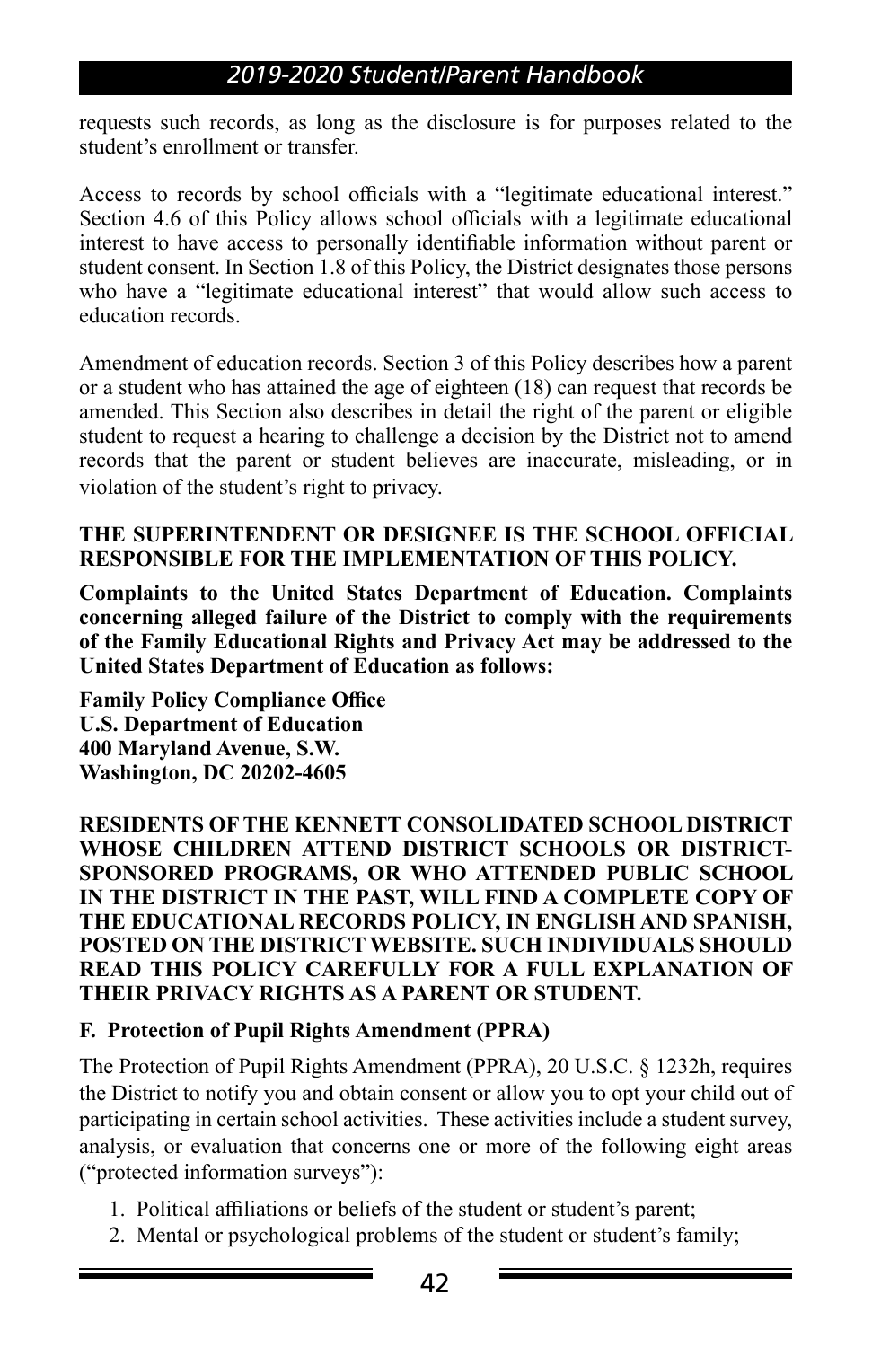requests such records, as long as the disclosure is for purposes related to the student's enrollment or transfer.

Access to records by school officials with a "legitimate educational interest." Section 4.6 of this Policy allows school officials with a legitimate educational interest to have access to personally identifiable information without parent or student consent. In Section 1.8 of this Policy, the District designates those persons who have a "legitimate educational interest" that would allow such access to education records.

Amendment of education records. Section 3 of this Policy describes how a parent or a student who has attained the age of eighteen (18) can request that records be amended. This Section also describes in detail the right of the parent or eligible student to request a hearing to challenge a decision by the District not to amend records that the parent or student believes are inaccurate, misleading, or in violation of the student's right to privacy.

**THE SUPERINTENDENT OR DESIGNEE IS THE SCHOOL OFFICIAL RESPONSIBLE FOR THE IMPLEMENTATION OF THIS POLICY.**

**Complaints to the United States Department of Education. Complaints concerning alleged failure of the District to comply with the requirements of the Family Educational Rights and Privacy Act may be addressed to the United States Department of Education as follows:**

**Family Policy Compliance Office**
**U.S. Department of Education**
**400 Maryland Avenue, S.W.**
**Washington, DC 20202-4605**

**RESIDENTS OF THE KENNETT CONSOLIDATED SCHOOL DISTRICT WHOSE CHILDREN ATTEND DISTRICT SCHOOLS OR DISTRICT-SPONSORED PROGRAMS, OR WHO ATTENDED PUBLIC SCHOOL IN THE DISTRICT IN THE PAST, WILL FIND A COMPLETE COPY OF THE EDUCATIONAL RECORDS POLICY, IN ENGLISH AND SPANISH, POSTED ON THE DISTRICT WEBSITE. SUCH INDIVIDUALS SHOULD READ THIS POLICY CAREFULLY FOR A FULL EXPLANATION OF THEIR PRIVACY RIGHTS AS A PARENT OR STUDENT.**

### F. Protection of Pupil Rights Amendment (PPRA)

The Protection of Pupil Rights Amendment (PPRA), 20 U.S.C. § 1232h, requires the District to notify you and obtain consent or allow you to opt your child out of participating in certain school activities. These activities include a student survey, analysis, or evaluation that concerns one or more of the following eight areas ("protected information surveys"):

1. Political affiliations or beliefs of the student or student's parent;
2. Mental or psychological problems of the student or student's family;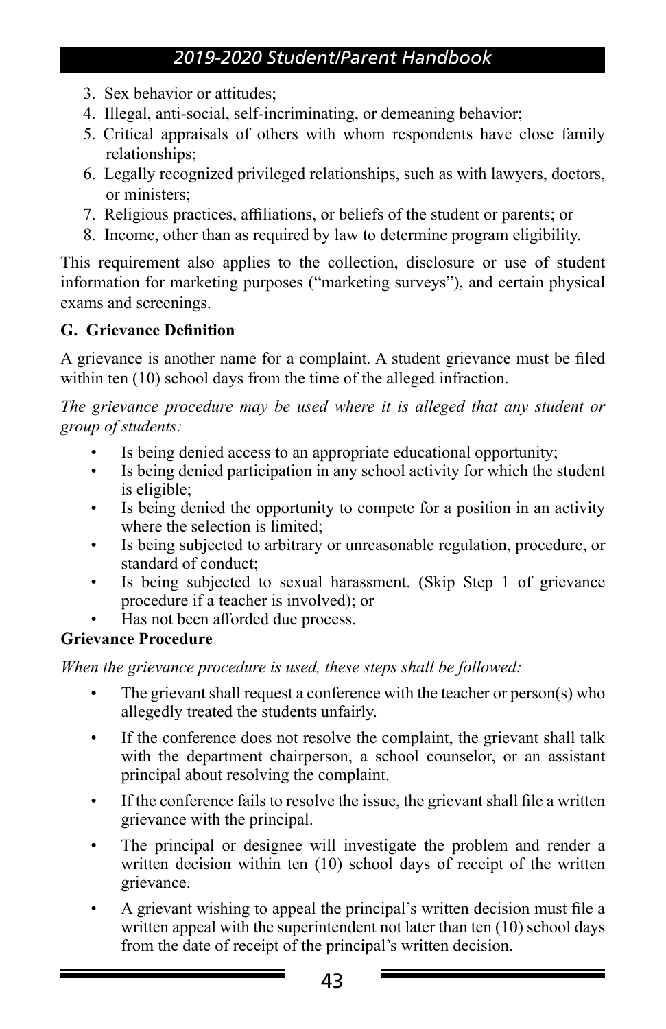3. Sex behavior or attitudes;
4. Illegal, anti-social, self-incriminating, or demeaning behavior;
5. Critical appraisals of others with whom respondents have close family relationships;
6. Legally recognized privileged relationships, such as with lawyers, doctors, or ministers;
7. Religious practices, affiliations, or beliefs of the student or parents; or
8. Income, other than as required by law to determine program eligibility.

This requirement also applies to the collection, disclosure or use of student information for marketing purposes ("marketing surveys"), and certain physical exams and screenings.

**G. Grievance Definition**

A grievance is another name for a complaint. A student grievance must be filed within ten (10) school days from the time of the alleged infraction.

*The grievance procedure may be used where it is alleged that any student or group of students:*

- Is being denied access to an appropriate educational opportunity;
- Is being denied participation in any school activity for which the student is eligible;
- Is being denied the opportunity to compete for a position in an activity where the selection is limited;
- Is being subjected to arbitrary or unreasonable regulation, procedure, or standard of conduct;
- Is being subjected to sexual harassment. (Skip Step 1 of grievance procedure if a teacher is involved); or
- Has not been afforded due process.

**Grievance Procedure**

*When the grievance procedure is used, these steps shall be followed:*

- The grievant shall request a conference with the teacher or person(s) who allegedly treated the students unfairly.
- If the conference does not resolve the complaint, the grievant shall talk with the department chairperson, a school counselor, or an assistant principal about resolving the complaint.
- If the conference fails to resolve the issue, the grievant shall file a written grievance with the principal.
- The principal or designee will investigate the problem and render a written decision within ten (10) school days of receipt of the written grievance.
- A grievant wishing to appeal the principal's written decision must file a written appeal with the superintendent not later than ten (10) school days from the date of receipt of the principal's written decision.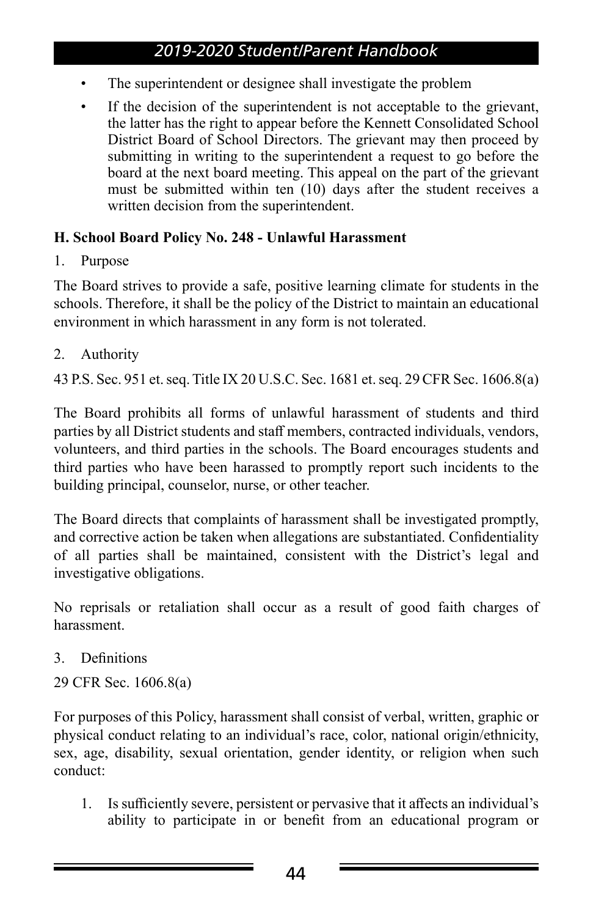- The superintendent or designee shall investigate the problem
- If the decision of the superintendent is not acceptable to the grievant, the latter has the right to appear before the Kennett Consolidated School District Board of School Directors. The grievant may then proceed by submitting in writing to the superintendent a request to go before the board at the next board meeting. This appeal on the part of the grievant must be submitted within ten (10) days after the student receives a written decision from the superintendent.

**H. School Board Policy No. 248 - Unlawful Harassment**

1. Purpose

The Board strives to provide a safe, positive learning climate for students in the schools. Therefore, it shall be the policy of the District to maintain an educational environment in which harassment in any form is not tolerated.

2. Authority

43 P.S. Sec. 951 et. seq. Title IX 20 U.S.C. Sec. 1681 et. seq. 29 CFR Sec. 1606.8(a)

The Board prohibits all forms of unlawful harassment of students and third parties by all District students and staff members, contracted individuals, vendors, volunteers, and third parties in the schools. The Board encourages students and third parties who have been harassed to promptly report such incidents to the building principal, counselor, nurse, or other teacher.

The Board directs that complaints of harassment shall be investigated promptly, and corrective action be taken when allegations are substantiated. Confidentiality of all parties shall be maintained, consistent with the District's legal and investigative obligations.

No reprisals or retaliation shall occur as a result of good faith charges of harassment.

3. Definitions

29 CFR Sec. 1606.8(a)

For purposes of this Policy, harassment shall consist of verbal, written, graphic or physical conduct relating to an individual's race, color, national origin/ethnicity, sex, age, disability, sexual orientation, gender identity, or religion when such conduct:

1. Is sufficiently severe, persistent or pervasive that it affects an individual's ability to participate in or benefit from an educational program or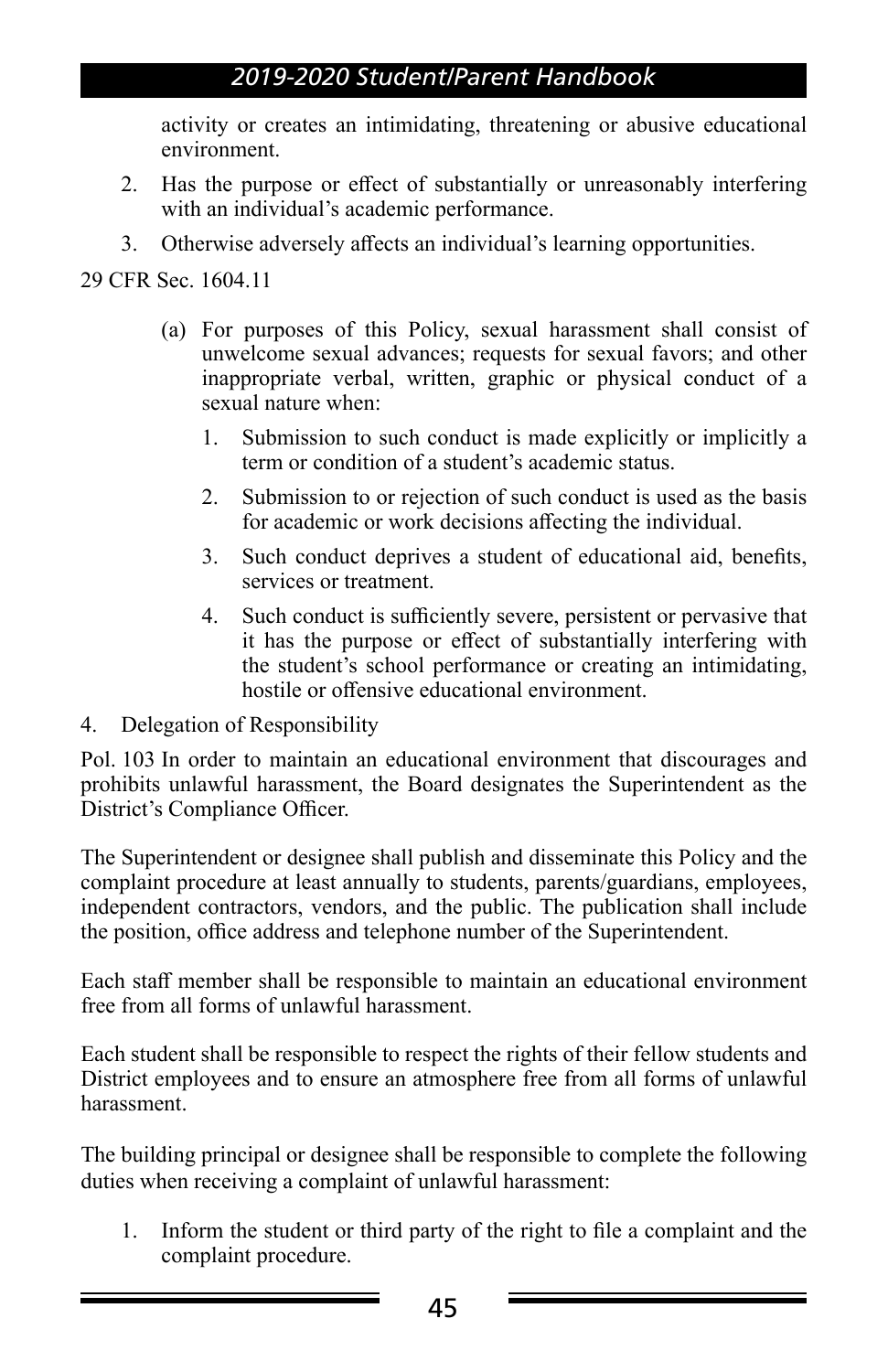activity or creates an intimidating, threatening or abusive educational environment.

2. Has the purpose or effect of substantially or unreasonably interfering with an individual's academic performance.
3. Otherwise adversely affects an individual's learning opportunities.

29 CFR Sec. 1604.11

(a) For purposes of this Policy, sexual harassment shall consist of unwelcome sexual advances; requests for sexual favors; and other inappropriate verbal, written, graphic or physical conduct of a sexual nature when:

1. Submission to such conduct is made explicitly or implicitly a term or condition of a student's academic status.
2. Submission to or rejection of such conduct is used as the basis for academic or work decisions affecting the individual.
3. Such conduct deprives a student of educational aid, benefits, services or treatment.
4. Such conduct is sufficiently severe, persistent or pervasive that it has the purpose or effect of substantially interfering with the student's school performance or creating an intimidating, hostile or offensive educational environment.

4. Delegation of Responsibility

Pol. 103 In order to maintain an educational environment that discourages and prohibits unlawful harassment, the Board designates the Superintendent as the District's Compliance Officer.

The Superintendent or designee shall publish and disseminate this Policy and the complaint procedure at least annually to students, parents/guardians, employees, independent contractors, vendors, and the public. The publication shall include the position, office address and telephone number of the Superintendent.

Each staff member shall be responsible to maintain an educational environment free from all forms of unlawful harassment.

Each student shall be responsible to respect the rights of their fellow students and District employees and to ensure an atmosphere free from all forms of unlawful harassment.

The building principal or designee shall be responsible to complete the following duties when receiving a complaint of unlawful harassment:

1. Inform the student or third party of the right to file a complaint and the complaint procedure.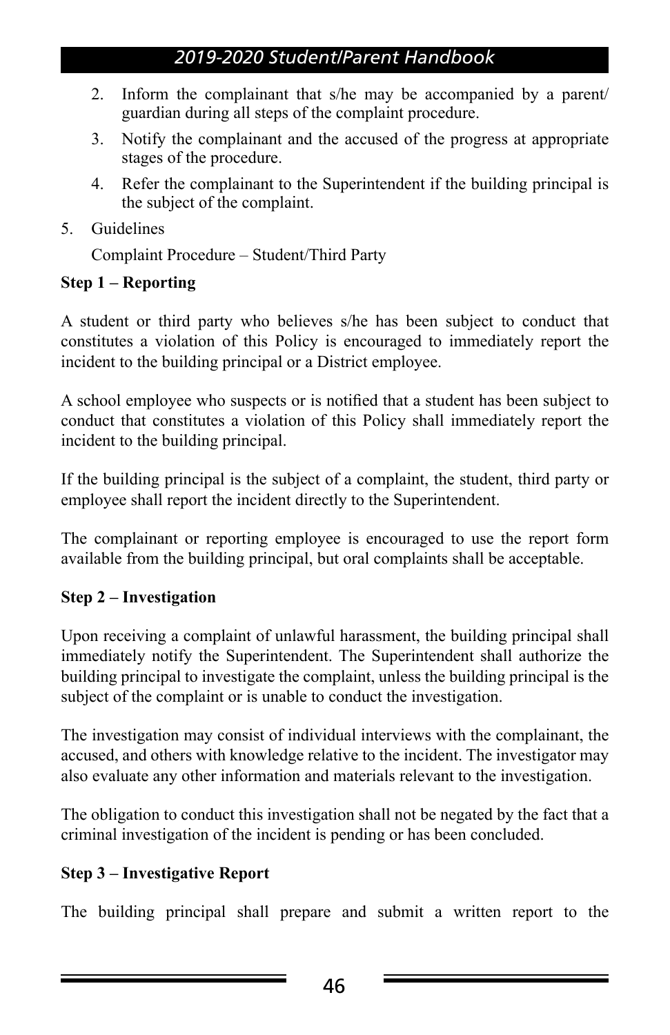2. Inform the complainant that s/he may be accompanied by a parent/guardian during all steps of the complaint procedure.
3. Notify the complainant and the accused of the progress at appropriate stages of the procedure.
4. Refer the complainant to the Superintendent if the building principal is the subject of the complaint.

5. Guidelines

   Complaint Procedure – Student/Third Party

**Step 1 – Reporting**

A student or third party who believes s/he has been subject to conduct that constitutes a violation of this Policy is encouraged to immediately report the incident to the building principal or a District employee.

A school employee who suspects or is notified that a student has been subject to conduct that constitutes a violation of this Policy shall immediately report the incident to the building principal.

If the building principal is the subject of a complaint, the student, third party or employee shall report the incident directly to the Superintendent.

The complainant or reporting employee is encouraged to use the report form available from the building principal, but oral complaints shall be acceptable.

**Step 2 – Investigation**

Upon receiving a complaint of unlawful harassment, the building principal shall immediately notify the Superintendent. The Superintendent shall authorize the building principal to investigate the complaint, unless the building principal is the subject of the complaint or is unable to conduct the investigation.

The investigation may consist of individual interviews with the complainant, the accused, and others with knowledge relative to the incident. The investigator may also evaluate any other information and materials relevant to the investigation.

The obligation to conduct this investigation shall not be negated by the fact that a criminal investigation of the incident is pending or has been concluded.

**Step 3 – Investigative Report**

The building principal shall prepare and submit a written report to the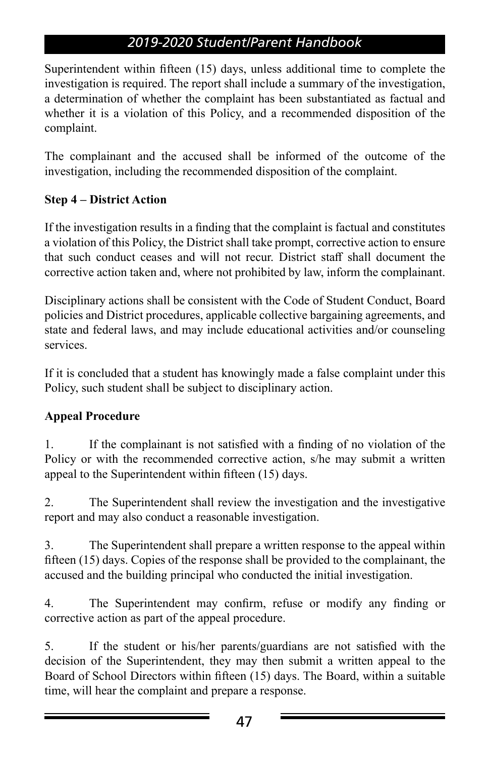Superintendent within fifteen (15) days, unless additional time to complete the investigation is required. The report shall include a summary of the investigation, a determination of whether the complaint has been substantiated as factual and whether it is a violation of this Policy, and a recommended disposition of the complaint.

The complainant and the accused shall be informed of the outcome of the investigation, including the recommended disposition of the complaint.

**Step 4 – District Action**

If the investigation results in a finding that the complaint is factual and constitutes a violation of this Policy, the District shall take prompt, corrective action to ensure that such conduct ceases and will not recur. District staff shall document the corrective action taken and, where not prohibited by law, inform the complainant.

Disciplinary actions shall be consistent with the Code of Student Conduct, Board policies and District procedures, applicable collective bargaining agreements, and state and federal laws, and may include educational activities and/or counseling services.

If it is concluded that a student has knowingly made a false complaint under this Policy, such student shall be subject to disciplinary action.

**Appeal Procedure**

1. If the complainant is not satisfied with a finding of no violation of the Policy or with the recommended corrective action, s/he may submit a written appeal to the Superintendent within fifteen (15) days.

2. The Superintendent shall review the investigation and the investigative report and may also conduct a reasonable investigation.

3. The Superintendent shall prepare a written response to the appeal within fifteen (15) days. Copies of the response shall be provided to the complainant, the accused and the building principal who conducted the initial investigation.

4. The Superintendent may confirm, refuse or modify any finding or corrective action as part of the appeal procedure.

5. If the student or his/her parents/guardians are not satisfied with the decision of the Superintendent, they may then submit a written appeal to the Board of School Directors within fifteen (15) days. The Board, within a suitable time, will hear the complaint and prepare a response.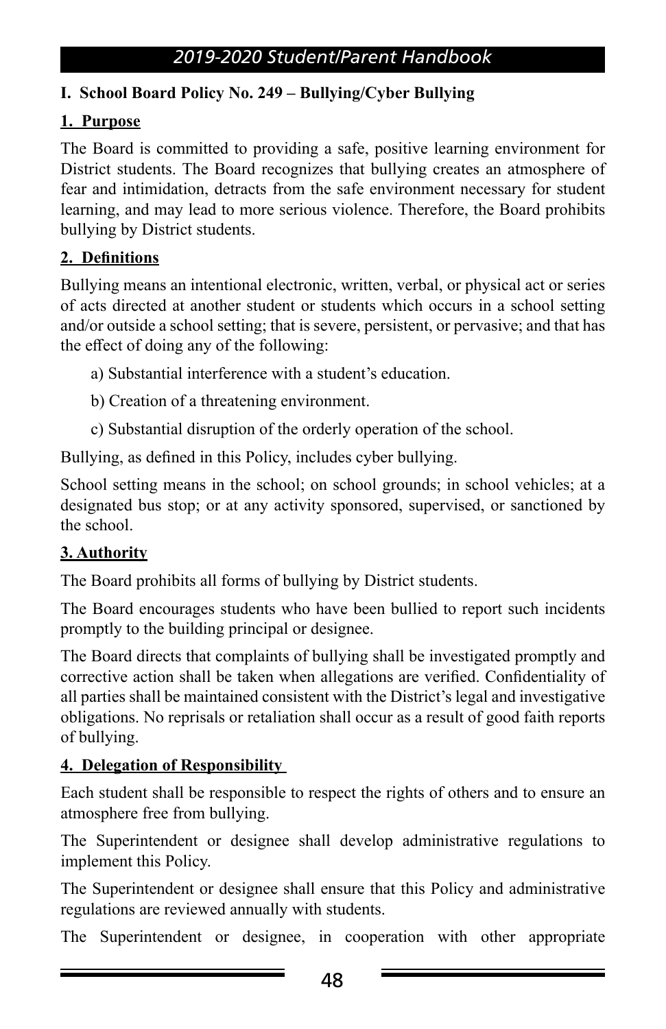**I. School Board Policy No. 249 – Bullying/Cyber Bullying**

**1. Purpose**

The Board is committed to providing a safe, positive learning environment for District students. The Board recognizes that bullying creates an atmosphere of fear and intimidation, detracts from the safe environment necessary for student learning, and may lead to more serious violence. Therefore, the Board prohibits bullying by District students.

**2. Definitions**

Bullying means an intentional electronic, written, verbal, or physical act or series of acts directed at another student or students which occurs in a school setting and/or outside a school setting; that is severe, persistent, or pervasive; and that has the effect of doing any of the following:

a) Substantial interference with a student's education.

b) Creation of a threatening environment.

c) Substantial disruption of the orderly operation of the school.

Bullying, as defined in this Policy, includes cyber bullying.

School setting means in the school; on school grounds; in school vehicles; at a designated bus stop; or at any activity sponsored, supervised, or sanctioned by the school.

**3. Authority**

The Board prohibits all forms of bullying by District students.

The Board encourages students who have been bullied to report such incidents promptly to the building principal or designee.

The Board directs that complaints of bullying shall be investigated promptly and corrective action shall be taken when allegations are verified. Confidentiality of all parties shall be maintained consistent with the District's legal and investigative obligations. No reprisals or retaliation shall occur as a result of good faith reports of bullying.

**4. Delegation of Responsibility**

Each student shall be responsible to respect the rights of others and to ensure an atmosphere free from bullying.

The Superintendent or designee shall develop administrative regulations to implement this Policy.

The Superintendent or designee shall ensure that this Policy and administrative regulations are reviewed annually with students.

The Superintendent or designee, in cooperation with other appropriate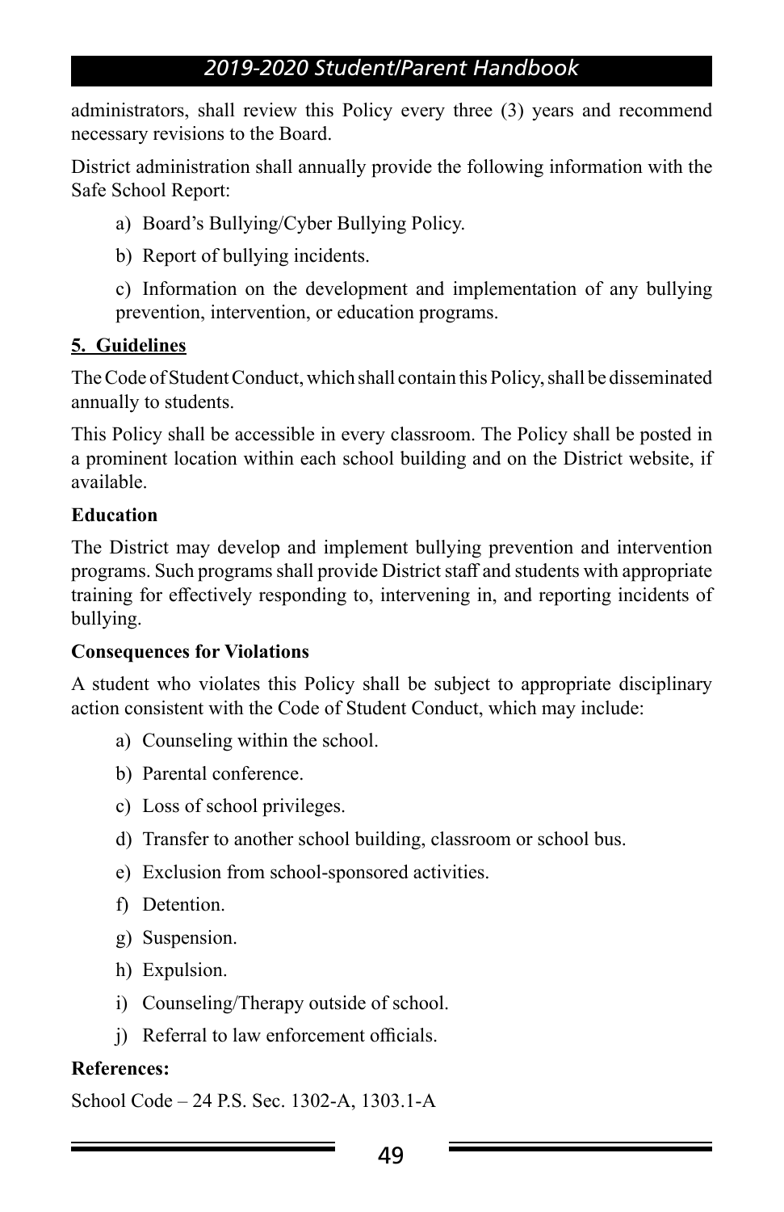administrators, shall review this Policy every three (3) years and recommend necessary revisions to the Board.

District administration shall annually provide the following information with the Safe School Report:

a) Board's Bullying/Cyber Bullying Policy.

b) Report of bullying incidents.

c) Information on the development and implementation of any bullying prevention, intervention, or education programs.

**5. Guidelines**

The Code of Student Conduct, which shall contain this Policy, shall be disseminated annually to students.

This Policy shall be accessible in every classroom. The Policy shall be posted in a prominent location within each school building and on the District website, if available.

**Education**

The District may develop and implement bullying prevention and intervention programs. Such programs shall provide District staff and students with appropriate training for effectively responding to, intervening in, and reporting incidents of bullying.

**Consequences for Violations**

A student who violates this Policy shall be subject to appropriate disciplinary action consistent with the Code of Student Conduct, which may include:

a) Counseling within the school.

b) Parental conference.

c) Loss of school privileges.

d) Transfer to another school building, classroom or school bus.

e) Exclusion from school-sponsored activities.

f) Detention.

g) Suspension.

h) Expulsion.

i) Counseling/Therapy outside of school.

j) Referral to law enforcement officials.

**References:**

School Code – 24 P.S. Sec. 1302-A, 1303.1-A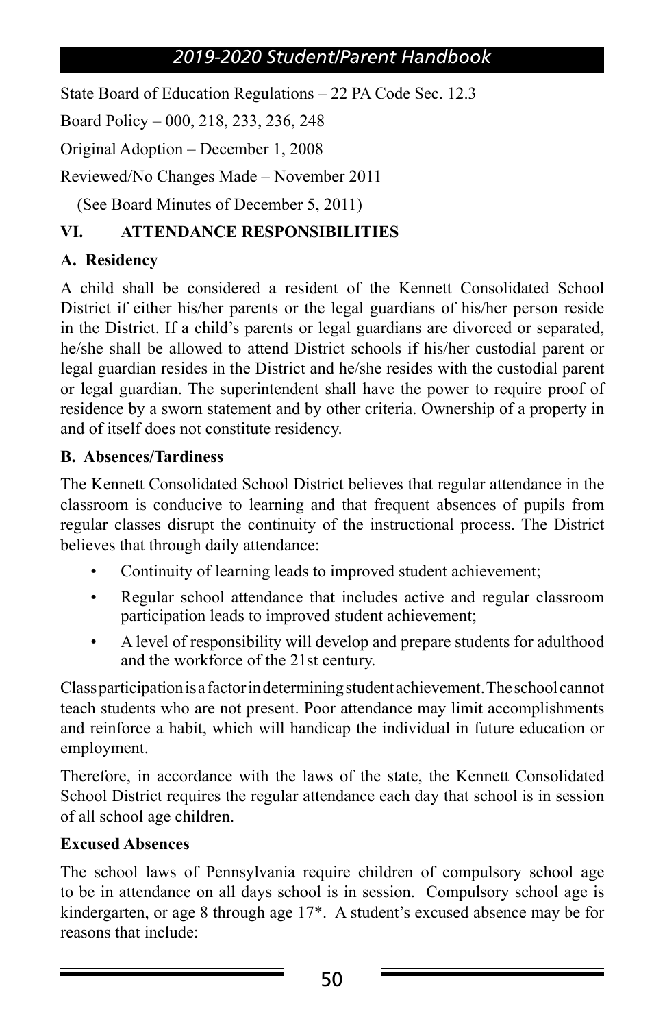State Board of Education Regulations – 22 PA Code Sec. 12.3

Board Policy – 000, 218, 233, 236, 248

Original Adoption – December 1, 2008

Reviewed/No Changes Made – November 2011

(See Board Minutes of December 5, 2011)

## VI. ATTENDANCE RESPONSIBILITIES

### A. Residency

A child shall be considered a resident of the Kennett Consolidated School District if either his/her parents or the legal guardians of his/her person reside in the District. If a child's parents or legal guardians are divorced or separated, he/she shall be allowed to attend District schools if his/her custodial parent or legal guardian resides in the District and he/she resides with the custodial parent or legal guardian. The superintendent shall have the power to require proof of residence by a sworn statement and by other criteria. Ownership of a property in and of itself does not constitute residency.

### B. Absences/Tardiness

The Kennett Consolidated School District believes that regular attendance in the classroom is conducive to learning and that frequent absences of pupils from regular classes disrupt the continuity of the instructional process. The District believes that through daily attendance:

- Continuity of learning leads to improved student achievement;
- Regular school attendance that includes active and regular classroom participation leads to improved student achievement;
- A level of responsibility will develop and prepare students for adulthood and the workforce of the 21st century.

Class participation is a factor in determining student achievement. The school cannot teach students who are not present. Poor attendance may limit accomplishments and reinforce a habit, which will handicap the individual in future education or employment.

Therefore, in accordance with the laws of the state, the Kennett Consolidated School District requires the regular attendance each day that school is in session of all school age children.

**Excused Absences**

The school laws of Pennsylvania require children of compulsory school age to be in attendance on all days school is in session. Compulsory school age is kindergarten, or age 8 through age 17*. A student's excused absence may be for reasons that include: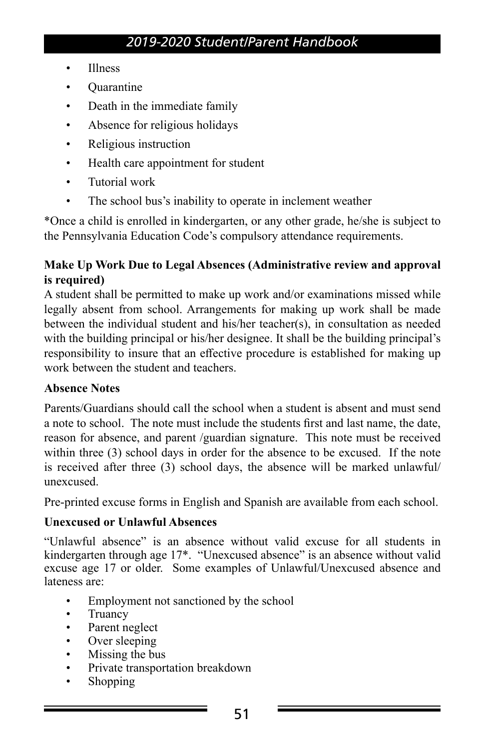- Illness
- Quarantine
- Death in the immediate family
- Absence for religious holidays
- Religious instruction
- Health care appointment for student
- Tutorial work
- The school bus's inability to operate in inclement weather

*Once a child is enrolled in kindergarten, or any other grade, he/she is subject to the Pennsylvania Education Code's compulsory attendance requirements.

**Make Up Work Due to Legal Absences (Administrative review and approval is required)**

A student shall be permitted to make up work and/or examinations missed while legally absent from school. Arrangements for making up work shall be made between the individual student and his/her teacher(s), in consultation as needed with the building principal or his/her designee. It shall be the building principal's responsibility to insure that an effective procedure is established for making up work between the student and teachers.

**Absence Notes**

Parents/Guardians should call the school when a student is absent and must send a note to school. The note must include the students first and last name, the date, reason for absence, and parent /guardian signature. This note must be received within three (3) school days in order for the absence to be excused. If the note is received after three (3) school days, the absence will be marked unlawful/ unexcused.

Pre-printed excuse forms in English and Spanish are available from each school.

**Unexcused or Unlawful Absences**

"Unlawful absence" is an absence without valid excuse for all students in kindergarten through age 17*. "Unexcused absence" is an absence without valid excuse age 17 or older. Some examples of Unlawful/Unexcused absence and lateness are:

- Employment not sanctioned by the school
- Truancy
- Parent neglect
- Over sleeping
- Missing the bus
- Private transportation breakdown
- Shopping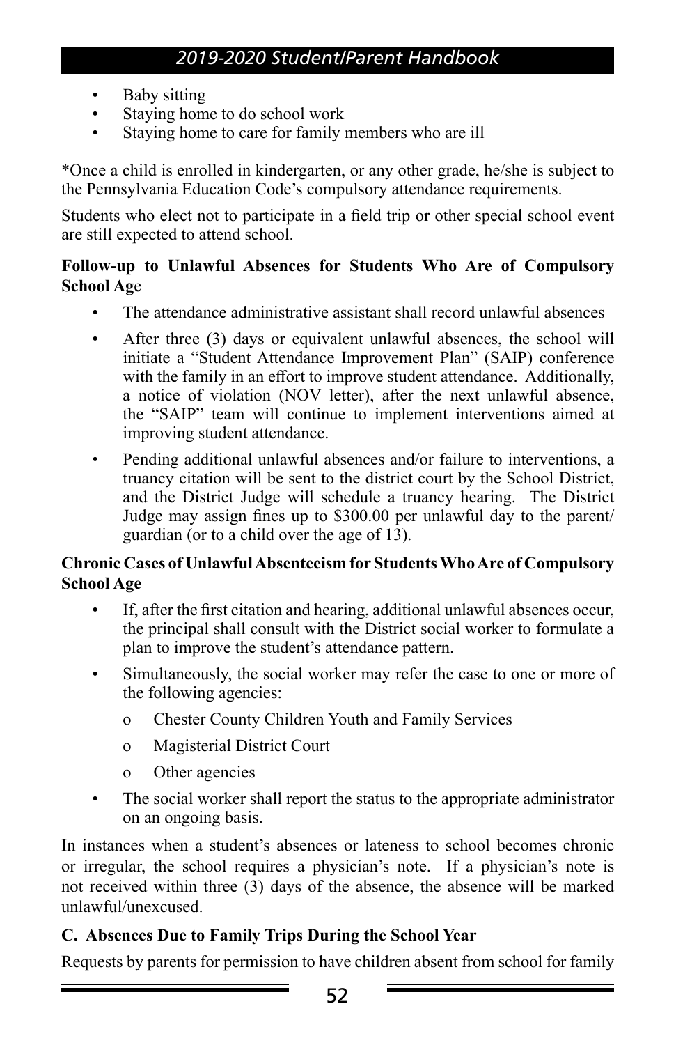- Baby sitting
- Staying home to do school work
- Staying home to care for family members who are ill

*Once a child is enrolled in kindergarten, or any other grade, he/she is subject to the Pennsylvania Education Code's compulsory attendance requirements.

Students who elect not to participate in a field trip or other special school event are still expected to attend school.

**Follow-up to Unlawful Absences for Students Who Are of Compulsory School Age**

- The attendance administrative assistant shall record unlawful absences
- After three (3) days or equivalent unlawful absences, the school will initiate a "Student Attendance Improvement Plan" (SAIP) conference with the family in an effort to improve student attendance. Additionally, a notice of violation (NOV letter), after the next unlawful absence, the "SAIP" team will continue to implement interventions aimed at improving student attendance.
- Pending additional unlawful absences and/or failure to interventions, a truancy citation will be sent to the district court by the School District, and the District Judge will schedule a truancy hearing. The District Judge may assign fines up to $300.00 per unlawful day to the parent/guardian (or to a child over the age of 13).

**Chronic Cases of Unlawful Absenteeism for Students Who Are of Compulsory School Age**

- If, after the first citation and hearing, additional unlawful absences occur, the principal shall consult with the District social worker to formulate a plan to improve the student's attendance pattern.
- Simultaneously, the social worker may refer the case to one or more of the following agencies:
  - Chester County Children Youth and Family Services
  - Magisterial District Court
  - Other agencies
- The social worker shall report the status to the appropriate administrator on an ongoing basis.

In instances when a student's absences or lateness to school becomes chronic or irregular, the school requires a physician's note. If a physician's note is not received within three (3) days of the absence, the absence will be marked unlawful/unexcused.

**C. Absences Due to Family Trips During the School Year**

Requests by parents for permission to have children absent from school for family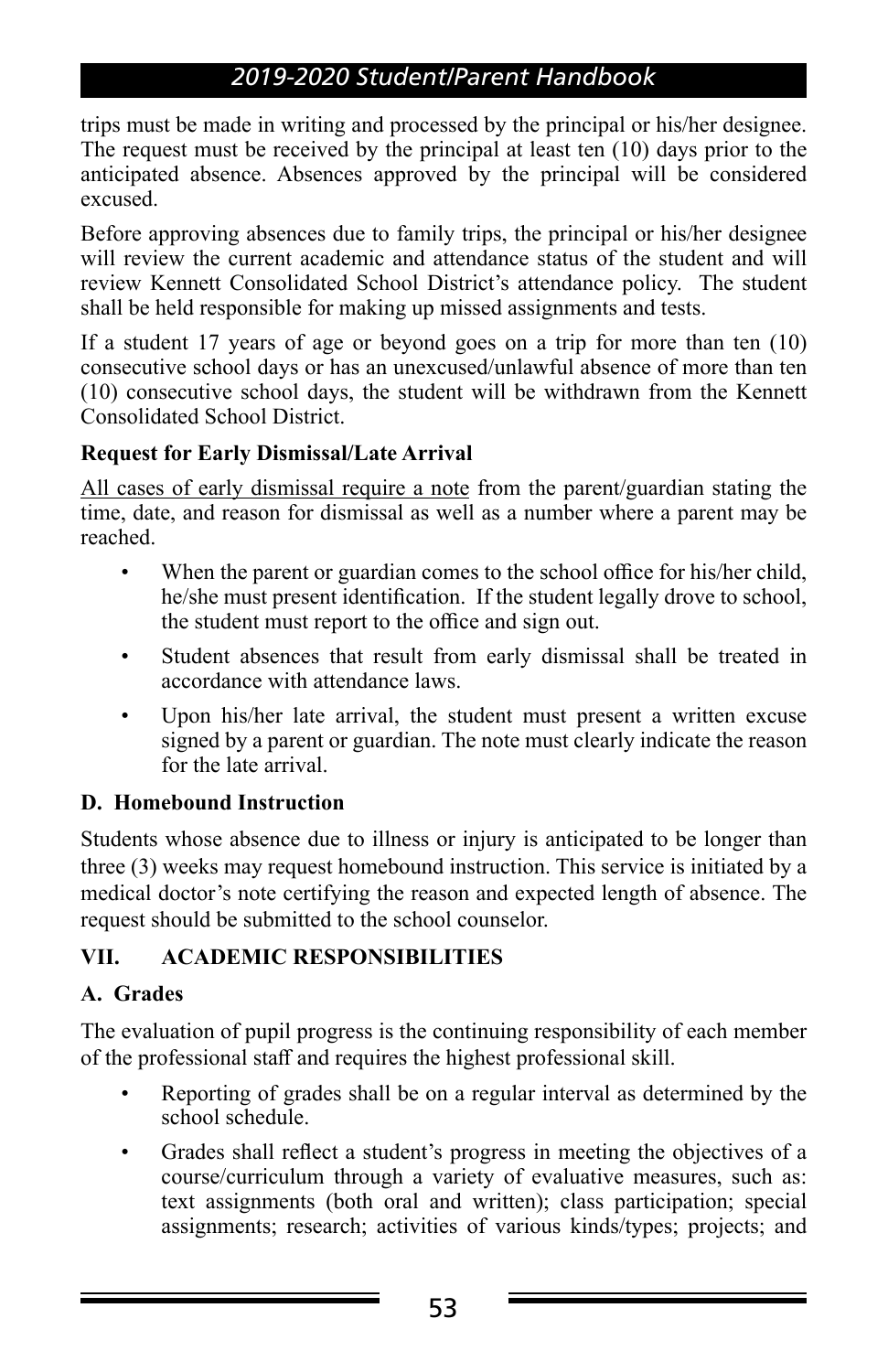trips must be made in writing and processed by the principal or his/her designee. The request must be received by the principal at least ten (10) days prior to the anticipated absence. Absences approved by the principal will be considered excused.

Before approving absences due to family trips, the principal or his/her designee will review the current academic and attendance status of the student and will review Kennett Consolidated School District's attendance policy. The student shall be held responsible for making up missed assignments and tests.

If a student 17 years of age or beyond goes on a trip for more than ten (10) consecutive school days or has an unexcused/unlawful absence of more than ten (10) consecutive school days, the student will be withdrawn from the Kennett Consolidated School District.

**Request for Early Dismissal/Late Arrival**

All cases of early dismissal require a note from the parent/guardian stating the time, date, and reason for dismissal as well as a number where a parent may be reached.

- When the parent or guardian comes to the school office for his/her child, he/she must present identification. If the student legally drove to school, the student must report to the office and sign out.
- Student absences that result from early dismissal shall be treated in accordance with attendance laws.
- Upon his/her late arrival, the student must present a written excuse signed by a parent or guardian. The note must clearly indicate the reason for the late arrival.

### D. Homebound Instruction

Students whose absence due to illness or injury is anticipated to be longer than three (3) weeks may request homebound instruction. This service is initiated by a medical doctor's note certifying the reason and expected length of absence. The request should be submitted to the school counselor.

## VII. ACADEMIC RESPONSIBILITIES

### A. Grades

The evaluation of pupil progress is the continuing responsibility of each member of the professional staff and requires the highest professional skill.

- Reporting of grades shall be on a regular interval as determined by the school schedule.
- Grades shall reflect a student's progress in meeting the objectives of a course/curriculum through a variety of evaluative measures, such as: text assignments (both oral and written); class participation; special assignments; research; activities of various kinds/types; projects; and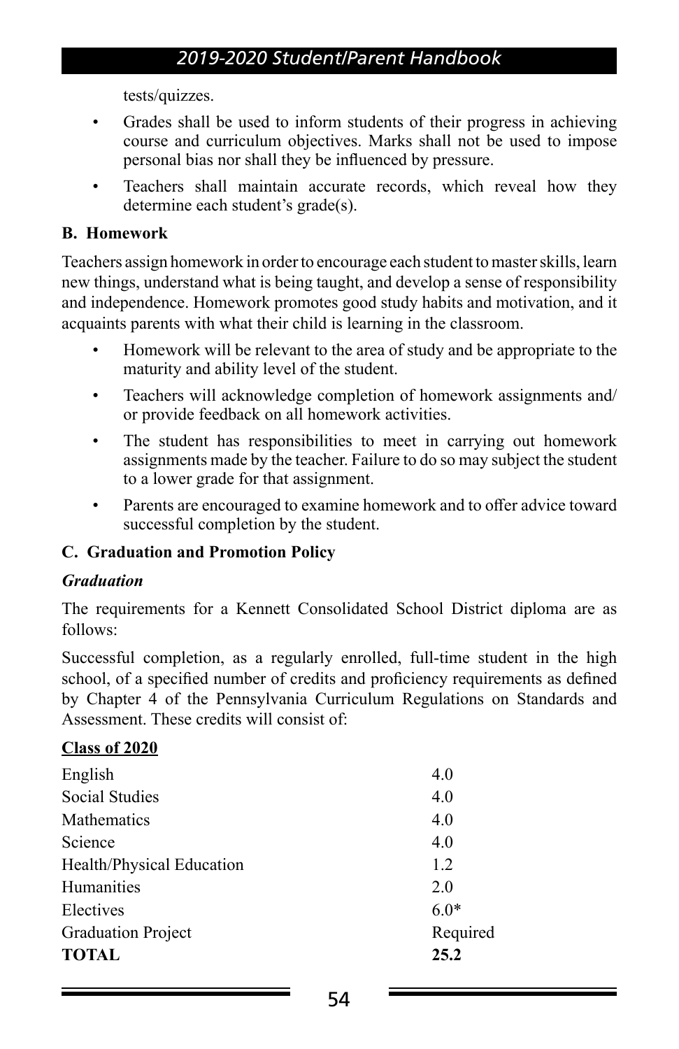tests/quizzes.

- Grades shall be used to inform students of their progress in achieving course and curriculum objectives. Marks shall not be used to impose personal bias nor shall they be influenced by pressure.
- Teachers shall maintain accurate records, which reveal how they determine each student's grade(s).

### B. Homework

Teachers assign homework in order to encourage each student to master skills, learn new things, understand what is being taught, and develop a sense of responsibility and independence. Homework promotes good study habits and motivation, and it acquaints parents with what their child is learning in the classroom.

- Homework will be relevant to the area of study and be appropriate to the maturity and ability level of the student.
- Teachers will acknowledge completion of homework assignments and/ or provide feedback on all homework activities.
- The student has responsibilities to meet in carrying out homework assignments made by the teacher. Failure to do so may subject the student to a lower grade for that assignment.
- Parents are encouraged to examine homework and to offer advice toward successful completion by the student.

### C. Graduation and Promotion Policy

***Graduation***

The requirements for a Kennett Consolidated School District diploma are as follows:

Successful completion, as a regularly enrolled, full-time student in the high school, of a specified number of credits and proficiency requirements as defined by Chapter 4 of the Pennsylvania Curriculum Regulations on Standards and Assessment. These credits will consist of:

**Class of 2020**

| Subject | Credits |
|---|---|
| English | 4.0 |
| Social Studies | 4.0 |
| Mathematics | 4.0 |
| Science | 4.0 |
| Health/Physical Education | 1.2 |
| Humanities | 2.0 |
| Electives | 6.0* |
| Graduation Project | Required |
| **TOTAL** | **25.2** |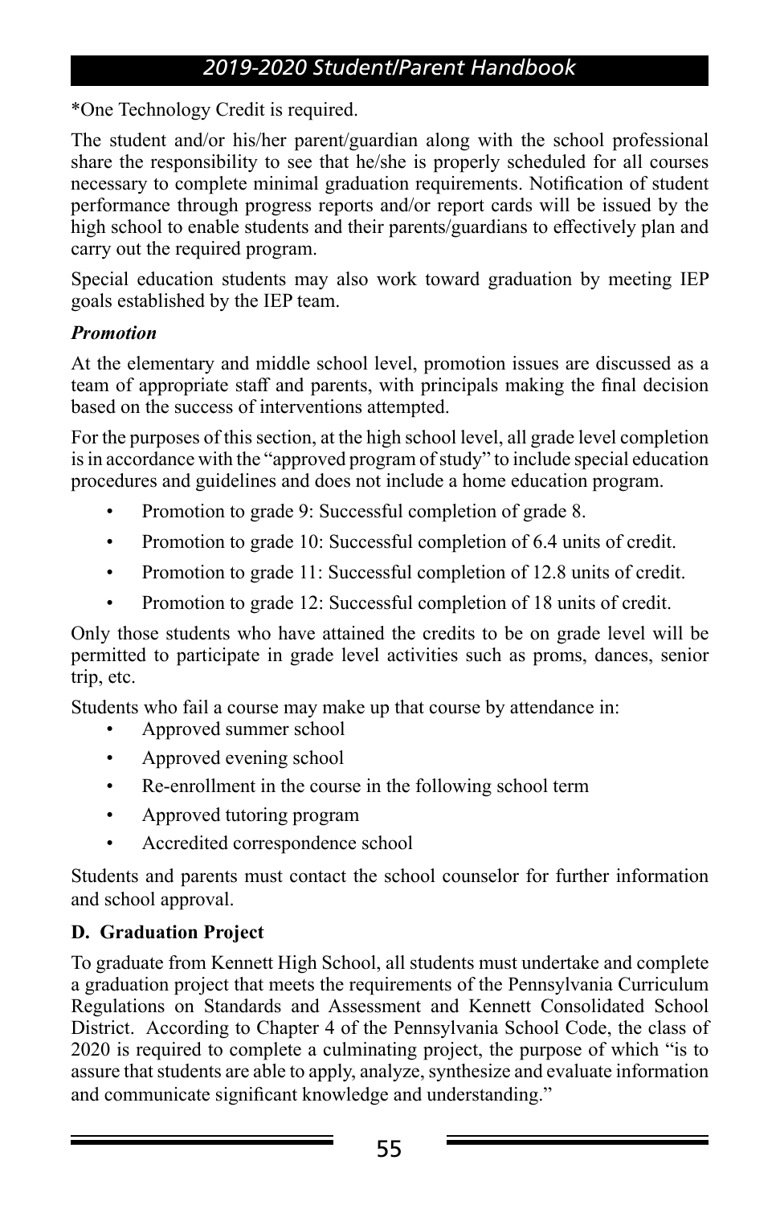*One Technology Credit is required.

The student and/or his/her parent/guardian along with the school professional share the responsibility to see that he/she is properly scheduled for all courses necessary to complete minimal graduation requirements. Notification of student performance through progress reports and/or report cards will be issued by the high school to enable students and their parents/guardians to effectively plan and carry out the required program.

Special education students may also work toward graduation by meeting IEP goals established by the IEP team.

***Promotion***

At the elementary and middle school level, promotion issues are discussed as a team of appropriate staff and parents, with principals making the final decision based on the success of interventions attempted.

For the purposes of this section, at the high school level, all grade level completion is in accordance with the "approved program of study" to include special education procedures and guidelines and does not include a home education program.

- Promotion to grade 9: Successful completion of grade 8.
- Promotion to grade 10: Successful completion of 6.4 units of credit.
- Promotion to grade 11: Successful completion of 12.8 units of credit.
- Promotion to grade 12: Successful completion of 18 units of credit.

Only those students who have attained the credits to be on grade level will be permitted to participate in grade level activities such as proms, dances, senior trip, etc.

Students who fail a course may make up that course by attendance in:

- Approved summer school
- Approved evening school
- Re-enrollment in the course in the following school term
- Approved tutoring program
- Accredited correspondence school

Students and parents must contact the school counselor for further information and school approval.

**D. Graduation Project**

To graduate from Kennett High School, all students must undertake and complete a graduation project that meets the requirements of the Pennsylvania Curriculum Regulations on Standards and Assessment and Kennett Consolidated School District. According to Chapter 4 of the Pennsylvania School Code, the class of 2020 is required to complete a culminating project, the purpose of which "is to assure that students are able to apply, analyze, synthesize and evaluate information and communicate significant knowledge and understanding."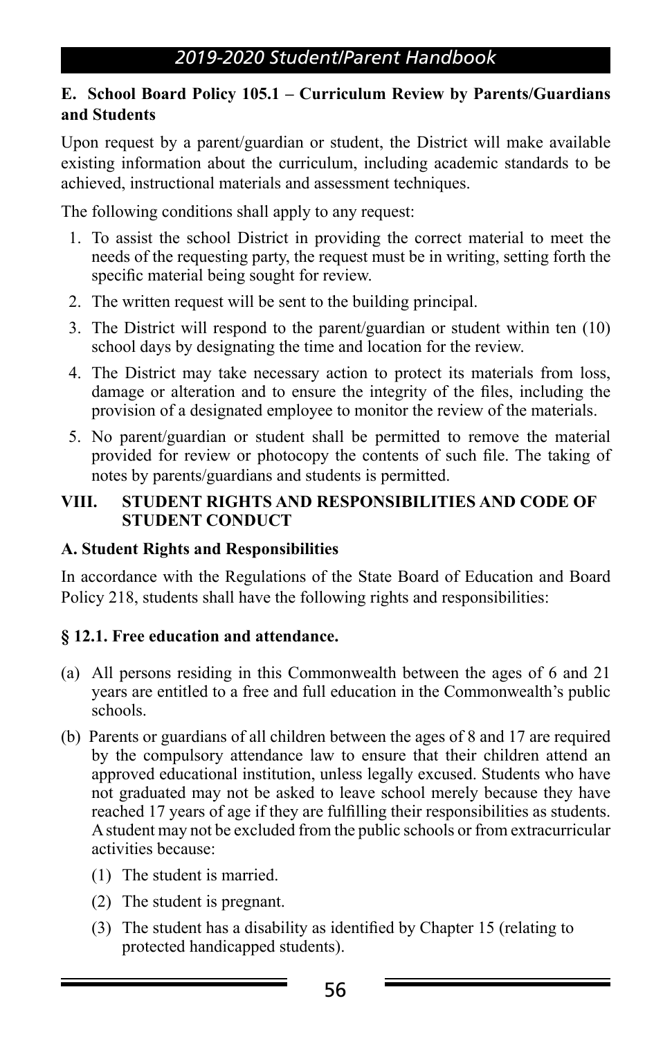### E. School Board Policy 105.1 – Curriculum Review by Parents/Guardians and Students

Upon request by a parent/guardian or student, the District will make available existing information about the curriculum, including academic standards to be achieved, instructional materials and assessment techniques.

The following conditions shall apply to any request:

1. To assist the school District in providing the correct material to meet the needs of the requesting party, the request must be in writing, setting forth the specific material being sought for review.
2. The written request will be sent to the building principal.
3. The District will respond to the parent/guardian or student within ten (10) school days by designating the time and location for the review.
4. The District may take necessary action to protect its materials from loss, damage or alteration and to ensure the integrity of the files, including the provision of a designated employee to monitor the review of the materials.
5. No parent/guardian or student shall be permitted to remove the material provided for review or photocopy the contents of such file. The taking of notes by parents/guardians and students is permitted.

## VIII. STUDENT RIGHTS AND RESPONSIBILITIES AND CODE OF STUDENT CONDUCT

### A. Student Rights and Responsibilities

In accordance with the Regulations of the State Board of Education and Board Policy 218, students shall have the following rights and responsibilities:

#### § 12.1. Free education and attendance.

(a) All persons residing in this Commonwealth between the ages of 6 and 21 years are entitled to a free and full education in the Commonwealth's public schools.

(b) Parents or guardians of all children between the ages of 8 and 17 are required by the compulsory attendance law to ensure that their children attend an approved educational institution, unless legally excused. Students who have not graduated may not be asked to leave school merely because they have reached 17 years of age if they are fulfilling their responsibilities as students. A student may not be excluded from the public schools or from extracurricular activities because:

- (1) The student is married.
- (2) The student is pregnant.
- (3) The student has a disability as identified by Chapter 15 (relating to protected handicapped students).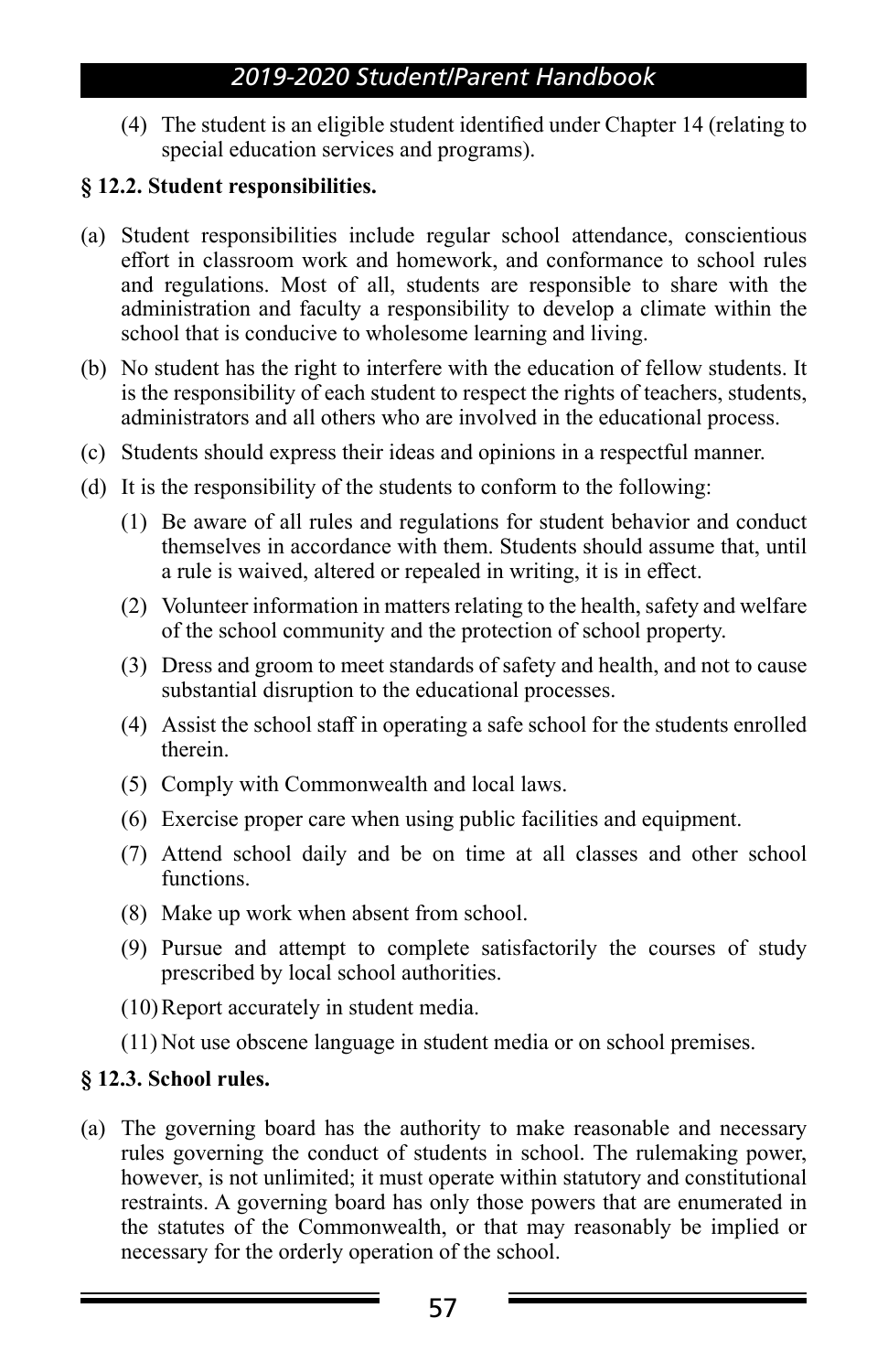(4) The student is an eligible student identified under Chapter 14 (relating to special education services and programs).

**§ 12.2. Student responsibilities.**

(a) Student responsibilities include regular school attendance, conscientious effort in classroom work and homework, and conformance to school rules and regulations. Most of all, students are responsible to share with the administration and faculty a responsibility to develop a climate within the school that is conducive to wholesome learning and living.

(b) No student has the right to interfere with the education of fellow students. It is the responsibility of each student to respect the rights of teachers, students, administrators and all others who are involved in the educational process.

(c) Students should express their ideas and opinions in a respectful manner.

(d) It is the responsibility of the students to conform to the following:

(1) Be aware of all rules and regulations for student behavior and conduct themselves in accordance with them. Students should assume that, until a rule is waived, altered or repealed in writing, it is in effect.

(2) Volunteer information in matters relating to the health, safety and welfare of the school community and the protection of school property.

(3) Dress and groom to meet standards of safety and health, and not to cause substantial disruption to the educational processes.

(4) Assist the school staff in operating a safe school for the students enrolled therein.

(5) Comply with Commonwealth and local laws.

(6) Exercise proper care when using public facilities and equipment.

(7) Attend school daily and be on time at all classes and other school functions.

(8) Make up work when absent from school.

(9) Pursue and attempt to complete satisfactorily the courses of study prescribed by local school authorities.

(10) Report accurately in student media.

(11) Not use obscene language in student media or on school premises.

**§ 12.3. School rules.**

(a) The governing board has the authority to make reasonable and necessary rules governing the conduct of students in school. The rulemaking power, however, is not unlimited; it must operate within statutory and constitutional restraints. A governing board has only those powers that are enumerated in the statutes of the Commonwealth, or that may reasonably be implied or necessary for the orderly operation of the school.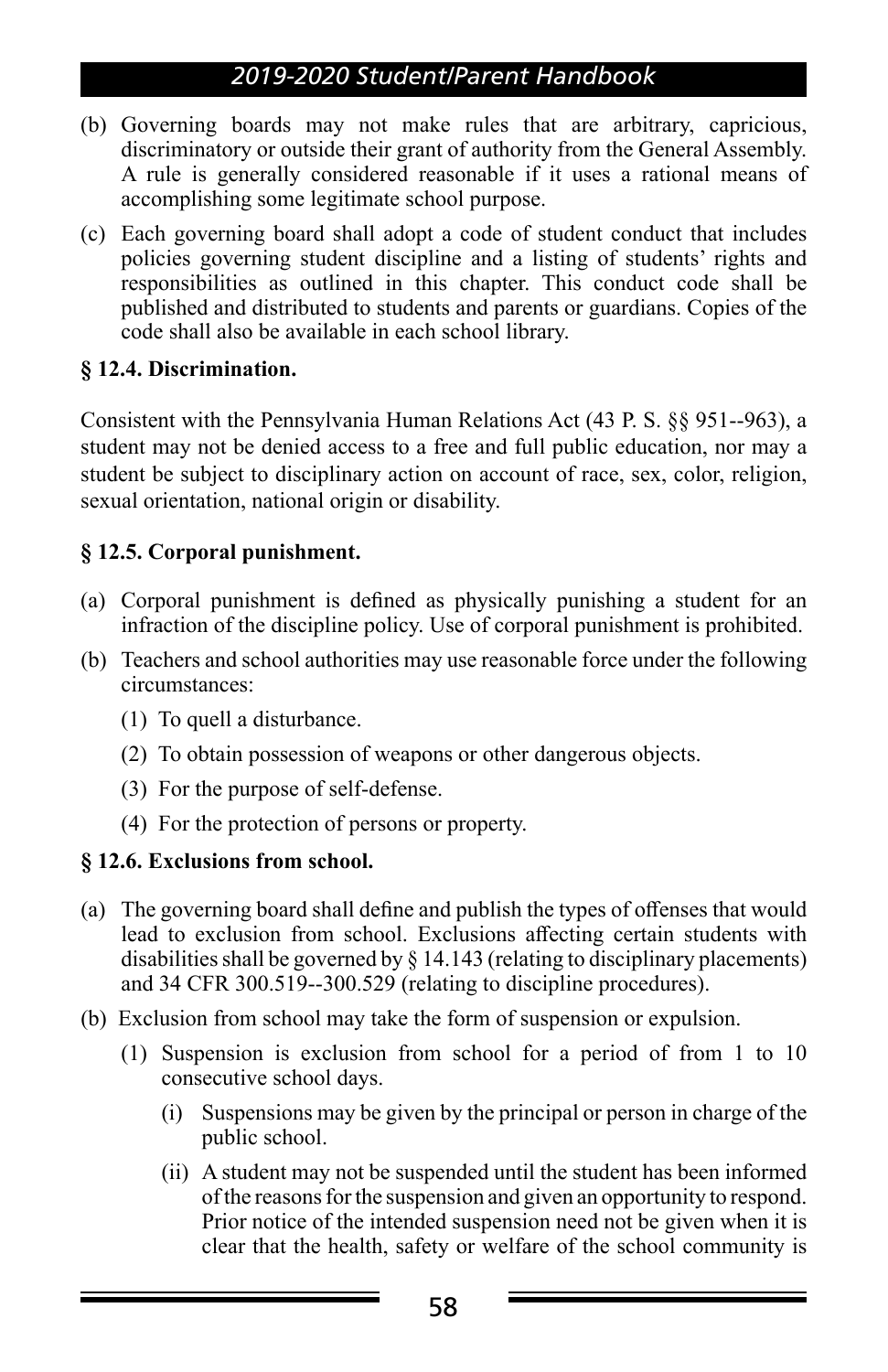(b) Governing boards may not make rules that are arbitrary, capricious, discriminatory or outside their grant of authority from the General Assembly. A rule is generally considered reasonable if it uses a rational means of accomplishing some legitimate school purpose.

(c) Each governing board shall adopt a code of student conduct that includes policies governing student discipline and a listing of students' rights and responsibilities as outlined in this chapter. This conduct code shall be published and distributed to students and parents or guardians. Copies of the code shall also be available in each school library.

**§ 12.4. Discrimination.**

Consistent with the Pennsylvania Human Relations Act (43 P. S. §§ 951--963), a student may not be denied access to a free and full public education, nor may a student be subject to disciplinary action on account of race, sex, color, religion, sexual orientation, national origin or disability.

**§ 12.5. Corporal punishment.**

(a) Corporal punishment is defined as physically punishing a student for an infraction of the discipline policy. Use of corporal punishment is prohibited.

(b) Teachers and school authorities may use reasonable force under the following circumstances:

(1) To quell a disturbance.

(2) To obtain possession of weapons or other dangerous objects.

(3) For the purpose of self-defense.

(4) For the protection of persons or property.

**§ 12.6. Exclusions from school.**

(a) The governing board shall define and publish the types of offenses that would lead to exclusion from school. Exclusions affecting certain students with disabilities shall be governed by § 14.143 (relating to disciplinary placements) and 34 CFR 300.519--300.529 (relating to discipline procedures).

(b) Exclusion from school may take the form of suspension or expulsion.

(1) Suspension is exclusion from school for a period of from 1 to 10 consecutive school days.

(i) Suspensions may be given by the principal or person in charge of the public school.

(ii) A student may not be suspended until the student has been informed of the reasons for the suspension and given an opportunity to respond. Prior notice of the intended suspension need not be given when it is clear that the health, safety or welfare of the school community is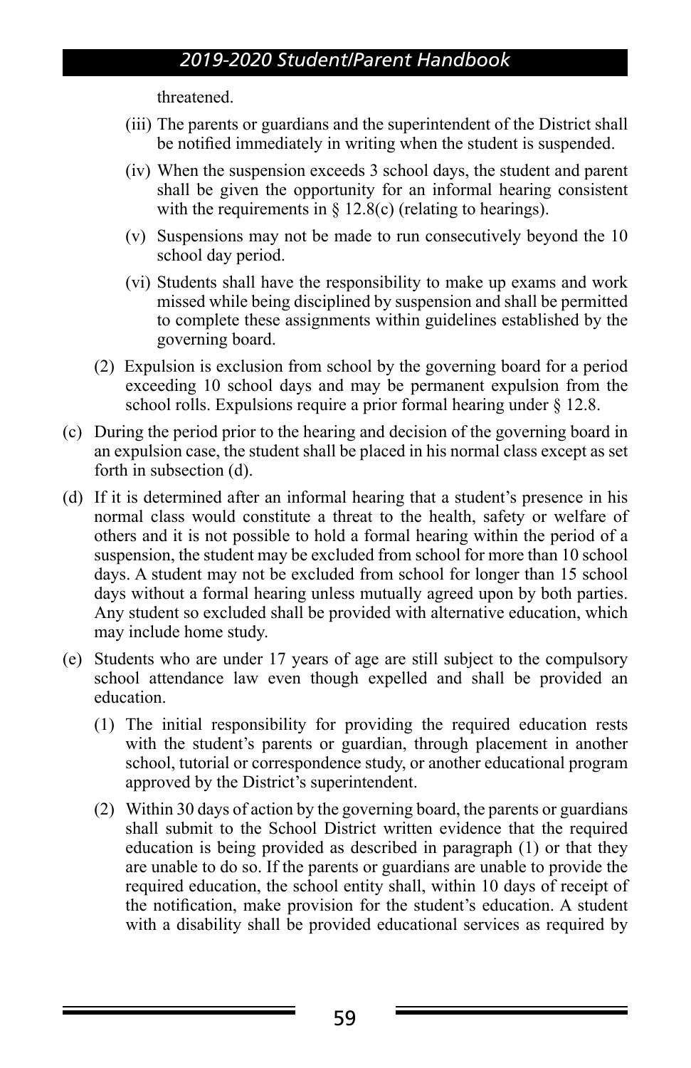threatened.

(iii) The parents or guardians and the superintendent of the District shall be notified immediately in writing when the student is suspended.

(iv) When the suspension exceeds 3 school days, the student and parent shall be given the opportunity for an informal hearing consistent with the requirements in § 12.8(c) (relating to hearings).

(v) Suspensions may not be made to run consecutively beyond the 10 school day period.

(vi) Students shall have the responsibility to make up exams and work missed while being disciplined by suspension and shall be permitted to complete these assignments within guidelines established by the governing board.

(2) Expulsion is exclusion from school by the governing board for a period exceeding 10 school days and may be permanent expulsion from the school rolls. Expulsions require a prior formal hearing under § 12.8.

(c) During the period prior to the hearing and decision of the governing board in an expulsion case, the student shall be placed in his normal class except as set forth in subsection (d).

(d) If it is determined after an informal hearing that a student's presence in his normal class would constitute a threat to the health, safety or welfare of others and it is not possible to hold a formal hearing within the period of a suspension, the student may be excluded from school for more than 10 school days. A student may not be excluded from school for longer than 15 school days without a formal hearing unless mutually agreed upon by both parties. Any student so excluded shall be provided with alternative education, which may include home study.

(e) Students who are under 17 years of age are still subject to the compulsory school attendance law even though expelled and shall be provided an education.

(1) The initial responsibility for providing the required education rests with the student's parents or guardian, through placement in another school, tutorial or correspondence study, or another educational program approved by the District's superintendent.

(2) Within 30 days of action by the governing board, the parents or guardians shall submit to the School District written evidence that the required education is being provided as described in paragraph (1) or that they are unable to do so. If the parents or guardians are unable to provide the required education, the school entity shall, within 10 days of receipt of the notification, make provision for the student's education. A student with a disability shall be provided educational services as required by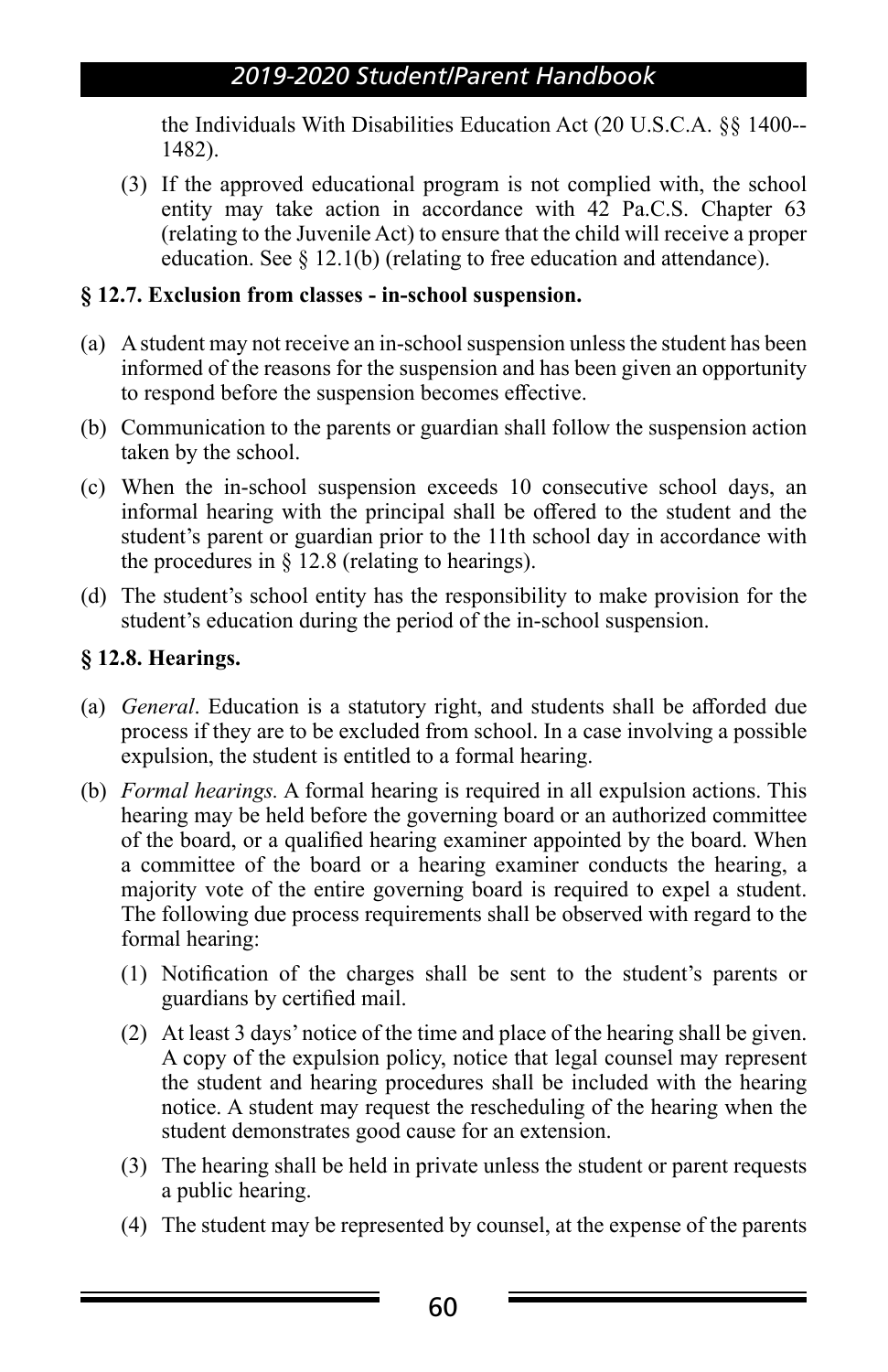the Individuals With Disabilities Education Act (20 U.S.C.A. §§ 1400--1482).

(3) If the approved educational program is not complied with, the school entity may take action in accordance with 42 Pa.C.S. Chapter 63 (relating to the Juvenile Act) to ensure that the child will receive a proper education. See § 12.1(b) (relating to free education and attendance).

**§ 12.7. Exclusion from classes - in-school suspension.**

(a) A student may not receive an in-school suspension unless the student has been informed of the reasons for the suspension and has been given an opportunity to respond before the suspension becomes effective.

(b) Communication to the parents or guardian shall follow the suspension action taken by the school.

(c) When the in-school suspension exceeds 10 consecutive school days, an informal hearing with the principal shall be offered to the student and the student's parent or guardian prior to the 11th school day in accordance with the procedures in § 12.8 (relating to hearings).

(d) The student's school entity has the responsibility to make provision for the student's education during the period of the in-school suspension.

**§ 12.8. Hearings.**

(a) *General*. Education is a statutory right, and students shall be afforded due process if they are to be excluded from school. In a case involving a possible expulsion, the student is entitled to a formal hearing.

(b) *Formal hearings.* A formal hearing is required in all expulsion actions. This hearing may be held before the governing board or an authorized committee of the board, or a qualified hearing examiner appointed by the board. When a committee of the board or a hearing examiner conducts the hearing, a majority vote of the entire governing board is required to expel a student. The following due process requirements shall be observed with regard to the formal hearing:

(1) Notification of the charges shall be sent to the student's parents or guardians by certified mail.

(2) At least 3 days' notice of the time and place of the hearing shall be given. A copy of the expulsion policy, notice that legal counsel may represent the student and hearing procedures shall be included with the hearing notice. A student may request the rescheduling of the hearing when the student demonstrates good cause for an extension.

(3) The hearing shall be held in private unless the student or parent requests a public hearing.

(4) The student may be represented by counsel, at the expense of the parents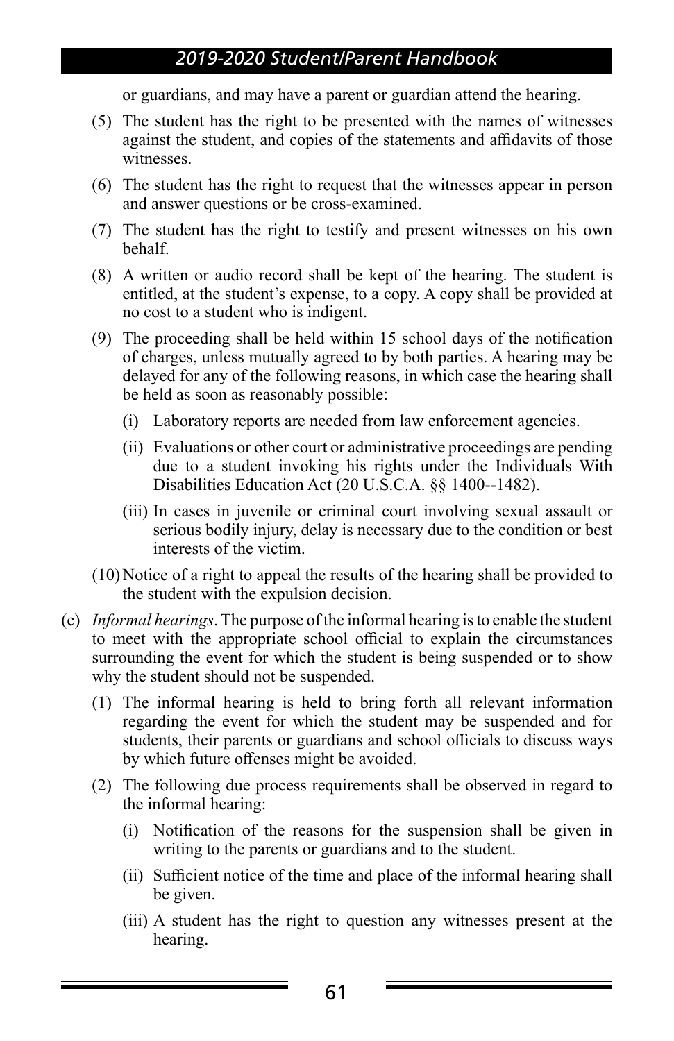or guardians, and may have a parent or guardian attend the hearing.

(5) The student has the right to be presented with the names of witnesses against the student, and copies of the statements and affidavits of those witnesses.

(6) The student has the right to request that the witnesses appear in person and answer questions or be cross-examined.

(7) The student has the right to testify and present witnesses on his own behalf.

(8) A written or audio record shall be kept of the hearing. The student is entitled, at the student's expense, to a copy. A copy shall be provided at no cost to a student who is indigent.

(9) The proceeding shall be held within 15 school days of the notification of charges, unless mutually agreed to by both parties. A hearing may be delayed for any of the following reasons, in which case the hearing shall be held as soon as reasonably possible:

   (i) Laboratory reports are needed from law enforcement agencies.

   (ii) Evaluations or other court or administrative proceedings are pending due to a student invoking his rights under the Individuals With Disabilities Education Act (20 U.S.C.A. §§ 1400--1482).

   (iii) In cases in juvenile or criminal court involving sexual assault or serious bodily injury, delay is necessary due to the condition or best interests of the victim.

(10) Notice of a right to appeal the results of the hearing shall be provided to the student with the expulsion decision.

(c) *Informal hearings*. The purpose of the informal hearing is to enable the student to meet with the appropriate school official to explain the circumstances surrounding the event for which the student is being suspended or to show why the student should not be suspended.

   (1) The informal hearing is held to bring forth all relevant information regarding the event for which the student may be suspended and for students, their parents or guardians and school officials to discuss ways by which future offenses might be avoided.

   (2) The following due process requirements shall be observed in regard to the informal hearing:

      (i) Notification of the reasons for the suspension shall be given in writing to the parents or guardians and to the student.

      (ii) Sufficient notice of the time and place of the informal hearing shall be given.

      (iii) A student has the right to question any witnesses present at the hearing.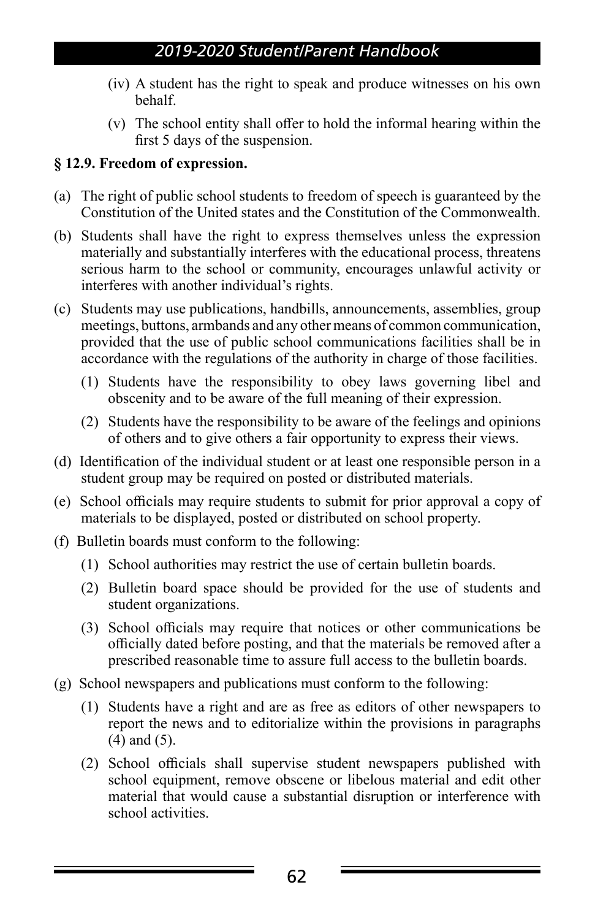(iv) A student has the right to speak and produce witnesses on his own behalf.

(v) The school entity shall offer to hold the informal hearing within the first 5 days of the suspension.

**§ 12.9. Freedom of expression.**

(a) The right of public school students to freedom of speech is guaranteed by the Constitution of the United states and the Constitution of the Commonwealth.

(b) Students shall have the right to express themselves unless the expression materially and substantially interferes with the educational process, threatens serious harm to the school or community, encourages unlawful activity or interferes with another individual's rights.

(c) Students may use publications, handbills, announcements, assemblies, group meetings, buttons, armbands and any other means of common communication, provided that the use of public school communications facilities shall be in accordance with the regulations of the authority in charge of those facilities.

(1) Students have the responsibility to obey laws governing libel and obscenity and to be aware of the full meaning of their expression.

(2) Students have the responsibility to be aware of the feelings and opinions of others and to give others a fair opportunity to express their views.

(d) Identification of the individual student or at least one responsible person in a student group may be required on posted or distributed materials.

(e) School officials may require students to submit for prior approval a copy of materials to be displayed, posted or distributed on school property.

(f) Bulletin boards must conform to the following:

(1) School authorities may restrict the use of certain bulletin boards.

(2) Bulletin board space should be provided for the use of students and student organizations.

(3) School officials may require that notices or other communications be officially dated before posting, and that the materials be removed after a prescribed reasonable time to assure full access to the bulletin boards.

(g) School newspapers and publications must conform to the following:

(1) Students have a right and are as free as editors of other newspapers to report the news and to editorialize within the provisions in paragraphs (4) and (5).

(2) School officials shall supervise student newspapers published with school equipment, remove obscene or libelous material and edit other material that would cause a substantial disruption or interference with school activities.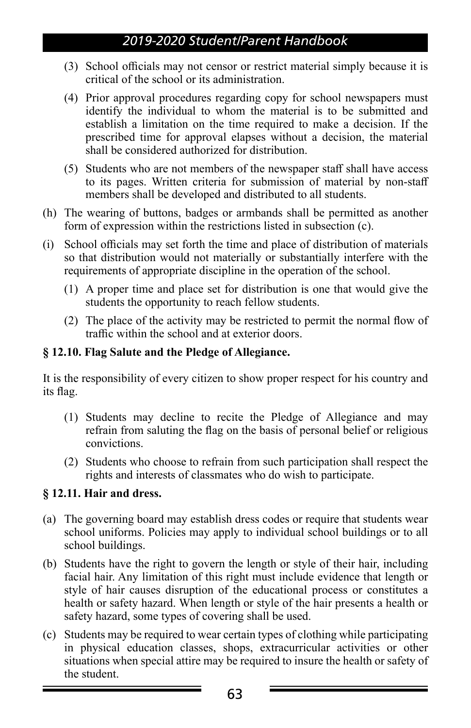(3) School officials may not censor or restrict material simply because it is critical of the school or its administration.

(4) Prior approval procedures regarding copy for school newspapers must identify the individual to whom the material is to be submitted and establish a limitation on the time required to make a decision. If the prescribed time for approval elapses without a decision, the material shall be considered authorized for distribution.

(5) Students who are not members of the newspaper staff shall have access to its pages. Written criteria for submission of material by non-staff members shall be developed and distributed to all students.

(h) The wearing of buttons, badges or armbands shall be permitted as another form of expression within the restrictions listed in subsection (c).

(i) School officials may set forth the time and place of distribution of materials so that distribution would not materially or substantially interfere with the requirements of appropriate discipline in the operation of the school.

(1) A proper time and place set for distribution is one that would give the students the opportunity to reach fellow students.

(2) The place of the activity may be restricted to permit the normal flow of traffic within the school and at exterior doors.

**§ 12.10. Flag Salute and the Pledge of Allegiance.**

It is the responsibility of every citizen to show proper respect for his country and its flag.

(1) Students may decline to recite the Pledge of Allegiance and may refrain from saluting the flag on the basis of personal belief or religious convictions.

(2) Students who choose to refrain from such participation shall respect the rights and interests of classmates who do wish to participate.

**§ 12.11. Hair and dress.**

(a) The governing board may establish dress codes or require that students wear school uniforms. Policies may apply to individual school buildings or to all school buildings.

(b) Students have the right to govern the length or style of their hair, including facial hair. Any limitation of this right must include evidence that length or style of hair causes disruption of the educational process or constitutes a health or safety hazard. When length or style of the hair presents a health or safety hazard, some types of covering shall be used.

(c) Students may be required to wear certain types of clothing while participating in physical education classes, shops, extracurricular activities or other situations when special attire may be required to insure the health or safety of the student.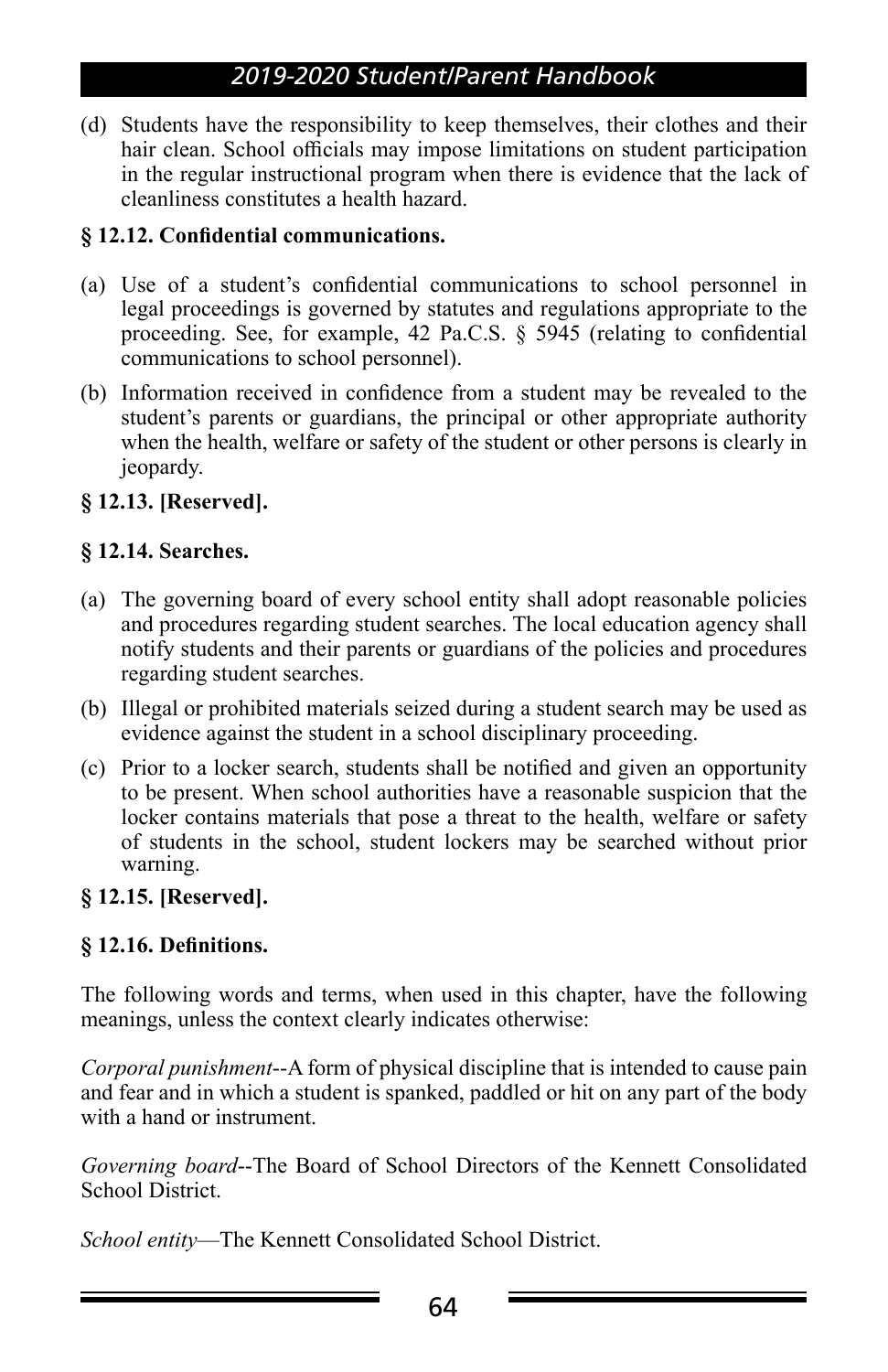(d) Students have the responsibility to keep themselves, their clothes and their hair clean. School officials may impose limitations on student participation in the regular instructional program when there is evidence that the lack of cleanliness constitutes a health hazard.

**§ 12.12. Confidential communications.**

(a) Use of a student's confidential communications to school personnel in legal proceedings is governed by statutes and regulations appropriate to the proceeding. See, for example, 42 Pa.C.S. § 5945 (relating to confidential communications to school personnel).

(b) Information received in confidence from a student may be revealed to the student's parents or guardians, the principal or other appropriate authority when the health, welfare or safety of the student or other persons is clearly in jeopardy.

**§ 12.13. [Reserved].**

**§ 12.14. Searches.**

(a) The governing board of every school entity shall adopt reasonable policies and procedures regarding student searches. The local education agency shall notify students and their parents or guardians of the policies and procedures regarding student searches.

(b) Illegal or prohibited materials seized during a student search may be used as evidence against the student in a school disciplinary proceeding.

(c) Prior to a locker search, students shall be notified and given an opportunity to be present. When school authorities have a reasonable suspicion that the locker contains materials that pose a threat to the health, welfare or safety of students in the school, student lockers may be searched without prior warning.

**§ 12.15. [Reserved].**

**§ 12.16. Definitions.**

The following words and terms, when used in this chapter, have the following meanings, unless the context clearly indicates otherwise:

*Corporal punishment*--A form of physical discipline that is intended to cause pain and fear and in which a student is spanked, paddled or hit on any part of the body with a hand or instrument.

*Governing board*--The Board of School Directors of the Kennett Consolidated School District.

*School entity*—The Kennett Consolidated School District.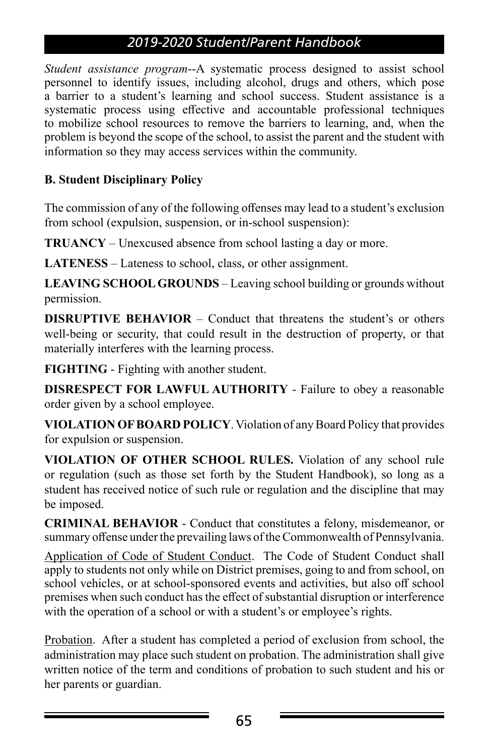*Student assistance program*--A systematic process designed to assist school personnel to identify issues, including alcohol, drugs and others, which pose a barrier to a student's learning and school success. Student assistance is a systematic process using effective and accountable professional techniques to mobilize school resources to remove the barriers to learning, and, when the problem is beyond the scope of the school, to assist the parent and the student with information so they may access services within the community.

**B. Student Disciplinary Policy**

The commission of any of the following offenses may lead to a student's exclusion from school (expulsion, suspension, or in-school suspension):

**TRUANCY** – Unexcused absence from school lasting a day or more.

**LATENESS** – Lateness to school, class, or other assignment.

**LEAVING SCHOOL GROUNDS** – Leaving school building or grounds without permission.

**DISRUPTIVE BEHAVIOR** – Conduct that threatens the student's or others well-being or security, that could result in the destruction of property, or that materially interferes with the learning process.

**FIGHTING** - Fighting with another student.

**DISRESPECT FOR LAWFUL AUTHORITY** - Failure to obey a reasonable order given by a school employee.

**VIOLATION OF BOARD POLICY**. Violation of any Board Policy that provides for expulsion or suspension.

**VIOLATION OF OTHER SCHOOL RULES.** Violation of any school rule or regulation (such as those set forth by the Student Handbook), so long as a student has received notice of such rule or regulation and the discipline that may be imposed.

**CRIMINAL BEHAVIOR** - Conduct that constitutes a felony, misdemeanor, or summary offense under the prevailing laws of the Commonwealth of Pennsylvania.

<u>Application of Code of Student Conduct</u>. The Code of Student Conduct shall apply to students not only while on District premises, going to and from school, on school vehicles, or at school-sponsored events and activities, but also off school premises when such conduct has the effect of substantial disruption or interference with the operation of a school or with a student's or employee's rights.

<u>Probation</u>. After a student has completed a period of exclusion from school, the administration may place such student on probation. The administration shall give written notice of the term and conditions of probation to such student and his or her parents or guardian.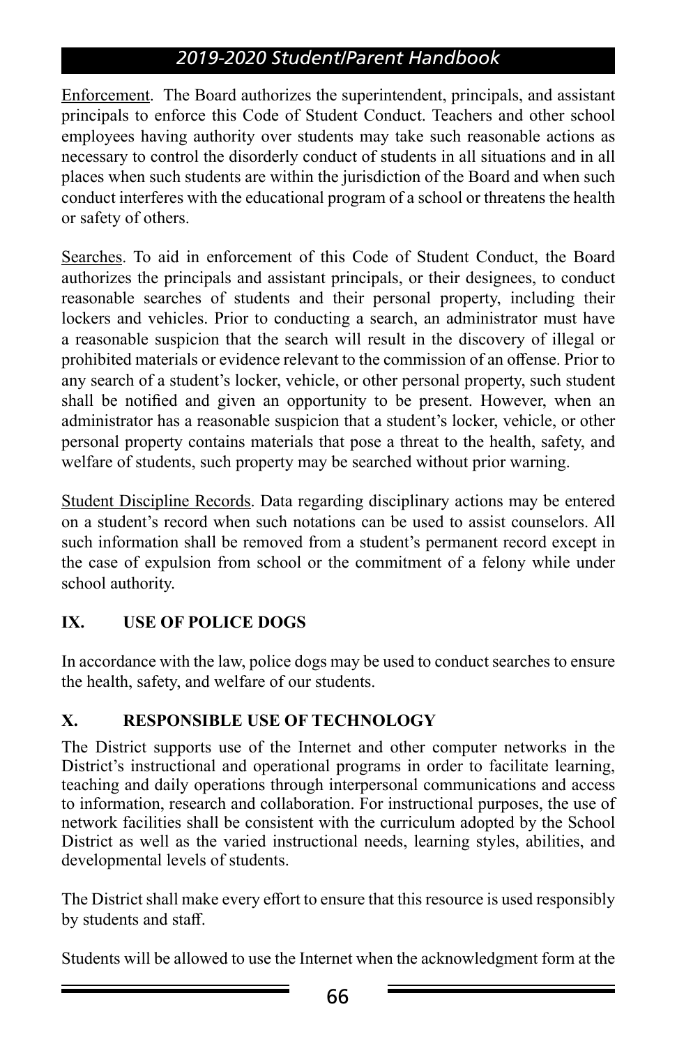Enforcement. The Board authorizes the superintendent, principals, and assistant principals to enforce this Code of Student Conduct. Teachers and other school employees having authority over students may take such reasonable actions as necessary to control the disorderly conduct of students in all situations and in all places when such students are within the jurisdiction of the Board and when such conduct interferes with the educational program of a school or threatens the health or safety of others.

Searches. To aid in enforcement of this Code of Student Conduct, the Board authorizes the principals and assistant principals, or their designees, to conduct reasonable searches of students and their personal property, including their lockers and vehicles. Prior to conducting a search, an administrator must have a reasonable suspicion that the search will result in the discovery of illegal or prohibited materials or evidence relevant to the commission of an offense. Prior to any search of a student's locker, vehicle, or other personal property, such student shall be notified and given an opportunity to be present. However, when an administrator has a reasonable suspicion that a student's locker, vehicle, or other personal property contains materials that pose a threat to the health, safety, and welfare of students, such property may be searched without prior warning.

Student Discipline Records. Data regarding disciplinary actions may be entered on a student's record when such notations can be used to assist counselors. All such information shall be removed from a student's permanent record except in the case of expulsion from school or the commitment of a felony while under school authority.

## IX. USE OF POLICE DOGS

In accordance with the law, police dogs may be used to conduct searches to ensure the health, safety, and welfare of our students.

## X. RESPONSIBLE USE OF TECHNOLOGY

The District supports use of the Internet and other computer networks in the District's instructional and operational programs in order to facilitate learning, teaching and daily operations through interpersonal communications and access to information, research and collaboration. For instructional purposes, the use of network facilities shall be consistent with the curriculum adopted by the School District as well as the varied instructional needs, learning styles, abilities, and developmental levels of students.

The District shall make every effort to ensure that this resource is used responsibly by students and staff.

Students will be allowed to use the Internet when the acknowledgment form at the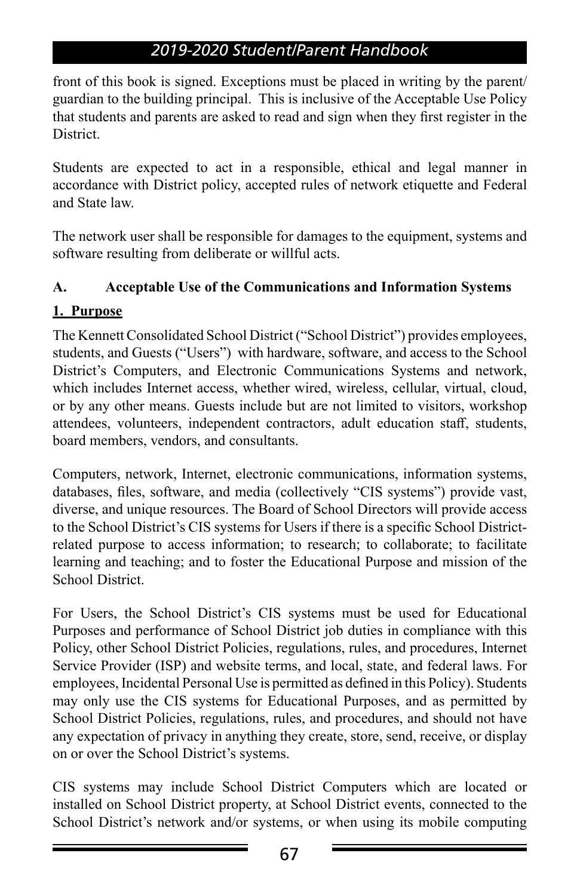front of this book is signed. Exceptions must be placed in writing by the parent/ guardian to the building principal. This is inclusive of the Acceptable Use Policy that students and parents are asked to read and sign when they first register in the District.

Students are expected to act in a responsible, ethical and legal manner in accordance with District policy, accepted rules of network etiquette and Federal and State law.

The network user shall be responsible for damages to the equipment, systems and software resulting from deliberate or willful acts.

### A. Acceptable Use of the Communications and Information Systems

**1. Purpose**

The Kennett Consolidated School District ("School District") provides employees, students, and Guests ("Users") with hardware, software, and access to the School District's Computers, and Electronic Communications Systems and network, which includes Internet access, whether wired, wireless, cellular, virtual, cloud, or by any other means. Guests include but are not limited to visitors, workshop attendees, volunteers, independent contractors, adult education staff, students, board members, vendors, and consultants.

Computers, network, Internet, electronic communications, information systems, databases, files, software, and media (collectively "CIS systems") provide vast, diverse, and unique resources. The Board of School Directors will provide access to the School District's CIS systems for Users if there is a specific School District-related purpose to access information; to research; to collaborate; to facilitate learning and teaching; and to foster the Educational Purpose and mission of the School District.

For Users, the School District's CIS systems must be used for Educational Purposes and performance of School District job duties in compliance with this Policy, other School District Policies, regulations, rules, and procedures, Internet Service Provider (ISP) and website terms, and local, state, and federal laws. For employees, Incidental Personal Use is permitted as defined in this Policy). Students may only use the CIS systems for Educational Purposes, and as permitted by School District Policies, regulations, rules, and procedures, and should not have any expectation of privacy in anything they create, store, send, receive, or display on or over the School District's systems.

CIS systems may include School District Computers which are located or installed on School District property, at School District events, connected to the School District's network and/or systems, or when using its mobile computing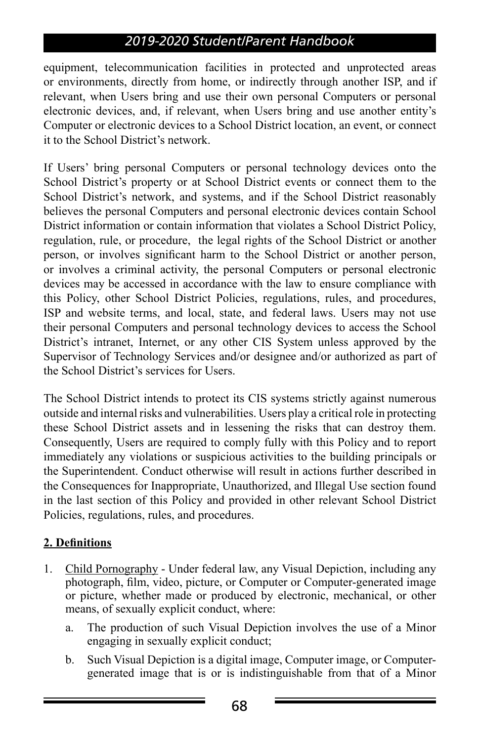equipment, telecommunication facilities in protected and unprotected areas or environments, directly from home, or indirectly through another ISP, and if relevant, when Users bring and use their own personal Computers or personal electronic devices, and, if relevant, when Users bring and use another entity's Computer or electronic devices to a School District location, an event, or connect it to the School District's network.

If Users' bring personal Computers or personal technology devices onto the School District's property or at School District events or connect them to the School District's network, and systems, and if the School District reasonably believes the personal Computers and personal electronic devices contain School District information or contain information that violates a School District Policy, regulation, rule, or procedure, the legal rights of the School District or another person, or involves significant harm to the School District or another person, or involves a criminal activity, the personal Computers or personal electronic devices may be accessed in accordance with the law to ensure compliance with this Policy, other School District Policies, regulations, rules, and procedures, ISP and website terms, and local, state, and federal laws. Users may not use their personal Computers and personal technology devices to access the School District's intranet, Internet, or any other CIS System unless approved by the Supervisor of Technology Services and/or designee and/or authorized as part of the School District's services for Users.

The School District intends to protect its CIS systems strictly against numerous outside and internal risks and vulnerabilities. Users play a critical role in protecting these School District assets and in lessening the risks that can destroy them. Consequently, Users are required to comply fully with this Policy and to report immediately any violations or suspicious activities to the building principals or the Superintendent. Conduct otherwise will result in actions further described in the Consequences for Inappropriate, Unauthorized, and Illegal Use section found in the last section of this Policy and provided in other relevant School District Policies, regulations, rules, and procedures.

**2. Definitions**

1. Child Pornography - Under federal law, any Visual Depiction, including any photograph, film, video, picture, or Computer or Computer-generated image or picture, whether made or produced by electronic, mechanical, or other means, of sexually explicit conduct, where:
   a. The production of such Visual Depiction involves the use of a Minor engaging in sexually explicit conduct;
   b. Such Visual Depiction is a digital image, Computer image, or Computer-generated image that is or is indistinguishable from that of a Minor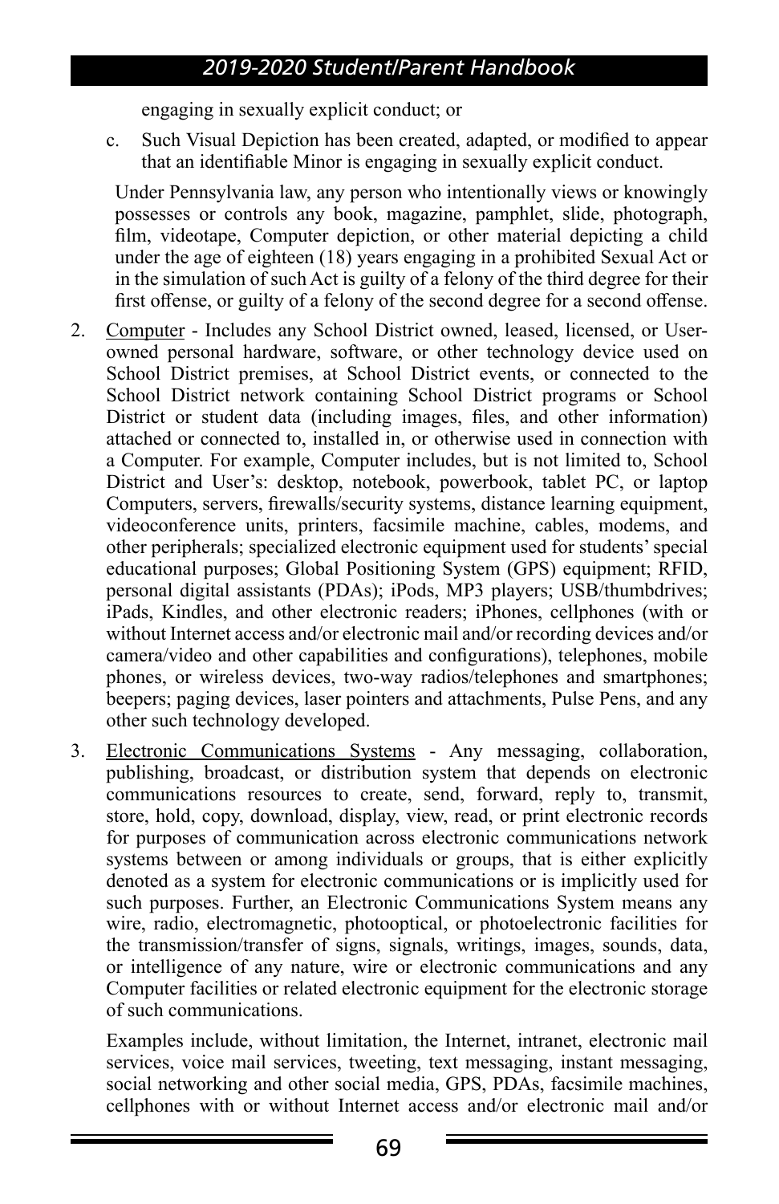engaging in sexually explicit conduct; or

c. Such Visual Depiction has been created, adapted, or modified to appear that an identifiable Minor is engaging in sexually explicit conduct.

Under Pennsylvania law, any person who intentionally views or knowingly possesses or controls any book, magazine, pamphlet, slide, photograph, film, videotape, Computer depiction, or other material depicting a child under the age of eighteen (18) years engaging in a prohibited Sexual Act or in the simulation of such Act is guilty of a felony of the third degree for their first offense, or guilty of a felony of the second degree for a second offense.

2. <u>Computer</u> - Includes any School District owned, leased, licensed, or User-owned personal hardware, software, or other technology device used on School District premises, at School District events, or connected to the School District network containing School District programs or School District or student data (including images, files, and other information) attached or connected to, installed in, or otherwise used in connection with a Computer. For example, Computer includes, but is not limited to, School District and User's: desktop, notebook, powerbook, tablet PC, or laptop Computers, servers, firewalls/security systems, distance learning equipment, videoconference units, printers, facsimile machine, cables, modems, and other peripherals; specialized electronic equipment used for students' special educational purposes; Global Positioning System (GPS) equipment; RFID, personal digital assistants (PDAs); iPods, MP3 players; USB/thumbdrives; iPads, Kindles, and other electronic readers; iPhones, cellphones (with or without Internet access and/or electronic mail and/or recording devices and/or camera/video and other capabilities and configurations), telephones, mobile phones, or wireless devices, two-way radios/telephones and smartphones; beepers; paging devices, laser pointers and attachments, Pulse Pens, and any other such technology developed.

3. <u>Electronic Communications Systems</u> - Any messaging, collaboration, publishing, broadcast, or distribution system that depends on electronic communications resources to create, send, forward, reply to, transmit, store, hold, copy, download, display, view, read, or print electronic records for purposes of communication across electronic communications network systems between or among individuals or groups, that is either explicitly denoted as a system for electronic communications or is implicitly used for such purposes. Further, an Electronic Communications System means any wire, radio, electromagnetic, photooptical, or photoelectronic facilities for the transmission/transfer of signs, signals, writings, images, sounds, data, or intelligence of any nature, wire or electronic communications and any Computer facilities or related electronic equipment for the electronic storage of such communications.

   Examples include, without limitation, the Internet, intranet, electronic mail services, voice mail services, tweeting, text messaging, instant messaging, social networking and other social media, GPS, PDAs, facsimile machines, cellphones with or without Internet access and/or electronic mail and/or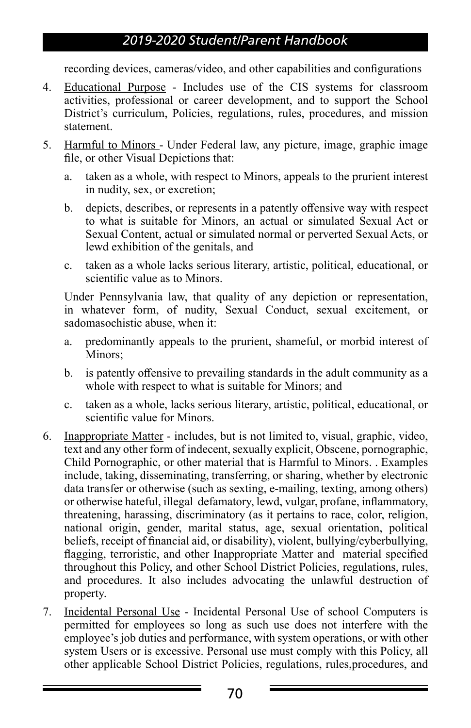recording devices, cameras/video, and other capabilities and configurations

4. Educational Purpose - Includes use of the CIS systems for classroom activities, professional or career development, and to support the School District's curriculum, Policies, regulations, rules, procedures, and mission statement.

5. Harmful to Minors - Under Federal law, any picture, image, graphic image file, or other Visual Depictions that:

   a. taken as a whole, with respect to Minors, appeals to the prurient interest in nudity, sex, or excretion;

   b. depicts, describes, or represents in a patently offensive way with respect to what is suitable for Minors, an actual or simulated Sexual Act or Sexual Content, actual or simulated normal or perverted Sexual Acts, or lewd exhibition of the genitals, and

   c. taken as a whole lacks serious literary, artistic, political, educational, or scientific value as to Minors.

   Under Pennsylvania law, that quality of any depiction or representation, in whatever form, of nudity, Sexual Conduct, sexual excitement, or sadomasochistic abuse, when it:

   a. predominantly appeals to the prurient, shameful, or morbid interest of Minors;

   b. is patently offensive to prevailing standards in the adult community as a whole with respect to what is suitable for Minors; and

   c. taken as a whole, lacks serious literary, artistic, political, educational, or scientific value for Minors.

6. Inappropriate Matter - includes, but is not limited to, visual, graphic, video, text and any other form of indecent, sexually explicit, Obscene, pornographic, Child Pornographic, or other material that is Harmful to Minors. . Examples include, taking, disseminating, transferring, or sharing, whether by electronic data transfer or otherwise (such as sexting, e-mailing, texting, among others) or otherwise hateful, illegal defamatory, lewd, vulgar, profane, inflammatory, threatening, harassing, discriminatory (as it pertains to race, color, religion, national origin, gender, marital status, age, sexual orientation, political beliefs, receipt of financial aid, or disability), violent, bullying/cyberbullying, flagging, terroristic, and other Inappropriate Matter and material specified throughout this Policy, and other School District Policies, regulations, rules, and procedures. It also includes advocating the unlawful destruction of property.

7. Incidental Personal Use - Incidental Personal Use of school Computers is permitted for employees so long as such use does not interfere with the employee's job duties and performance, with system operations, or with other system Users or is excessive. Personal use must comply with this Policy, all other applicable School District Policies, regulations, rules,procedures, and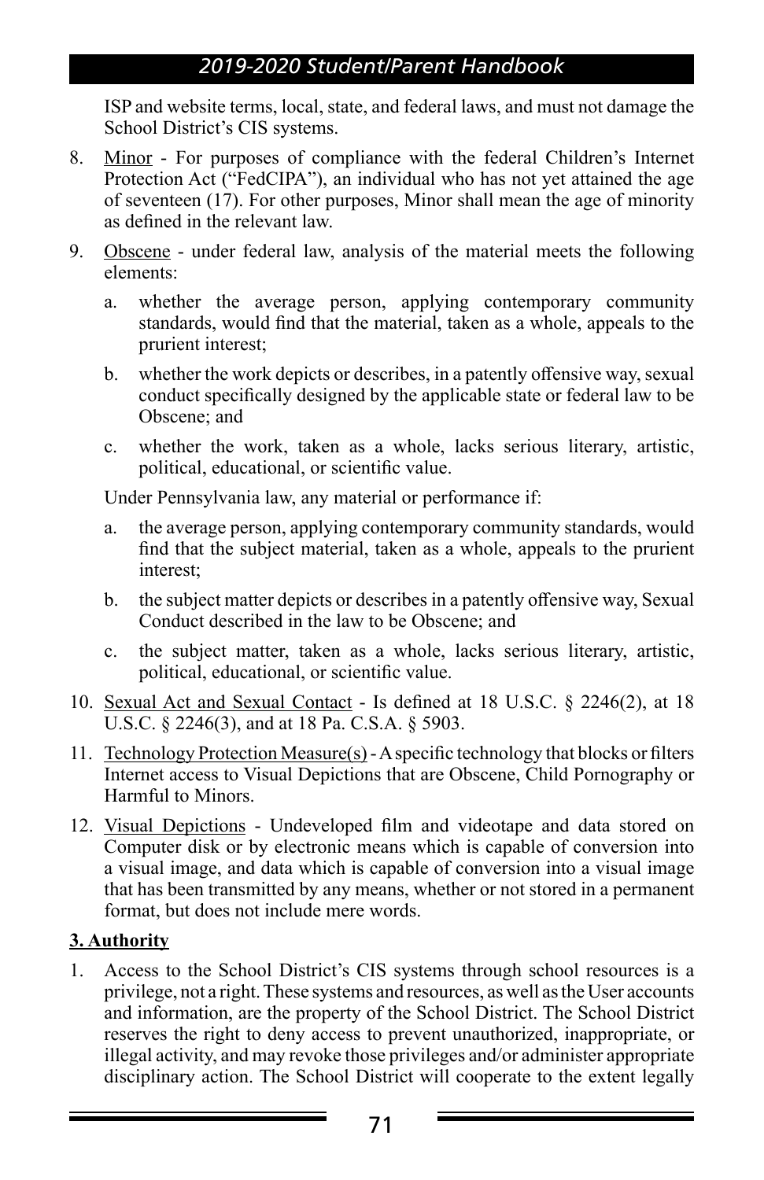ISP and website terms, local, state, and federal laws, and must not damage the School District's CIS systems.

8. Minor - For purposes of compliance with the federal Children's Internet Protection Act ("FedCIPA"), an individual who has not yet attained the age of seventeen (17). For other purposes, Minor shall mean the age of minority as defined in the relevant law.

9. Obscene - under federal law, analysis of the material meets the following elements:

   a. whether the average person, applying contemporary community standards, would find that the material, taken as a whole, appeals to the prurient interest;

   b. whether the work depicts or describes, in a patently offensive way, sexual conduct specifically designed by the applicable state or federal law to be Obscene; and

   c. whether the work, taken as a whole, lacks serious literary, artistic, political, educational, or scientific value.

   Under Pennsylvania law, any material or performance if:

   a. the average person, applying contemporary community standards, would find that the subject material, taken as a whole, appeals to the prurient interest;

   b. the subject matter depicts or describes in a patently offensive way, Sexual Conduct described in the law to be Obscene; and

   c. the subject matter, taken as a whole, lacks serious literary, artistic, political, educational, or scientific value.

10. Sexual Act and Sexual Contact - Is defined at 18 U.S.C. § 2246(2), at 18 U.S.C. § 2246(3), and at 18 Pa. C.S.A. § 5903.

11. Technology Protection Measure(s) - A specific technology that blocks or filters Internet access to Visual Depictions that are Obscene, Child Pornography or Harmful to Minors.

12. Visual Depictions - Undeveloped film and videotape and data stored on Computer disk or by electronic means which is capable of conversion into a visual image, and data which is capable of conversion into a visual image that has been transmitted by any means, whether or not stored in a permanent format, but does not include mere words.

**3. Authority**

1. Access to the School District's CIS systems through school resources is a privilege, not a right. These systems and resources, as well as the User accounts and information, are the property of the School District. The School District reserves the right to deny access to prevent unauthorized, inappropriate, or illegal activity, and may revoke those privileges and/or administer appropriate disciplinary action. The School District will cooperate to the extent legally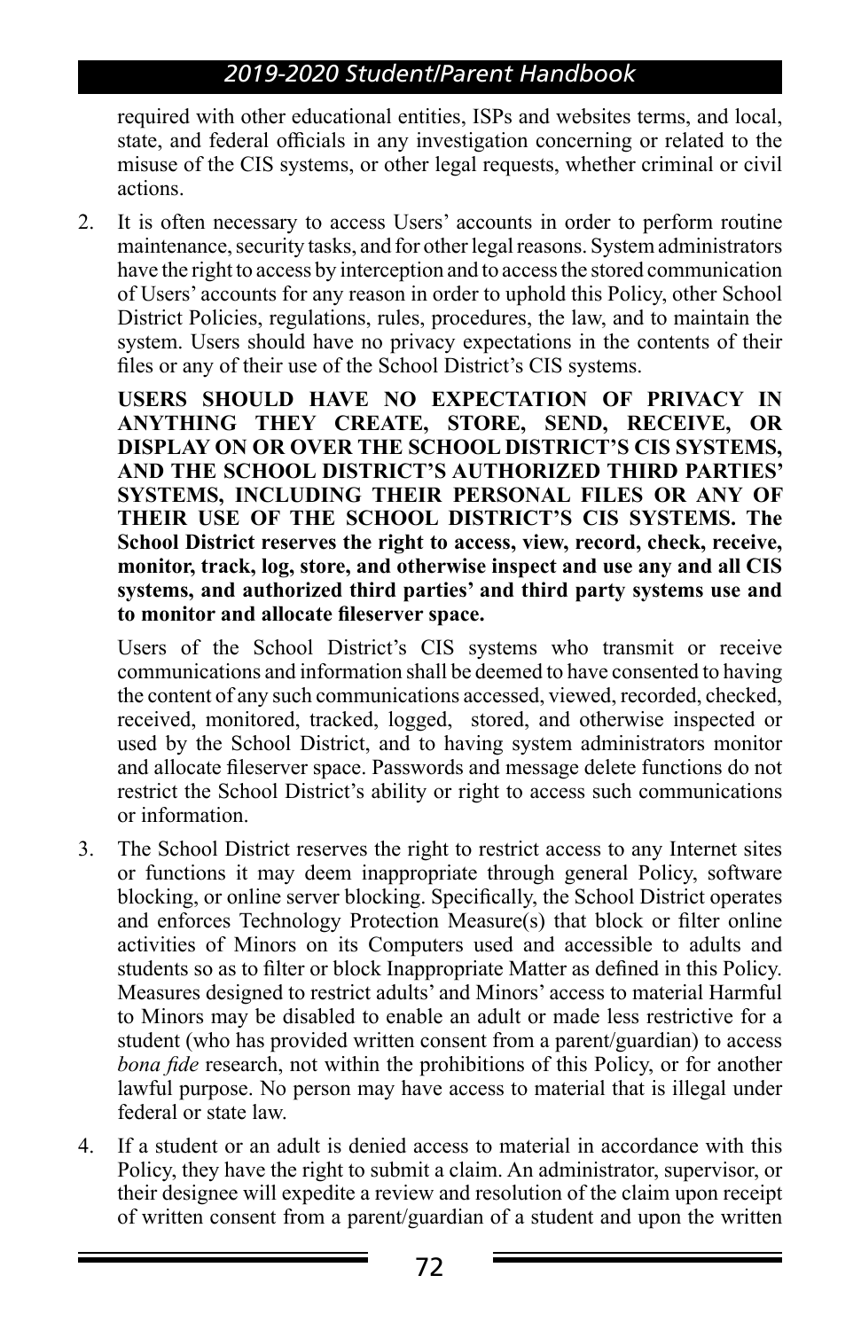required with other educational entities, ISPs and websites terms, and local, state, and federal officials in any investigation concerning or related to the misuse of the CIS systems, or other legal requests, whether criminal or civil actions.

2. It is often necessary to access Users' accounts in order to perform routine maintenance, security tasks, and for other legal reasons. System administrators have the right to access by interception and to access the stored communication of Users' accounts for any reason in order to uphold this Policy, other School District Policies, regulations, rules, procedures, the law, and to maintain the system. Users should have no privacy expectations in the contents of their files or any of their use of the School District's CIS systems.

   **USERS SHOULD HAVE NO EXPECTATION OF PRIVACY IN ANYTHING THEY CREATE, STORE, SEND, RECEIVE, OR DISPLAY ON OR OVER THE SCHOOL DISTRICT'S CIS SYSTEMS, AND THE SCHOOL DISTRICT'S AUTHORIZED THIRD PARTIES' SYSTEMS, INCLUDING THEIR PERSONAL FILES OR ANY OF THEIR USE OF THE SCHOOL DISTRICT'S CIS SYSTEMS. The School District reserves the right to access, view, record, check, receive, monitor, track, log, store, and otherwise inspect and use any and all CIS systems, and authorized third parties' and third party systems use and to monitor and allocate fileserver space.**

   Users of the School District's CIS systems who transmit or receive communications and information shall be deemed to have consented to having the content of any such communications accessed, viewed, recorded, checked, received, monitored, tracked, logged, stored, and otherwise inspected or used by the School District, and to having system administrators monitor and allocate fileserver space. Passwords and message delete functions do not restrict the School District's ability or right to access such communications or information.

3. The School District reserves the right to restrict access to any Internet sites or functions it may deem inappropriate through general Policy, software blocking, or online server blocking. Specifically, the School District operates and enforces Technology Protection Measure(s) that block or filter online activities of Minors on its Computers used and accessible to adults and students so as to filter or block Inappropriate Matter as defined in this Policy. Measures designed to restrict adults' and Minors' access to material Harmful to Minors may be disabled to enable an adult or made less restrictive for a student (who has provided written consent from a parent/guardian) to access *bona fide* research, not within the prohibitions of this Policy, or for another lawful purpose. No person may have access to material that is illegal under federal or state law.

4. If a student or an adult is denied access to material in accordance with this Policy, they have the right to submit a claim. An administrator, supervisor, or their designee will expedite a review and resolution of the claim upon receipt of written consent from a parent/guardian of a student and upon the written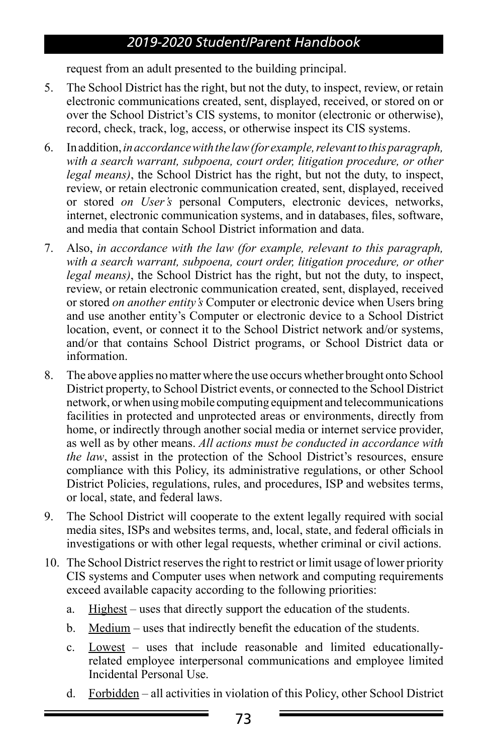request from an adult presented to the building principal.

5. The School District has the right, but not the duty, to inspect, review, or retain electronic communications created, sent, displayed, received, or stored on or over the School District's CIS systems, to monitor (electronic or otherwise), record, check, track, log, access, or otherwise inspect its CIS systems.

6. In addition, *in accordance with the law (for example, relevant to this paragraph, with a search warrant, subpoena, court order, litigation procedure, or other legal means)*, the School District has the right, but not the duty, to inspect, review, or retain electronic communication created, sent, displayed, received or stored *on User's* personal Computers, electronic devices, networks, internet, electronic communication systems, and in databases, files, software, and media that contain School District information and data.

7. Also, *in accordance with the law (for example, relevant to this paragraph, with a search warrant, subpoena, court order, litigation procedure, or other legal means)*, the School District has the right, but not the duty, to inspect, review, or retain electronic communication created, sent, displayed, received or stored *on another entity's* Computer or electronic device when Users bring and use another entity's Computer or electronic device to a School District location, event, or connect it to the School District network and/or systems, and/or that contains School District programs, or School District data or information.

8. The above applies no matter where the use occurs whether brought onto School District property, to School District events, or connected to the School District network, or when using mobile computing equipment and telecommunications facilities in protected and unprotected areas or environments, directly from home, or indirectly through another social media or internet service provider, as well as by other means. *All actions must be conducted in accordance with the law*, assist in the protection of the School District's resources, ensure compliance with this Policy, its administrative regulations, or other School District Policies, regulations, rules, and procedures, ISP and websites terms, or local, state, and federal laws.

9. The School District will cooperate to the extent legally required with social media sites, ISPs and websites terms, and, local, state, and federal officials in investigations or with other legal requests, whether criminal or civil actions.

10. The School District reserves the right to restrict or limit usage of lower priority CIS systems and Computer uses when network and computing requirements exceed available capacity according to the following priorities:

    a. Highest – uses that directly support the education of the students.

    b. Medium – uses that indirectly benefit the education of the students.

    c. Lowest – uses that include reasonable and limited educationally-related employee interpersonal communications and employee limited Incidental Personal Use.

    d. Forbidden – all activities in violation of this Policy, other School District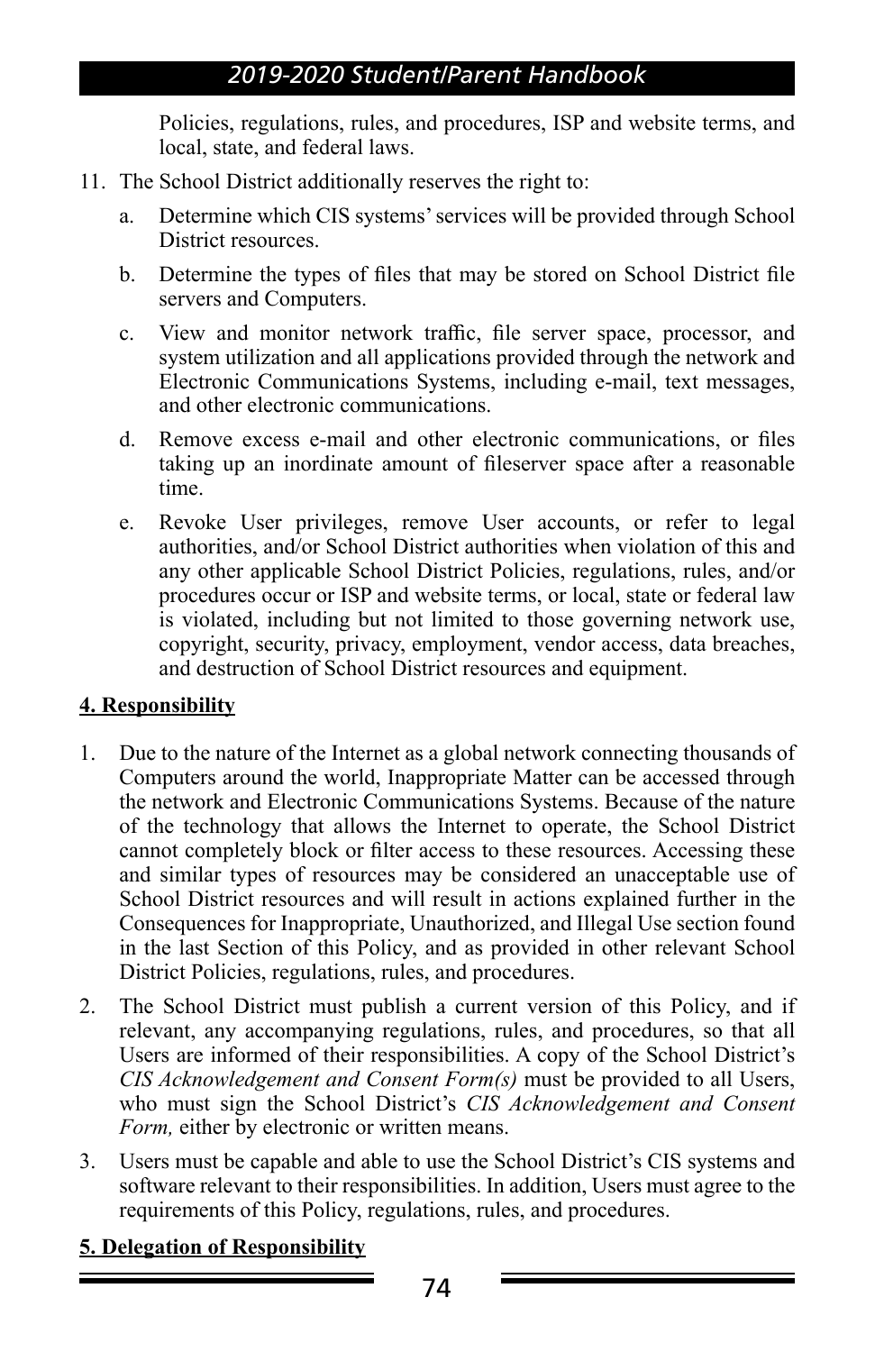Policies, regulations, rules, and procedures, ISP and website terms, and local, state, and federal laws.

11. The School District additionally reserves the right to:

    a. Determine which CIS systems' services will be provided through School District resources.

    b. Determine the types of files that may be stored on School District file servers and Computers.

    c. View and monitor network traffic, file server space, processor, and system utilization and all applications provided through the network and Electronic Communications Systems, including e-mail, text messages, and other electronic communications.

    d. Remove excess e-mail and other electronic communications, or files taking up an inordinate amount of fileserver space after a reasonable time.

    e. Revoke User privileges, remove User accounts, or refer to legal authorities, and/or School District authorities when violation of this and any other applicable School District Policies, regulations, rules, and/or procedures occur or ISP and website terms, or local, state or federal law is violated, including but not limited to those governing network use, copyright, security, privacy, employment, vendor access, data breaches, and destruction of School District resources and equipment.

**4. Responsibility**

1. Due to the nature of the Internet as a global network connecting thousands of Computers around the world, Inappropriate Matter can be accessed through the network and Electronic Communications Systems. Because of the nature of the technology that allows the Internet to operate, the School District cannot completely block or filter access to these resources. Accessing these and similar types of resources may be considered an unacceptable use of School District resources and will result in actions explained further in the Consequences for Inappropriate, Unauthorized, and Illegal Use section found in the last Section of this Policy, and as provided in other relevant School District Policies, regulations, rules, and procedures.

2. The School District must publish a current version of this Policy, and if relevant, any accompanying regulations, rules, and procedures, so that all Users are informed of their responsibilities. A copy of the School District's *CIS Acknowledgement and Consent Form(s)* must be provided to all Users, who must sign the School District's *CIS Acknowledgement and Consent Form,* either by electronic or written means.

3. Users must be capable and able to use the School District's CIS systems and software relevant to their responsibilities. In addition, Users must agree to the requirements of this Policy, regulations, rules, and procedures.

**5. Delegation of Responsibility**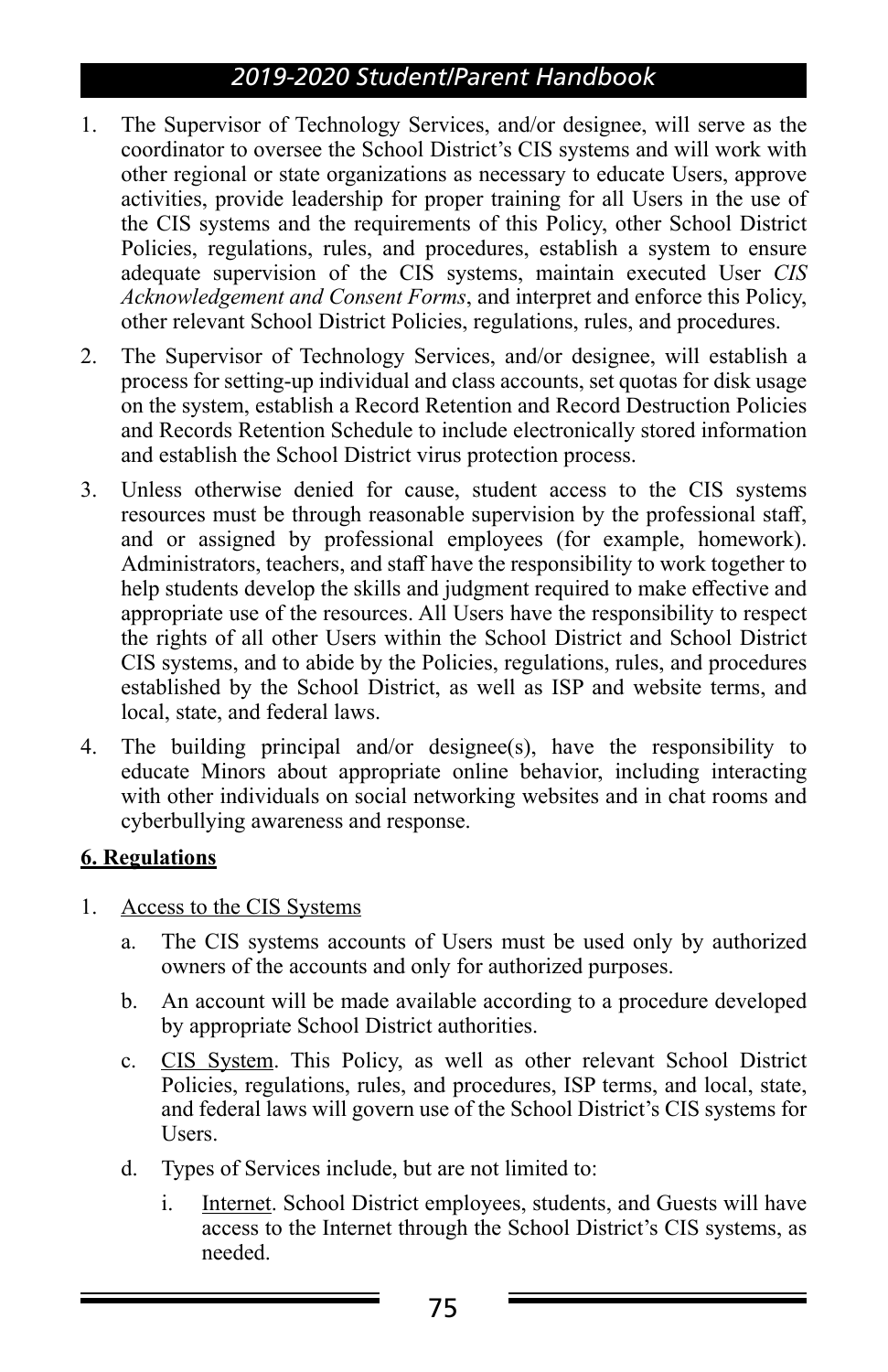1. The Supervisor of Technology Services, and/or designee, will serve as the coordinator to oversee the School District's CIS systems and will work with other regional or state organizations as necessary to educate Users, approve activities, provide leadership for proper training for all Users in the use of the CIS systems and the requirements of this Policy, other School District Policies, regulations, rules, and procedures, establish a system to ensure adequate supervision of the CIS systems, maintain executed User *CIS Acknowledgement and Consent Forms*, and interpret and enforce this Policy, other relevant School District Policies, regulations, rules, and procedures.
2. The Supervisor of Technology Services, and/or designee, will establish a process for setting-up individual and class accounts, set quotas for disk usage on the system, establish a Record Retention and Record Destruction Policies and Records Retention Schedule to include electronically stored information and establish the School District virus protection process.
3. Unless otherwise denied for cause, student access to the CIS systems resources must be through reasonable supervision by the professional staff, and or assigned by professional employees (for example, homework). Administrators, teachers, and staff have the responsibility to work together to help students develop the skills and judgment required to make effective and appropriate use of the resources. All Users have the responsibility to respect the rights of all other Users within the School District and School District CIS systems, and to abide by the Policies, regulations, rules, and procedures established by the School District, as well as ISP and website terms, and local, state, and federal laws.
4. The building principal and/or designee(s), have the responsibility to educate Minors about appropriate online behavior, including interacting with other individuals on social networking websites and in chat rooms and cyberbullying awareness and response.

**6. Regulations**

1. Access to the CIS Systems
   a. The CIS systems accounts of Users must be used only by authorized owners of the accounts and only for authorized purposes.
   b. An account will be made available according to a procedure developed by appropriate School District authorities.
   c. CIS System. This Policy, as well as other relevant School District Policies, regulations, rules, and procedures, ISP terms, and local, state, and federal laws will govern use of the School District's CIS systems for Users.
   d. Types of Services include, but are not limited to:
      i. Internet. School District employees, students, and Guests will have access to the Internet through the School District's CIS systems, as needed.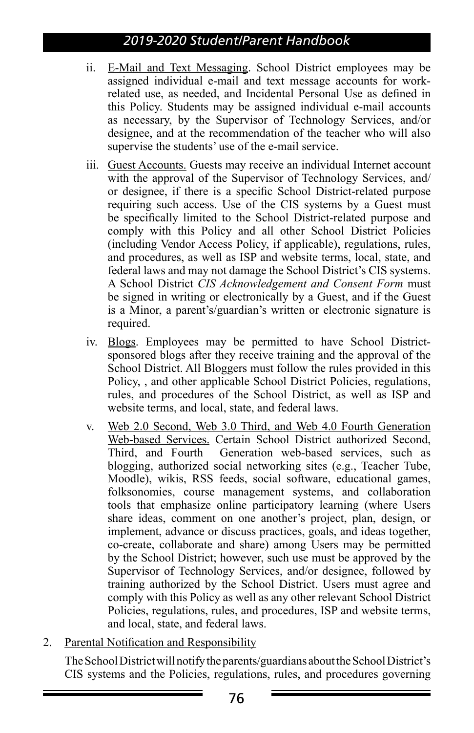ii. E-Mail and Text Messaging. School District employees may be assigned individual e-mail and text message accounts for work-related use, as needed, and Incidental Personal Use as defined in this Policy. Students may be assigned individual e-mail accounts as necessary, by the Supervisor of Technology Services, and/or designee, and at the recommendation of the teacher who will also supervise the students' use of the e-mail service.

iii. Guest Accounts. Guests may receive an individual Internet account with the approval of the Supervisor of Technology Services, and/or designee, if there is a specific School District-related purpose requiring such access. Use of the CIS systems by a Guest must be specifically limited to the School District-related purpose and comply with this Policy and all other School District Policies (including Vendor Access Policy, if applicable), regulations, rules, and procedures, as well as ISP and website terms, local, state, and federal laws and may not damage the School District's CIS systems. A School District *CIS Acknowledgement and Consent Form* must be signed in writing or electronically by a Guest, and if the Guest is a Minor, a parent's/guardian's written or electronic signature is required.

iv. Blogs. Employees may be permitted to have School District-sponsored blogs after they receive training and the approval of the School District. All Bloggers must follow the rules provided in this Policy, , and other applicable School District Policies, regulations, rules, and procedures of the School District, as well as ISP and website terms, and local, state, and federal laws.

v. Web 2.0 Second, Web 3.0 Third, and Web 4.0 Fourth Generation Web-based Services. Certain School District authorized Second, Third, and Fourth Generation web-based services, such as blogging, authorized social networking sites (e.g., Teacher Tube, Moodle), wikis, RSS feeds, social software, educational games, folksonomies, course management systems, and collaboration tools that emphasize online participatory learning (where Users share ideas, comment on one another's project, plan, design, or implement, advance or discuss practices, goals, and ideas together, co-create, collaborate and share) among Users may be permitted by the School District; however, such use must be approved by the Supervisor of Technology Services, and/or designee, followed by training authorized by the School District. Users must agree and comply with this Policy as well as any other relevant School District Policies, regulations, rules, and procedures, ISP and website terms, and local, state, and federal laws.

2. Parental Notification and Responsibility

The School District will notify the parents/guardians about the School District's CIS systems and the Policies, regulations, rules, and procedures governing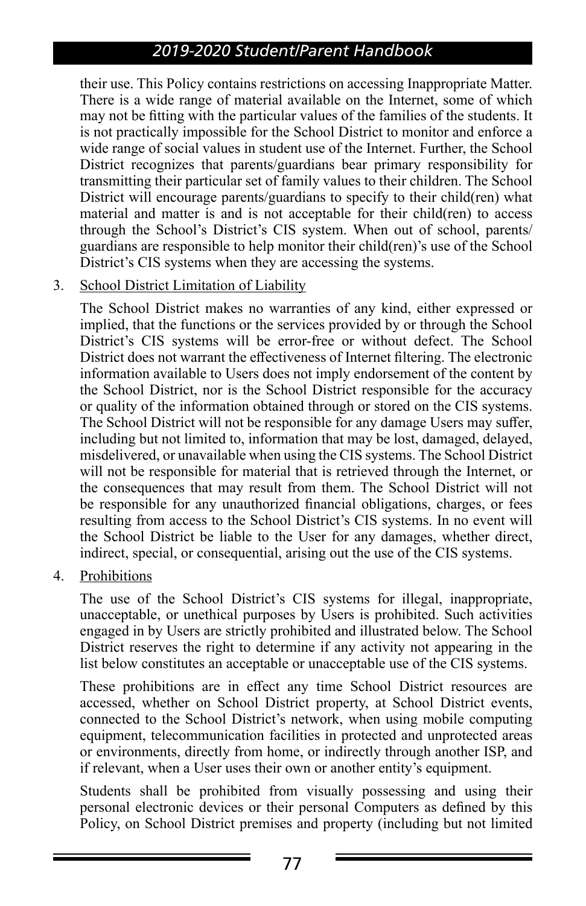their use. This Policy contains restrictions on accessing Inappropriate Matter. There is a wide range of material available on the Internet, some of which may not be fitting with the particular values of the families of the students. It is not practically impossible for the School District to monitor and enforce a wide range of social values in student use of the Internet. Further, the School District recognizes that parents/guardians bear primary responsibility for transmitting their particular set of family values to their children. The School District will encourage parents/guardians to specify to their child(ren) what material and matter is and is not acceptable for their child(ren) to access through the School's District's CIS system. When out of school, parents/guardians are responsible to help monitor their child(ren)'s use of the School District's CIS systems when they are accessing the systems.

3. School District Limitation of Liability

   The School District makes no warranties of any kind, either expressed or implied, that the functions or the services provided by or through the School District's CIS systems will be error-free or without defect. The School District does not warrant the effectiveness of Internet filtering. The electronic information available to Users does not imply endorsement of the content by the School District, nor is the School District responsible for the accuracy or quality of the information obtained through or stored on the CIS systems. The School District will not be responsible for any damage Users may suffer, including but not limited to, information that may be lost, damaged, delayed, misdelivered, or unavailable when using the CIS systems. The School District will not be responsible for material that is retrieved through the Internet, or the consequences that may result from them. The School District will not be responsible for any unauthorized financial obligations, charges, or fees resulting from access to the School District's CIS systems. In no event will the School District be liable to the User for any damages, whether direct, indirect, special, or consequential, arising out the use of the CIS systems.

4. Prohibitions

   The use of the School District's CIS systems for illegal, inappropriate, unacceptable, or unethical purposes by Users is prohibited. Such activities engaged in by Users are strictly prohibited and illustrated below. The School District reserves the right to determine if any activity not appearing in the list below constitutes an acceptable or unacceptable use of the CIS systems.

   These prohibitions are in effect any time School District resources are accessed, whether on School District property, at School District events, connected to the School District's network, when using mobile computing equipment, telecommunication facilities in protected and unprotected areas or environments, directly from home, or indirectly through another ISP, and if relevant, when a User uses their own or another entity's equipment.

   Students shall be prohibited from visually possessing and using their personal electronic devices or their personal Computers as defined by this Policy, on School District premises and property (including but not limited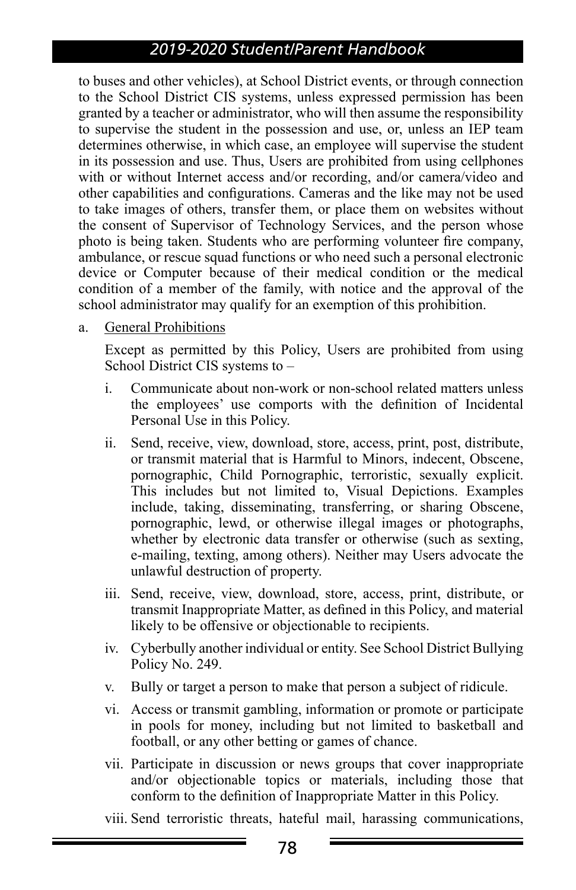to buses and other vehicles), at School District events, or through connection to the School District CIS systems, unless expressed permission has been granted by a teacher or administrator, who will then assume the responsibility to supervise the student in the possession and use, or, unless an IEP team determines otherwise, in which case, an employee will supervise the student in its possession and use. Thus, Users are prohibited from using cellphones with or without Internet access and/or recording, and/or camera/video and other capabilities and configurations. Cameras and the like may not be used to take images of others, transfer them, or place them on websites without the consent of Supervisor of Technology Services, and the person whose photo is being taken. Students who are performing volunteer fire company, ambulance, or rescue squad functions or who need such a personal electronic device or Computer because of their medical condition or the medical condition of a member of the family, with notice and the approval of the school administrator may qualify for an exemption of this prohibition.

a. General Prohibitions

   Except as permitted by this Policy, Users are prohibited from using School District CIS systems to –

   i. Communicate about non-work or non-school related matters unless the employees' use comports with the definition of Incidental Personal Use in this Policy.

   ii. Send, receive, view, download, store, access, print, post, distribute, or transmit material that is Harmful to Minors, indecent, Obscene, pornographic, Child Pornographic, terroristic, sexually explicit. This includes but not limited to, Visual Depictions. Examples include, taking, disseminating, transferring, or sharing Obscene, pornographic, lewd, or otherwise illegal images or photographs, whether by electronic data transfer or otherwise (such as sexting, e-mailing, texting, among others). Neither may Users advocate the unlawful destruction of property.

   iii. Send, receive, view, download, store, access, print, distribute, or transmit Inappropriate Matter, as defined in this Policy, and material likely to be offensive or objectionable to recipients.

   iv. Cyberbully another individual or entity. See School District Bullying Policy No. 249.

   v. Bully or target a person to make that person a subject of ridicule.

   vi. Access or transmit gambling, information or promote or participate in pools for money, including but not limited to basketball and football, or any other betting or games of chance.

   vii. Participate in discussion or news groups that cover inappropriate and/or objectionable topics or materials, including those that conform to the definition of Inappropriate Matter in this Policy.

   viii. Send terroristic threats, hateful mail, harassing communications,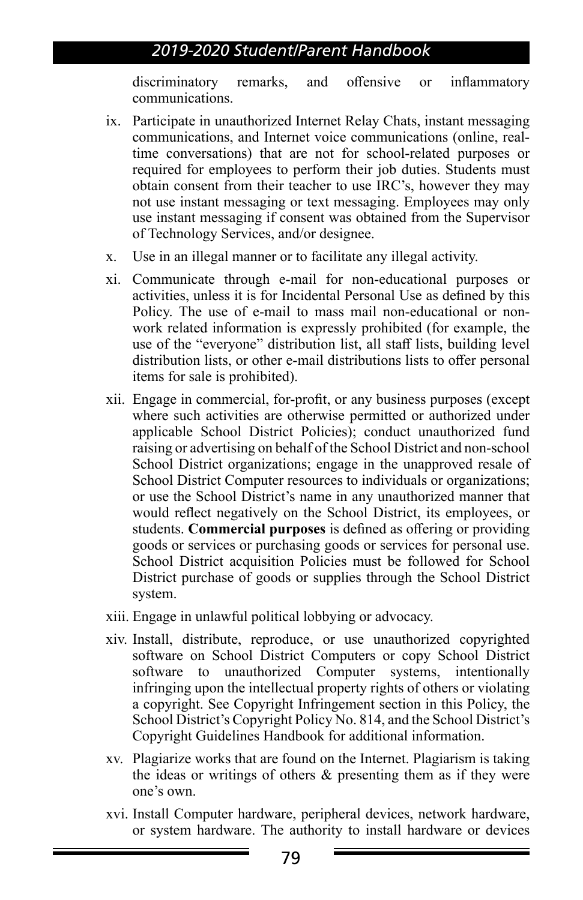discriminatory remarks, and offensive or inflammatory communications.

ix. Participate in unauthorized Internet Relay Chats, instant messaging communications, and Internet voice communications (online, real-time conversations) that are not for school-related purposes or required for employees to perform their job duties. Students must obtain consent from their teacher to use IRC's, however they may not use instant messaging or text messaging. Employees may only use instant messaging if consent was obtained from the Supervisor of Technology Services, and/or designee.

x. Use in an illegal manner or to facilitate any illegal activity.

xi. Communicate through e-mail for non-educational purposes or activities, unless it is for Incidental Personal Use as defined by this Policy. The use of e-mail to mass mail non-educational or non-work related information is expressly prohibited (for example, the use of the "everyone" distribution list, all staff lists, building level distribution lists, or other e-mail distributions lists to offer personal items for sale is prohibited).

xii. Engage in commercial, for-profit, or any business purposes (except where such activities are otherwise permitted or authorized under applicable School District Policies); conduct unauthorized fund raising or advertising on behalf of the School District and non-school School District organizations; engage in the unapproved resale of School District Computer resources to individuals or organizations; or use the School District's name in any unauthorized manner that would reflect negatively on the School District, its employees, or students. **Commercial purposes** is defined as offering or providing goods or services or purchasing goods or services for personal use. School District acquisition Policies must be followed for School District purchase of goods or supplies through the School District system.

xiii. Engage in unlawful political lobbying or advocacy.

xiv. Install, distribute, reproduce, or use unauthorized copyrighted software on School District Computers or copy School District software to unauthorized Computer systems, intentionally infringing upon the intellectual property rights of others or violating a copyright. See Copyright Infringement section in this Policy, the School District's Copyright Policy No. 814, and the School District's Copyright Guidelines Handbook for additional information.

xv. Plagiarize works that are found on the Internet. Plagiarism is taking the ideas or writings of others & presenting them as if they were one's own.

xvi. Install Computer hardware, peripheral devices, network hardware, or system hardware. The authority to install hardware or devices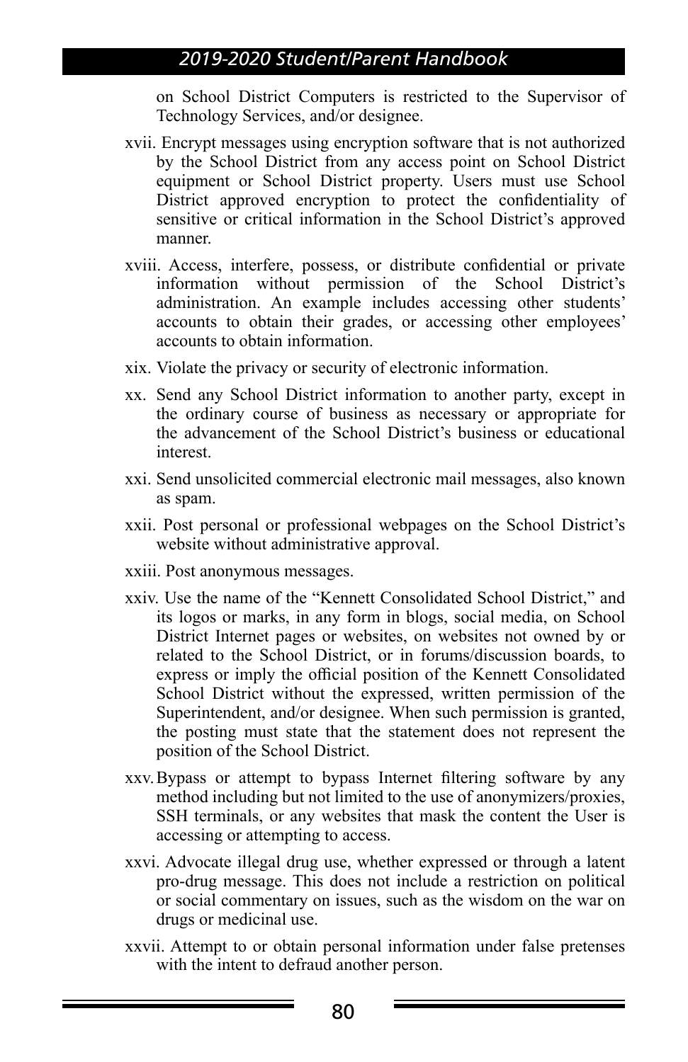on School District Computers is restricted to the Supervisor of Technology Services, and/or designee.

xvii. Encrypt messages using encryption software that is not authorized by the School District from any access point on School District equipment or School District property. Users must use School District approved encryption to protect the confidentiality of sensitive or critical information in the School District's approved manner.

xviii. Access, interfere, possess, or distribute confidential or private information without permission of the School District's administration. An example includes accessing other students' accounts to obtain their grades, or accessing other employees' accounts to obtain information.

xix. Violate the privacy or security of electronic information.

xx. Send any School District information to another party, except in the ordinary course of business as necessary or appropriate for the advancement of the School District's business or educational interest.

xxi. Send unsolicited commercial electronic mail messages, also known as spam.

xxii. Post personal or professional webpages on the School District's website without administrative approval.

xxiii. Post anonymous messages.

xxiv. Use the name of the "Kennett Consolidated School District," and its logos or marks, in any form in blogs, social media, on School District Internet pages or websites, on websites not owned by or related to the School District, or in forums/discussion boards, to express or imply the official position of the Kennett Consolidated School District without the expressed, written permission of the Superintendent, and/or designee. When such permission is granted, the posting must state that the statement does not represent the position of the School District.

xxv. Bypass or attempt to bypass Internet filtering software by any method including but not limited to the use of anonymizers/proxies, SSH terminals, or any websites that mask the content the User is accessing or attempting to access.

xxvi. Advocate illegal drug use, whether expressed or through a latent pro-drug message. This does not include a restriction on political or social commentary on issues, such as the wisdom on the war on drugs or medicinal use.

xxvii. Attempt to or obtain personal information under false pretenses with the intent to defraud another person.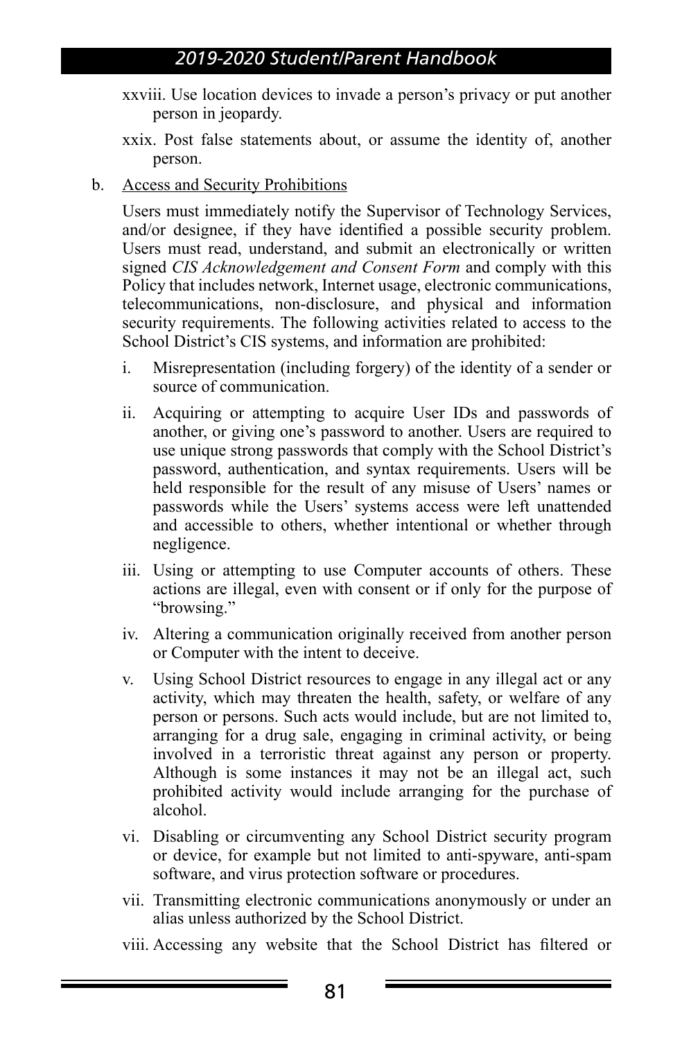xxviii. Use location devices to invade a person's privacy or put another person in jeopardy.

xxix. Post false statements about, or assume the identity of, another person.

b. Access and Security Prohibitions

Users must immediately notify the Supervisor of Technology Services, and/or designee, if they have identified a possible security problem. Users must read, understand, and submit an electronically or written signed *CIS Acknowledgement and Consent Form* and comply with this Policy that includes network, Internet usage, electronic communications, telecommunications, non-disclosure, and physical and information security requirements. The following activities related to access to the School District's CIS systems, and information are prohibited:

i. Misrepresentation (including forgery) of the identity of a sender or source of communication.

ii. Acquiring or attempting to acquire User IDs and passwords of another, or giving one's password to another. Users are required to use unique strong passwords that comply with the School District's password, authentication, and syntax requirements. Users will be held responsible for the result of any misuse of Users' names or passwords while the Users' systems access were left unattended and accessible to others, whether intentional or whether through negligence.

iii. Using or attempting to use Computer accounts of others. These actions are illegal, even with consent or if only for the purpose of "browsing."

iv. Altering a communication originally received from another person or Computer with the intent to deceive.

v. Using School District resources to engage in any illegal act or any activity, which may threaten the health, safety, or welfare of any person or persons. Such acts would include, but are not limited to, arranging for a drug sale, engaging in criminal activity, or being involved in a terroristic threat against any person or property. Although is some instances it may not be an illegal act, such prohibited activity would include arranging for the purchase of alcohol.

vi. Disabling or circumventing any School District security program or device, for example but not limited to anti-spyware, anti-spam software, and virus protection software or procedures.

vii. Transmitting electronic communications anonymously or under an alias unless authorized by the School District.

viii. Accessing any website that the School District has filtered or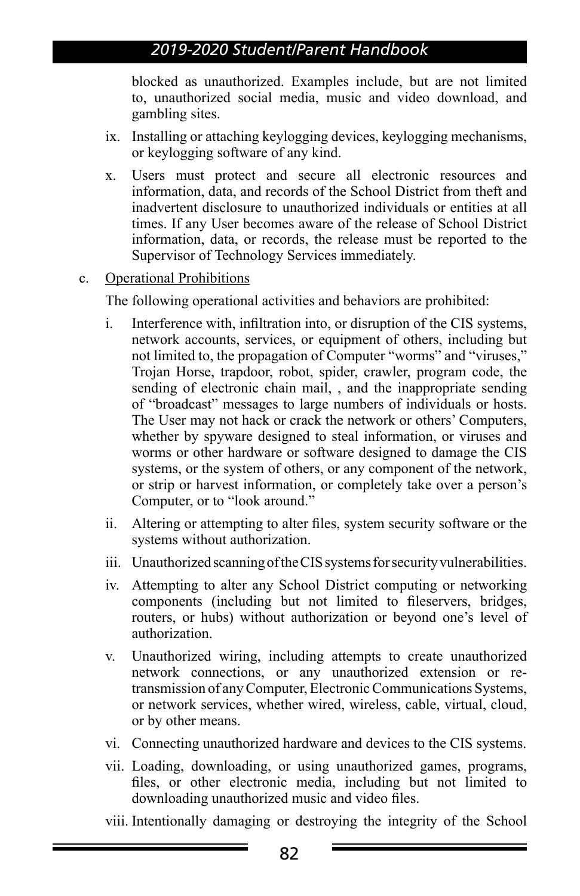blocked as unauthorized. Examples include, but are not limited to, unauthorized social media, music and video download, and gambling sites.

ix. Installing or attaching keylogging devices, keylogging mechanisms, or keylogging software of any kind.

x. Users must protect and secure all electronic resources and information, data, and records of the School District from theft and inadvertent disclosure to unauthorized individuals or entities at all times. If any User becomes aware of the release of School District information, data, or records, the release must be reported to the Supervisor of Technology Services immediately.

c. Operational Prohibitions

The following operational activities and behaviors are prohibited:

i. Interference with, infiltration into, or disruption of the CIS systems, network accounts, services, or equipment of others, including but not limited to, the propagation of Computer "worms" and "viruses," Trojan Horse, trapdoor, robot, spider, crawler, program code, the sending of electronic chain mail, , and the inappropriate sending of "broadcast" messages to large numbers of individuals or hosts. The User may not hack or crack the network or others' Computers, whether by spyware designed to steal information, or viruses and worms or other hardware or software designed to damage the CIS systems, or the system of others, or any component of the network, or strip or harvest information, or completely take over a person's Computer, or to "look around."

ii. Altering or attempting to alter files, system security software or the systems without authorization.

iii. Unauthorized scanning of the CIS systems for security vulnerabilities.

iv. Attempting to alter any School District computing or networking components (including but not limited to fileservers, bridges, routers, or hubs) without authorization or beyond one's level of authorization.

v. Unauthorized wiring, including attempts to create unauthorized network connections, or any unauthorized extension or re-transmission of any Computer, Electronic Communications Systems, or network services, whether wired, wireless, cable, virtual, cloud, or by other means.

vi. Connecting unauthorized hardware and devices to the CIS systems.

vii. Loading, downloading, or using unauthorized games, programs, files, or other electronic media, including but not limited to downloading unauthorized music and video files.

viii. Intentionally damaging or destroying the integrity of the School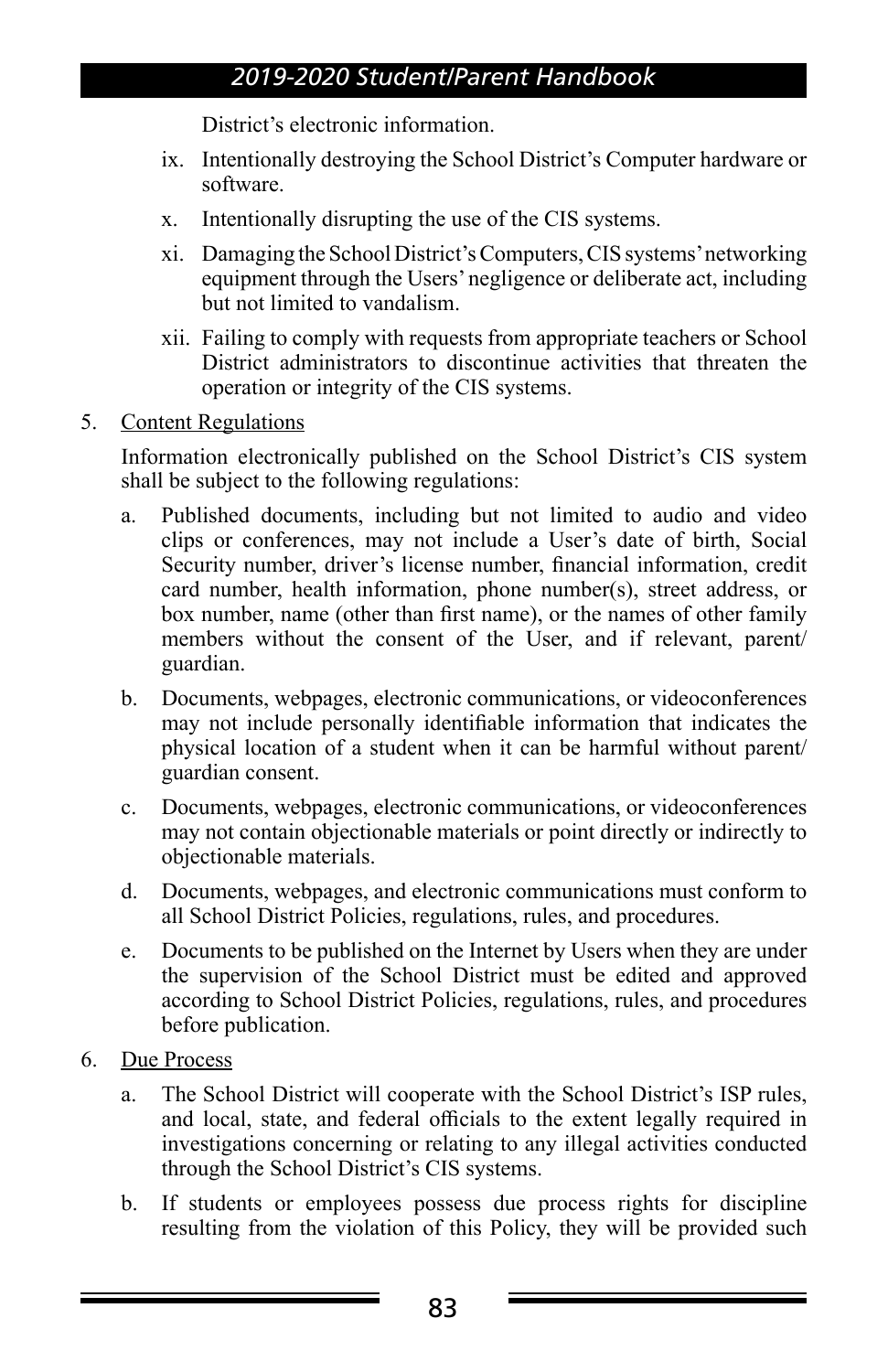District's electronic information.

ix. Intentionally destroying the School District's Computer hardware or software.

x. Intentionally disrupting the use of the CIS systems.

xi. Damaging the School District's Computers, CIS systems' networking equipment through the Users' negligence or deliberate act, including but not limited to vandalism.

xii. Failing to comply with requests from appropriate teachers or School District administrators to discontinue activities that threaten the operation or integrity of the CIS systems.

5. Content Regulations

   Information electronically published on the School District's CIS system shall be subject to the following regulations:

   a. Published documents, including but not limited to audio and video clips or conferences, may not include a User's date of birth, Social Security number, driver's license number, financial information, credit card number, health information, phone number(s), street address, or box number, name (other than first name), or the names of other family members without the consent of the User, and if relevant, parent/guardian.

   b. Documents, webpages, electronic communications, or videoconferences may not include personally identifiable information that indicates the physical location of a student when it can be harmful without parent/guardian consent.

   c. Documents, webpages, electronic communications, or videoconferences may not contain objectionable materials or point directly or indirectly to objectionable materials.

   d. Documents, webpages, and electronic communications must conform to all School District Policies, regulations, rules, and procedures.

   e. Documents to be published on the Internet by Users when they are under the supervision of the School District must be edited and approved according to School District Policies, regulations, rules, and procedures before publication.

6. Due Process

   a. The School District will cooperate with the School District's ISP rules, and local, state, and federal officials to the extent legally required in investigations concerning or relating to any illegal activities conducted through the School District's CIS systems.

   b. If students or employees possess due process rights for discipline resulting from the violation of this Policy, they will be provided such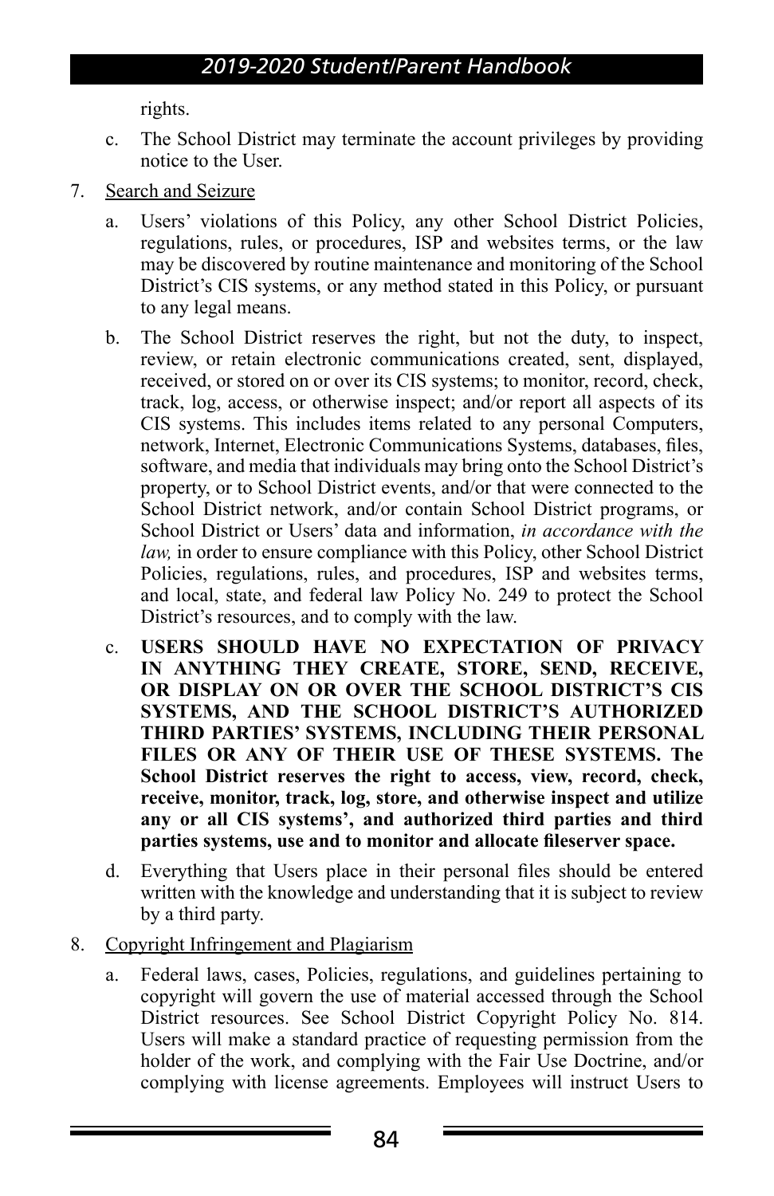rights.

c. The School District may terminate the account privileges by providing notice to the User.

7. <u>Search and Seizure</u>

   a. Users' violations of this Policy, any other School District Policies, regulations, rules, or procedures, ISP and websites terms, or the law may be discovered by routine maintenance and monitoring of the School District's CIS systems, or any method stated in this Policy, or pursuant to any legal means.

   b. The School District reserves the right, but not the duty, to inspect, review, or retain electronic communications created, sent, displayed, received, or stored on or over its CIS systems; to monitor, record, check, track, log, access, or otherwise inspect; and/or report all aspects of its CIS systems. This includes items related to any personal Computers, network, Internet, Electronic Communications Systems, databases, files, software, and media that individuals may bring onto the School District's property, or to School District events, and/or that were connected to the School District network, and/or contain School District programs, or School District or Users' data and information, *in accordance with the law,* in order to ensure compliance with this Policy, other School District Policies, regulations, rules, and procedures, ISP and websites terms, and local, state, and federal law Policy No. 249 to protect the School District's resources, and to comply with the law.

   c. **USERS SHOULD HAVE NO EXPECTATION OF PRIVACY IN ANYTHING THEY CREATE, STORE, SEND, RECEIVE, OR DISPLAY ON OR OVER THE SCHOOL DISTRICT'S CIS SYSTEMS, AND THE SCHOOL DISTRICT'S AUTHORIZED THIRD PARTIES' SYSTEMS, INCLUDING THEIR PERSONAL FILES OR ANY OF THEIR USE OF THESE SYSTEMS. The School District reserves the right to access, view, record, check, receive, monitor, track, log, store, and otherwise inspect and utilize any or all CIS systems', and authorized third parties and third parties systems, use and to monitor and allocate fileserver space.**

   d. Everything that Users place in their personal files should be entered written with the knowledge and understanding that it is subject to review by a third party.

8. <u>Copyright Infringement and Plagiarism</u>

   a. Federal laws, cases, Policies, regulations, and guidelines pertaining to copyright will govern the use of material accessed through the School District resources. See School District Copyright Policy No. 814. Users will make a standard practice of requesting permission from the holder of the work, and complying with the Fair Use Doctrine, and/or complying with license agreements. Employees will instruct Users to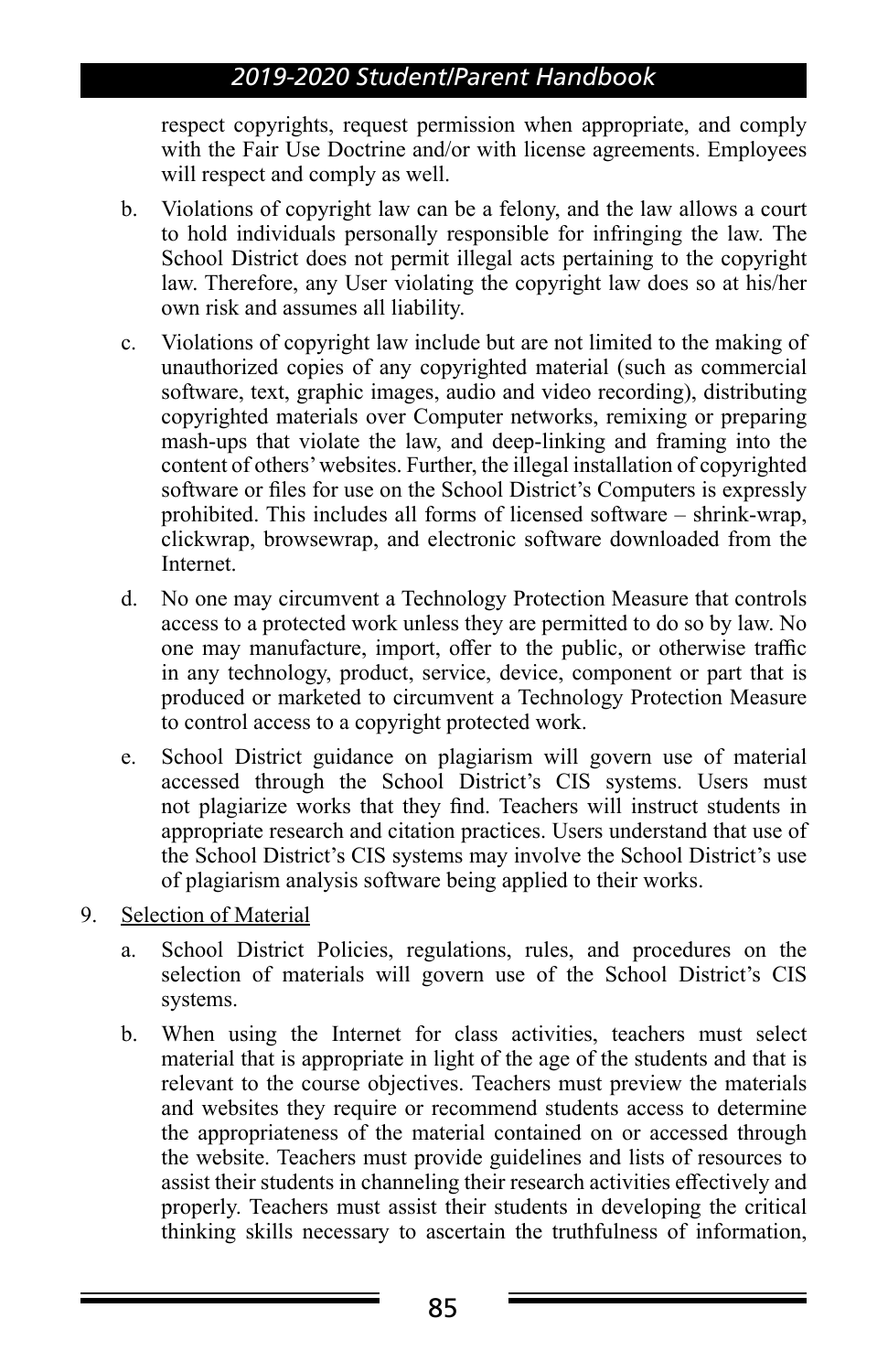respect copyrights, request permission when appropriate, and comply with the Fair Use Doctrine and/or with license agreements. Employees will respect and comply as well.

b. Violations of copyright law can be a felony, and the law allows a court to hold individuals personally responsible for infringing the law. The School District does not permit illegal acts pertaining to the copyright law. Therefore, any User violating the copyright law does so at his/her own risk and assumes all liability.

c. Violations of copyright law include but are not limited to the making of unauthorized copies of any copyrighted material (such as commercial software, text, graphic images, audio and video recording), distributing copyrighted materials over Computer networks, remixing or preparing mash-ups that violate the law, and deep-linking and framing into the content of others' websites. Further, the illegal installation of copyrighted software or files for use on the School District's Computers is expressly prohibited. This includes all forms of licensed software – shrink-wrap, clickwrap, browsewrap, and electronic software downloaded from the Internet.

d. No one may circumvent a Technology Protection Measure that controls access to a protected work unless they are permitted to do so by law. No one may manufacture, import, offer to the public, or otherwise traffic in any technology, product, service, device, component or part that is produced or marketed to circumvent a Technology Protection Measure to control access to a copyright protected work.

e. School District guidance on plagiarism will govern use of material accessed through the School District's CIS systems. Users must not plagiarize works that they find. Teachers will instruct students in appropriate research and citation practices. Users understand that use of the School District's CIS systems may involve the School District's use of plagiarism analysis software being applied to their works.

9. Selection of Material

a. School District Policies, regulations, rules, and procedures on the selection of materials will govern use of the School District's CIS systems.

b. When using the Internet for class activities, teachers must select material that is appropriate in light of the age of the students and that is relevant to the course objectives. Teachers must preview the materials and websites they require or recommend students access to determine the appropriateness of the material contained on or accessed through the website. Teachers must provide guidelines and lists of resources to assist their students in channeling their research activities effectively and properly. Teachers must assist their students in developing the critical thinking skills necessary to ascertain the truthfulness of information,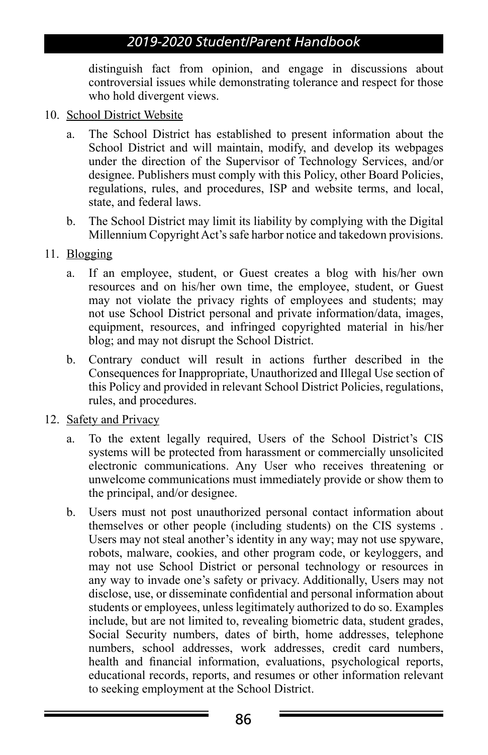distinguish fact from opinion, and engage in discussions about controversial issues while demonstrating tolerance and respect for those who hold divergent views.

10. School District Website

    a. The School District has established to present information about the School District and will maintain, modify, and develop its webpages under the direction of the Supervisor of Technology Services, and/or designee. Publishers must comply with this Policy, other Board Policies, regulations, rules, and procedures, ISP and website terms, and local, state, and federal laws.

    b. The School District may limit its liability by complying with the Digital Millennium Copyright Act's safe harbor notice and takedown provisions.

11. Blogging

    a. If an employee, student, or Guest creates a blog with his/her own resources and on his/her own time, the employee, student, or Guest may not violate the privacy rights of employees and students; may not use School District personal and private information/data, images, equipment, resources, and infringed copyrighted material in his/her blog; and may not disrupt the School District.

    b. Contrary conduct will result in actions further described in the Consequences for Inappropriate, Unauthorized and Illegal Use section of this Policy and provided in relevant School District Policies, regulations, rules, and procedures.

12. Safety and Privacy

    a. To the extent legally required, Users of the School District's CIS systems will be protected from harassment or commercially unsolicited electronic communications. Any User who receives threatening or unwelcome communications must immediately provide or show them to the principal, and/or designee.

    b. Users must not post unauthorized personal contact information about themselves or other people (including students) on the CIS systems . Users may not steal another's identity in any way; may not use spyware, robots, malware, cookies, and other program code, or keyloggers, and may not use School District or personal technology or resources in any way to invade one's safety or privacy. Additionally, Users may not disclose, use, or disseminate confidential and personal information about students or employees, unless legitimately authorized to do so. Examples include, but are not limited to, revealing biometric data, student grades, Social Security numbers, dates of birth, home addresses, telephone numbers, school addresses, work addresses, credit card numbers, health and financial information, evaluations, psychological reports, educational records, reports, and resumes or other information relevant to seeking employment at the School District.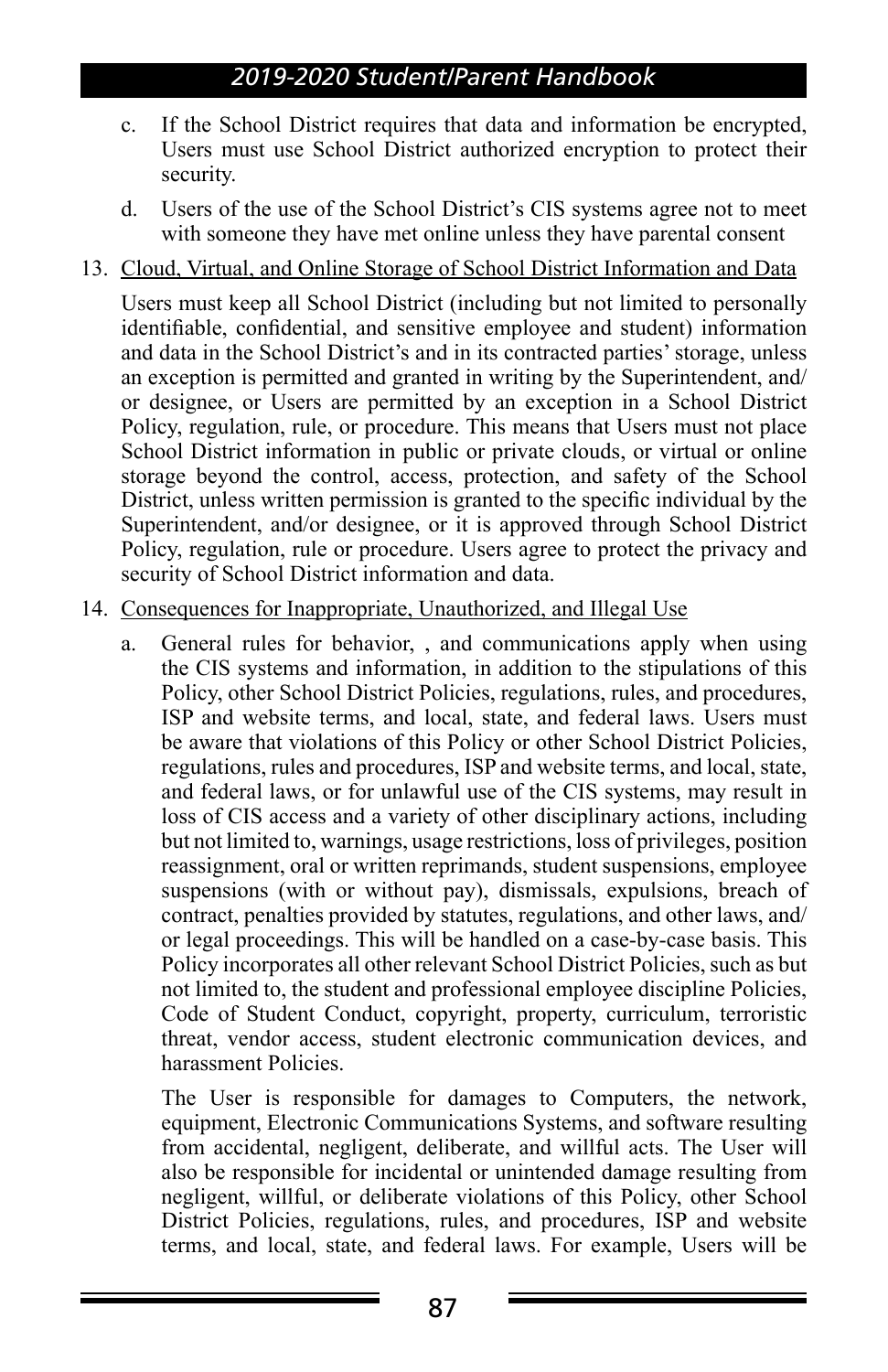c. If the School District requires that data and information be encrypted, Users must use School District authorized encryption to protect their security.

d. Users of the use of the School District's CIS systems agree not to meet with someone they have met online unless they have parental consent

13. <u>Cloud, Virtual, and Online Storage of School District Information and Data</u>

    Users must keep all School District (including but not limited to personally identifiable, confidential, and sensitive employee and student) information and data in the School District's and in its contracted parties' storage, unless an exception is permitted and granted in writing by the Superintendent, and/or designee, or Users are permitted by an exception in a School District Policy, regulation, rule, or procedure. This means that Users must not place School District information in public or private clouds, or virtual or online storage beyond the control, access, protection, and safety of the School District, unless written permission is granted to the specific individual by the Superintendent, and/or designee, or it is approved through School District Policy, regulation, rule or procedure. Users agree to protect the privacy and security of School District information and data.

14. <u>Consequences for Inappropriate, Unauthorized, and Illegal Use</u>

    a. General rules for behavior, , and communications apply when using the CIS systems and information, in addition to the stipulations of this Policy, other School District Policies, regulations, rules, and procedures, ISP and website terms, and local, state, and federal laws. Users must be aware that violations of this Policy or other School District Policies, regulations, rules and procedures, ISP and website terms, and local, state, and federal laws, or for unlawful use of the CIS systems, may result in loss of CIS access and a variety of other disciplinary actions, including but not limited to, warnings, usage restrictions, loss of privileges, position reassignment, oral or written reprimands, student suspensions, employee suspensions (with or without pay), dismissals, expulsions, breach of contract, penalties provided by statutes, regulations, and other laws, and/or legal proceedings. This will be handled on a case-by-case basis. This Policy incorporates all other relevant School District Policies, such as but not limited to, the student and professional employee discipline Policies, Code of Student Conduct, copyright, property, curriculum, terroristic threat, vendor access, student electronic communication devices, and harassment Policies.

       The User is responsible for damages to Computers, the network, equipment, Electronic Communications Systems, and software resulting from accidental, negligent, deliberate, and willful acts. The User will also be responsible for incidental or unintended damage resulting from negligent, willful, or deliberate violations of this Policy, other School District Policies, regulations, rules, and procedures, ISP and website terms, and local, state, and federal laws. For example, Users will be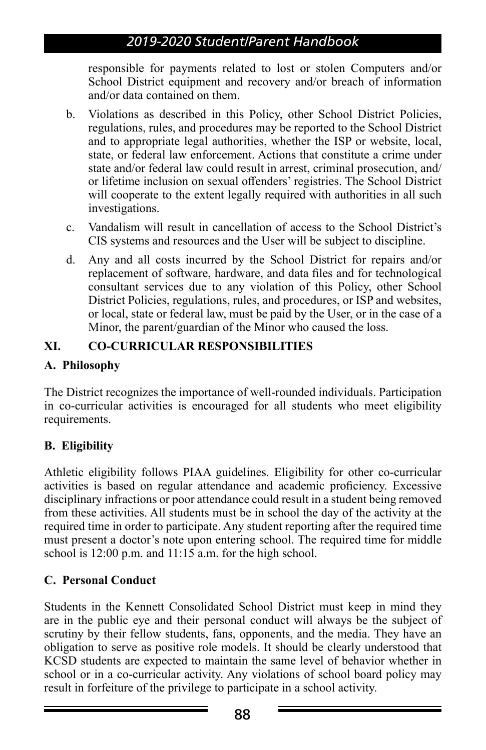responsible for payments related to lost or stolen Computers and/or School District equipment and recovery and/or breach of information and/or data contained on them.

b. Violations as described in this Policy, other School District Policies, regulations, rules, and procedures may be reported to the School District and to appropriate legal authorities, whether the ISP or website, local, state, or federal law enforcement. Actions that constitute a crime under state and/or federal law could result in arrest, criminal prosecution, and/or lifetime inclusion on sexual offenders' registries. The School District will cooperate to the extent legally required with authorities in all such investigations.

c. Vandalism will result in cancellation of access to the School District's CIS systems and resources and the User will be subject to discipline.

d. Any and all costs incurred by the School District for repairs and/or replacement of software, hardware, and data files and for technological consultant services due to any violation of this Policy, other School District Policies, regulations, rules, and procedures, or ISP and websites, or local, state or federal law, must be paid by the User, or in the case of a Minor, the parent/guardian of the Minor who caused the loss.

## XI. CO-CURRICULAR RESPONSIBILITIES

### A. Philosophy

The District recognizes the importance of well-rounded individuals. Participation in co-curricular activities is encouraged for all students who meet eligibility requirements.

### B. Eligibility

Athletic eligibility follows PIAA guidelines. Eligibility for other co-curricular activities is based on regular attendance and academic proficiency. Excessive disciplinary infractions or poor attendance could result in a student being removed from these activities. All students must be in school the day of the activity at the required time in order to participate. Any student reporting after the required time must present a doctor's note upon entering school. The required time for middle school is 12:00 p.m. and 11:15 a.m. for the high school.

### C. Personal Conduct

Students in the Kennett Consolidated School District must keep in mind they are in the public eye and their personal conduct will always be the subject of scrutiny by their fellow students, fans, opponents, and the media. They have an obligation to serve as positive role models. It should be clearly understood that KCSD students are expected to maintain the same level of behavior whether in school or in a co-curricular activity. Any violations of school board policy may result in forfeiture of the privilege to participate in a school activity.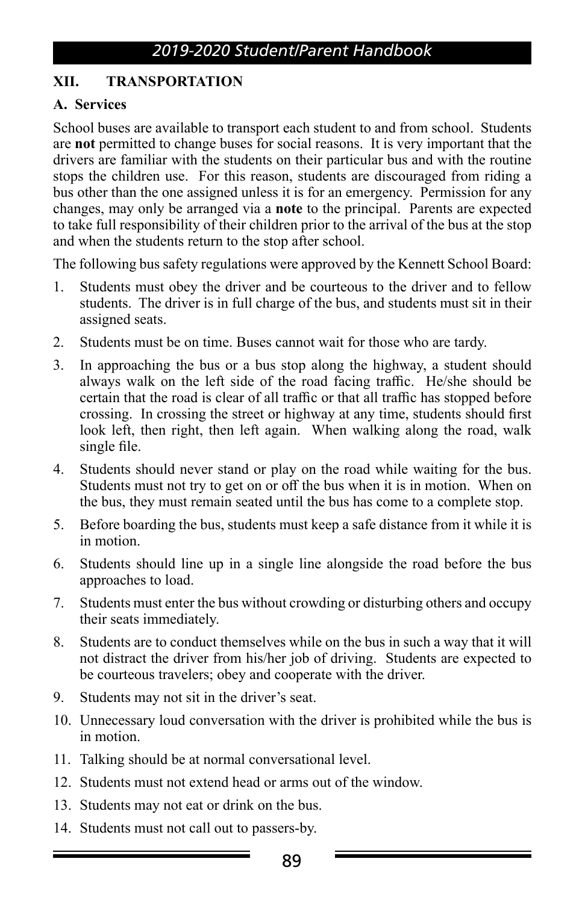## XII. TRANSPORTATION

### A. Services

School buses are available to transport each student to and from school. Students are **not** permitted to change buses for social reasons. It is very important that the drivers are familiar with the students on their particular bus and with the routine stops the children use. For this reason, students are discouraged from riding a bus other than the one assigned unless it is for an emergency. Permission for any changes, may only be arranged via a **note** to the principal. Parents are expected to take full responsibility of their children prior to the arrival of the bus at the stop and when the students return to the stop after school.

The following bus safety regulations were approved by the Kennett School Board:

1. Students must obey the driver and be courteous to the driver and to fellow students. The driver is in full charge of the bus, and students must sit in their assigned seats.
2. Students must be on time. Buses cannot wait for those who are tardy.
3. In approaching the bus or a bus stop along the highway, a student should always walk on the left side of the road facing traffic. He/she should be certain that the road is clear of all traffic or that all traffic has stopped before crossing. In crossing the street or highway at any time, students should first look left, then right, then left again. When walking along the road, walk single file.
4. Students should never stand or play on the road while waiting for the bus. Students must not try to get on or off the bus when it is in motion. When on the bus, they must remain seated until the bus has come to a complete stop.
5. Before boarding the bus, students must keep a safe distance from it while it is in motion.
6. Students should line up in a single line alongside the road before the bus approaches to load.
7. Students must enter the bus without crowding or disturbing others and occupy their seats immediately.
8. Students are to conduct themselves while on the bus in such a way that it will not distract the driver from his/her job of driving. Students are expected to be courteous travelers; obey and cooperate with the driver.
9. Students may not sit in the driver's seat.
10. Unnecessary loud conversation with the driver is prohibited while the bus is in motion.
11. Talking should be at normal conversational level.
12. Students must not extend head or arms out of the window.
13. Students may not eat or drink on the bus.
14. Students must not call out to passers-by.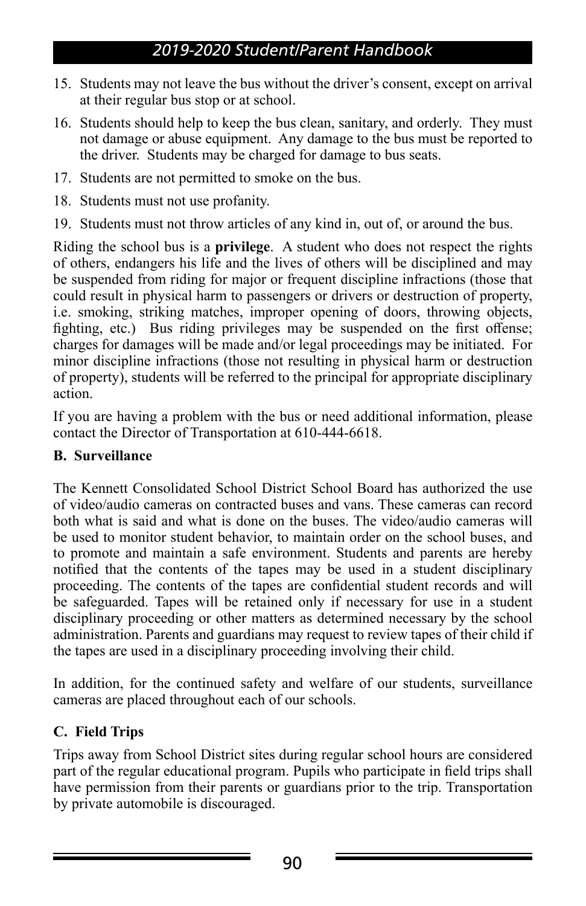15. Students may not leave the bus without the driver's consent, except on arrival at their regular bus stop or at school.
16. Students should help to keep the bus clean, sanitary, and orderly. They must not damage or abuse equipment. Any damage to the bus must be reported to the driver. Students may be charged for damage to bus seats.
17. Students are not permitted to smoke on the bus.
18. Students must not use profanity.
19. Students must not throw articles of any kind in, out of, or around the bus.

Riding the school bus is a **privilege**. A student who does not respect the rights of others, endangers his life and the lives of others will be disciplined and may be suspended from riding for major or frequent discipline infractions (those that could result in physical harm to passengers or drivers or destruction of property, i.e. smoking, striking matches, improper opening of doors, throwing objects, fighting, etc.) Bus riding privileges may be suspended on the first offense; charges for damages will be made and/or legal proceedings may be initiated. For minor discipline infractions (those not resulting in physical harm or destruction of property), students will be referred to the principal for appropriate disciplinary action.

If you are having a problem with the bus or need additional information, please contact the Director of Transportation at 610-444-6618.

### B. Surveillance

The Kennett Consolidated School District School Board has authorized the use of video/audio cameras on contracted buses and vans. These cameras can record both what is said and what is done on the buses. The video/audio cameras will be used to monitor student behavior, to maintain order on the school buses, and to promote and maintain a safe environment. Students and parents are hereby notified that the contents of the tapes may be used in a student disciplinary proceeding. The contents of the tapes are confidential student records and will be safeguarded. Tapes will be retained only if necessary for use in a student disciplinary proceeding or other matters as determined necessary by the school administration. Parents and guardians may request to review tapes of their child if the tapes are used in a disciplinary proceeding involving their child.

In addition, for the continued safety and welfare of our students, surveillance cameras are placed throughout each of our schools.

### C. Field Trips

Trips away from School District sites during regular school hours are considered part of the regular educational program. Pupils who participate in field trips shall have permission from their parents or guardians prior to the trip. Transportation by private automobile is discouraged.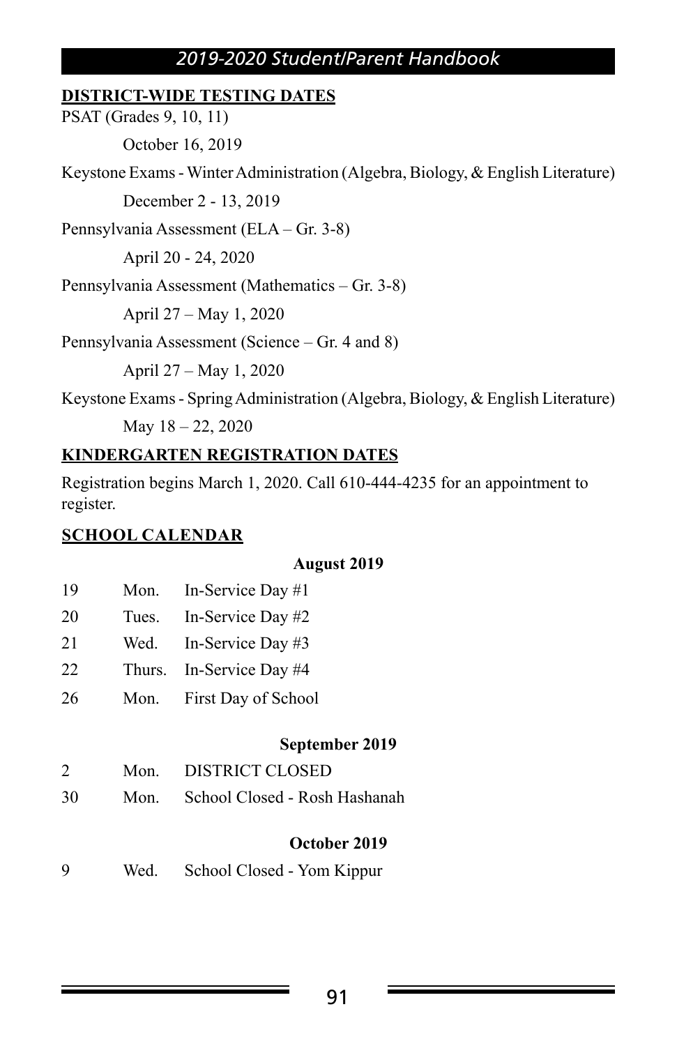## DISTRICT-WIDE TESTING DATES

PSAT (Grades 9, 10, 11)

October 16, 2019

Keystone Exams - Winter Administration (Algebra, Biology, & English Literature)

December 2 - 13, 2019

Pennsylvania Assessment (ELA – Gr. 3-8)

April 20 - 24, 2020

Pennsylvania Assessment (Mathematics – Gr. 3-8)

April 27 – May 1, 2020

Pennsylvania Assessment (Science – Gr. 4 and 8)

April 27 – May 1, 2020

Keystone Exams - Spring Administration (Algebra, Biology, & English Literature)

May 18 – 22, 2020

## KINDERGARTEN REGISTRATION DATES

Registration begins March 1, 2020. Call 610-444-4235 for an appointment to register.

## SCHOOL CALENDAR

**August 2019**

| | | |
|---|---|---|
| 19 | Mon. | In-Service Day #1 |
| 20 | Tues. | In-Service Day #2 |
| 21 | Wed. | In-Service Day #3 |
| 22 | Thurs. | In-Service Day #4 |
| 26 | Mon. | First Day of School |

**September 2019**

| | | |
|---|---|---|
| 2 | Mon. | DISTRICT CLOSED |
| 30 | Mon. | School Closed - Rosh Hashanah |

**October 2019**

| | | |
|---|---|---|
| 9 | Wed. | School Closed - Yom Kippur |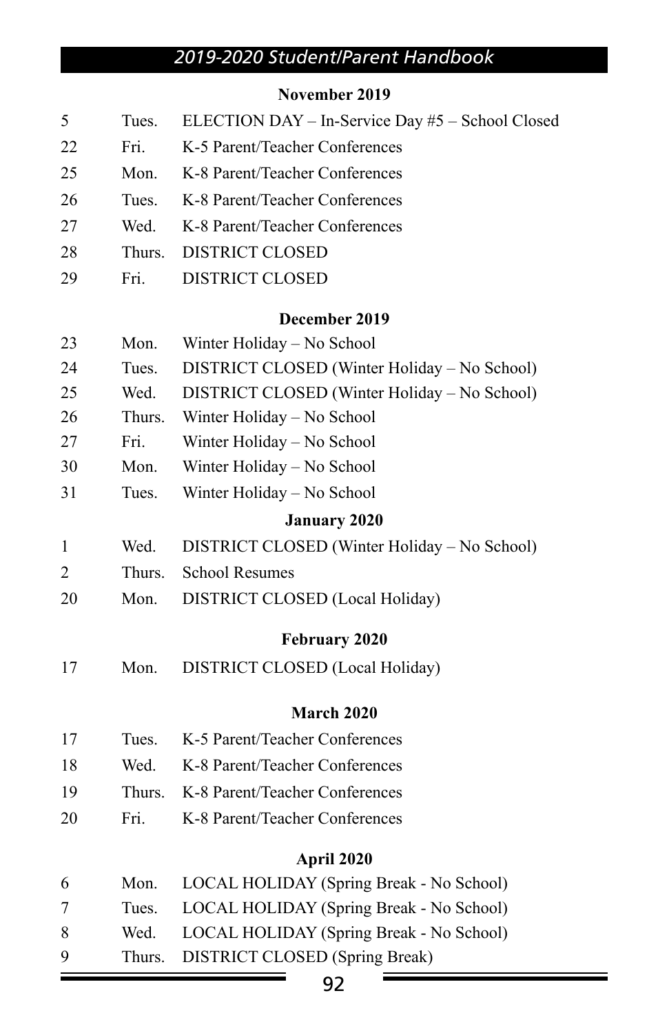### November 2019

| | | |
|---|---|---|
| 5 | Tues. | ELECTION DAY – In-Service Day #5 – School Closed |
| 22 | Fri. | K-5 Parent/Teacher Conferences |
| 25 | Mon. | K-8 Parent/Teacher Conferences |
| 26 | Tues. | K-8 Parent/Teacher Conferences |
| 27 | Wed. | K-8 Parent/Teacher Conferences |
| 28 | Thurs. | DISTRICT CLOSED |
| 29 | Fri. | DISTRICT CLOSED |

### December 2019

| | | |
|---|---|---|
| 23 | Mon. | Winter Holiday – No School |
| 24 | Tues. | DISTRICT CLOSED (Winter Holiday – No School) |
| 25 | Wed. | DISTRICT CLOSED (Winter Holiday – No School) |
| 26 | Thurs. | Winter Holiday – No School |
| 27 | Fri. | Winter Holiday – No School |
| 30 | Mon. | Winter Holiday – No School |
| 31 | Tues. | Winter Holiday – No School |

### January 2020

| | | |
|---|---|---|
| 1 | Wed. | DISTRICT CLOSED (Winter Holiday – No School) |
| 2 | Thurs. | School Resumes |
| 20 | Mon. | DISTRICT CLOSED (Local Holiday) |

### February 2020

| | | |
|---|---|---|
| 17 | Mon. | DISTRICT CLOSED (Local Holiday) |

### March 2020

| | | |
|---|---|---|
| 17 | Tues. | K-5 Parent/Teacher Conferences |
| 18 | Wed. | K-8 Parent/Teacher Conferences |
| 19 | Thurs. | K-8 Parent/Teacher Conferences |
| 20 | Fri. | K-8 Parent/Teacher Conferences |

### April 2020

| | | |
|---|---|---|
| 6 | Mon. | LOCAL HOLIDAY (Spring Break - No School) |
| 7 | Tues. | LOCAL HOLIDAY (Spring Break - No School) |
| 8 | Wed. | LOCAL HOLIDAY (Spring Break - No School) |
| 9 | Thurs. | DISTRICT CLOSED (Spring Break) |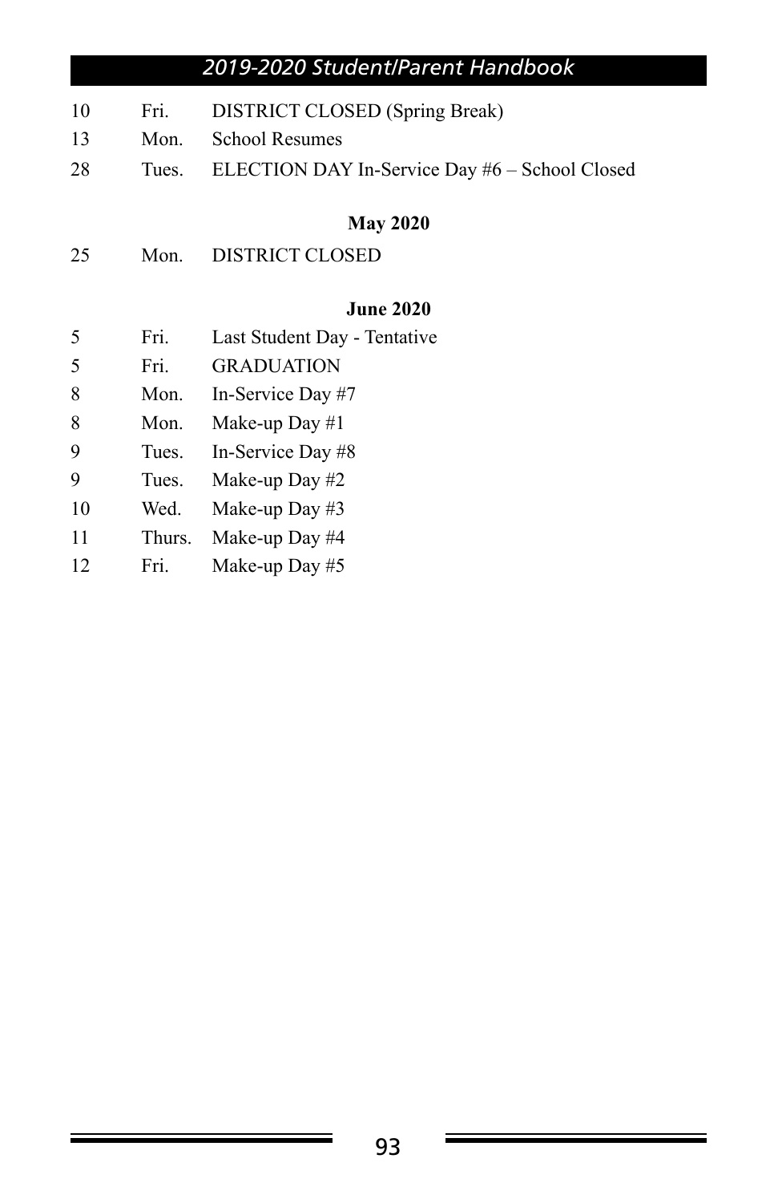| | | |
|---|---|---|
| 10 | Fri. | DISTRICT CLOSED (Spring Break) |
| 13 | Mon. | School Resumes |
| 28 | Tues. | ELECTION DAY In-Service Day #6 – School Closed |

**May 2020**

| | | |
|---|---|---|
| 25 | Mon. | DISTRICT CLOSED |

**June 2020**

| | | |
|---|---|---|
| 5 | Fri. | Last Student Day - Tentative |
| 5 | Fri. | GRADUATION |
| 8 | Mon. | In-Service Day #7 |
| 8 | Mon. | Make-up Day #1 |
| 9 | Tues. | In-Service Day #8 |
| 9 | Tues. | Make-up Day #2 |
| 10 | Wed. | Make-up Day #3 |
| 11 | Thurs. | Make-up Day #4 |
| 12 | Fri. | Make-up Day #5 |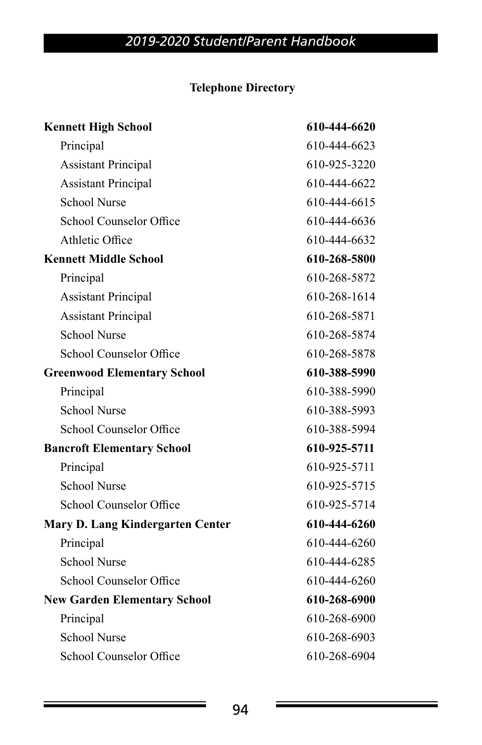**Telephone Directory**

| | |
|---|---|
| **Kennett High School** | **610-444-6620** |
| Principal | 610-444-6623 |
| Assistant Principal | 610-925-3220 |
| Assistant Principal | 610-444-6622 |
| School Nurse | 610-444-6615 |
| School Counselor Office | 610-444-6636 |
| Athletic Office | 610-444-6632 |
| **Kennett Middle School** | **610-268-5800** |
| Principal | 610-268-5872 |
| Assistant Principal | 610-268-1614 |
| Assistant Principal | 610-268-5871 |
| School Nurse | 610-268-5874 |
| School Counselor Office | 610-268-5878 |
| **Greenwood Elementary School** | **610-388-5990** |
| Principal | 610-388-5990 |
| School Nurse | 610-388-5993 |
| School Counselor Office | 610-388-5994 |
| **Bancroft Elementary School** | **610-925-5711** |
| Principal | 610-925-5711 |
| School Nurse | 610-925-5715 |
| School Counselor Office | 610-925-5714 |
| **Mary D. Lang Kindergarten Center** | **610-444-6260** |
| Principal | 610-444-6260 |
| School Nurse | 610-444-6285 |
| School Counselor Office | 610-444-6260 |
| **New Garden Elementary School** | **610-268-6900** |
| Principal | 610-268-6900 |
| School Nurse | 610-268-6903 |
| School Counselor Office | 610-268-6904 |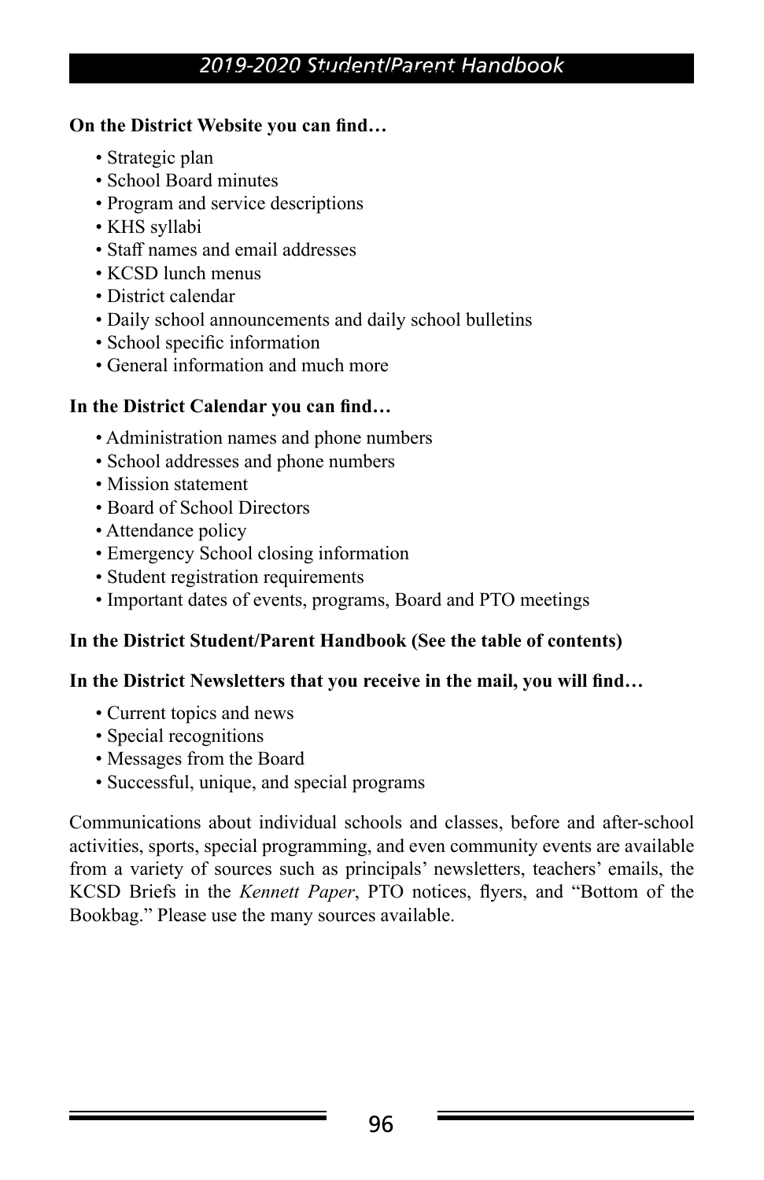**On the District Website you can find…**

- Strategic plan
- School Board minutes
- Program and service descriptions
- KHS syllabi
- Staff names and email addresses
- KCSD lunch menus
- District calendar
- Daily school announcements and daily school bulletins
- School specific information
- General information and much more

**In the District Calendar you can find…**

- Administration names and phone numbers
- School addresses and phone numbers
- Mission statement
- Board of School Directors
- Attendance policy
- Emergency School closing information
- Student registration requirements
- Important dates of events, programs, Board and PTO meetings

**In the District Student/Parent Handbook (See the table of contents)**

**In the District Newsletters that you receive in the mail, you will find…**

- Current topics and news
- Special recognitions
- Messages from the Board
- Successful, unique, and special programs

Communications about individual schools and classes, before and after-school activities, sports, special programming, and even community events are available from a variety of sources such as principals' newsletters, teachers' emails, the KCSD Briefs in the *Kennett Paper*, PTO notices, flyers, and "Bottom of the Bookbag." Please use the many sources available.